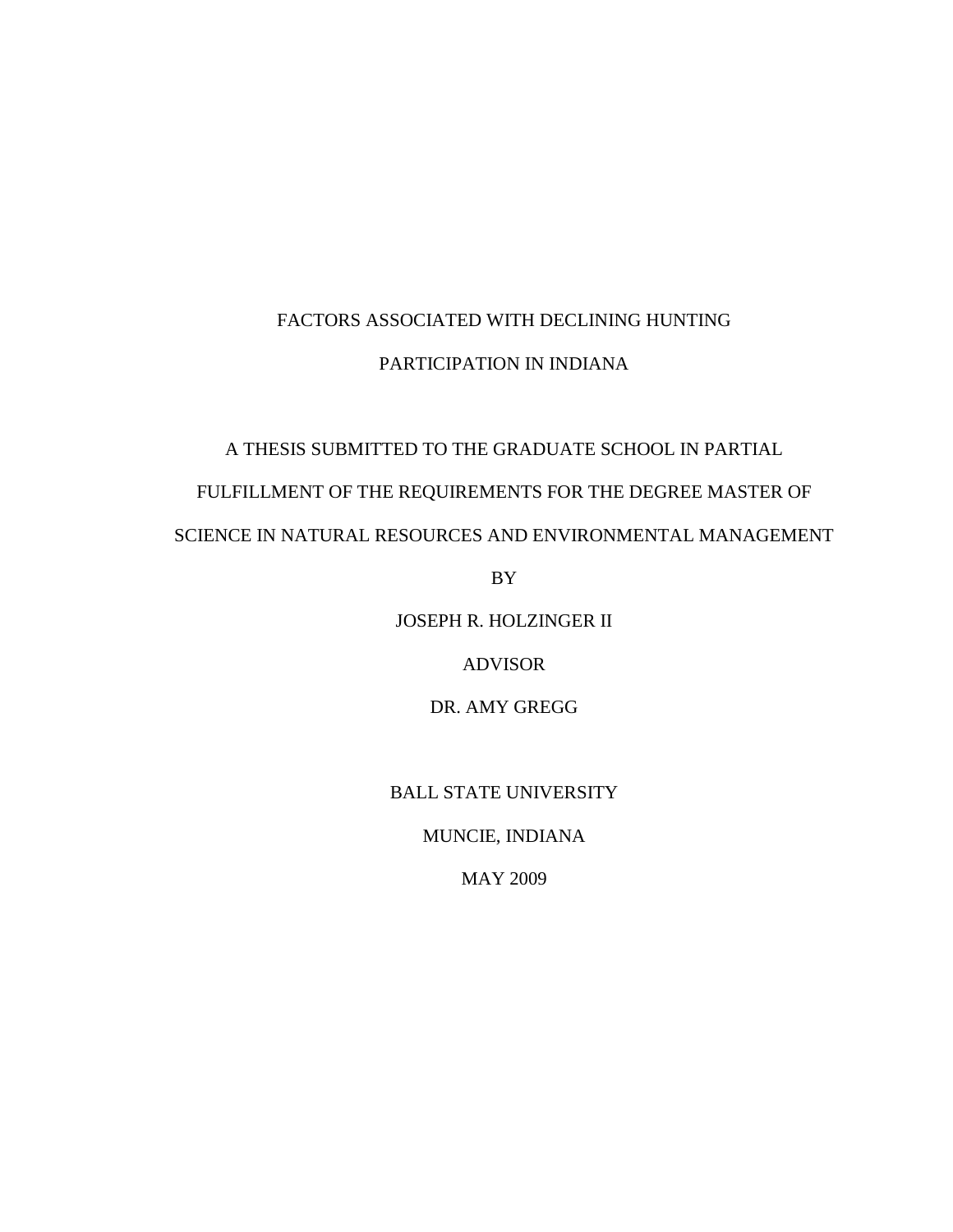# FACTORS ASSOCIATED WITH DECLINING HUNTING PARTICIPATION IN INDIANA

A THESIS SUBMITTED TO THE GRADUATE SCHOOL IN PARTIAL FULFILLMENT OF THE REQUIREMENTS FOR THE DEGREE MASTER OF SCIENCE IN NATURAL RESOURCES AND ENVIRONMENTAL MANAGEMENT

BY

JOSEPH R. HOLZINGER II

ADVISOR

DR. AMY GREGG

BALL STATE UNIVERSITY

MUNCIE, INDIANA

MAY 2009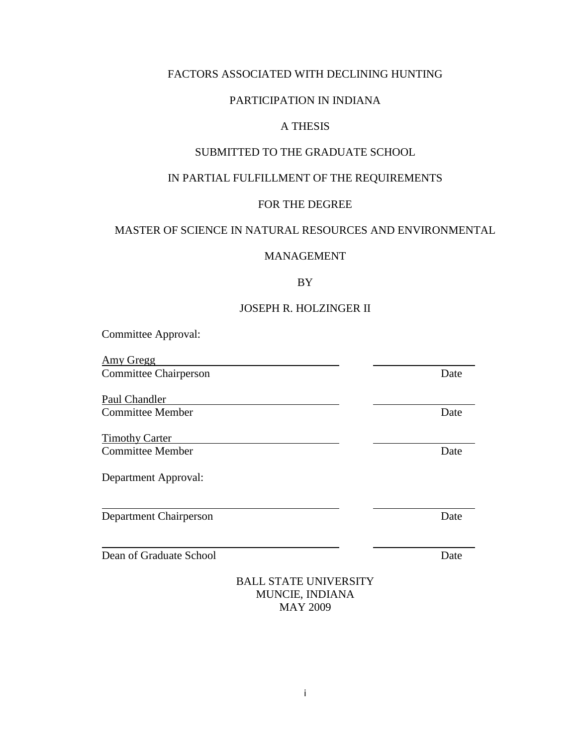FACTORS ASSOCIATED WITH DECLINING HUNTING

PARTICIPATION IN INDIANA

A THESIS

SUBMITTED TO THE GRADUATE SCHOOL

IN PARTIAL FULFILLMENT OF THE REQUIREMENTS

FOR THE DEGREE

MASTER OF SCIENCE IN NATURAL RESOURCES AND ENVIRONMENTAL MANAGEMENT

BY

JOSEPH R. HOLZINGER II

Committee Approval:

Amy Gregg ______________________ ______________
Committee Chairperson Date

Paul Chandler ______________________ ______________
Committee Member Date

Timothy Carter ______________________ ______________
Committee Member Date

Department Approval:

______________________ ______________
Department Chairperson Date

______________________ ______________
Dean of Graduate School Date

BALL STATE UNIVERSITY
MUNCIE, INDIANA
MAY 2009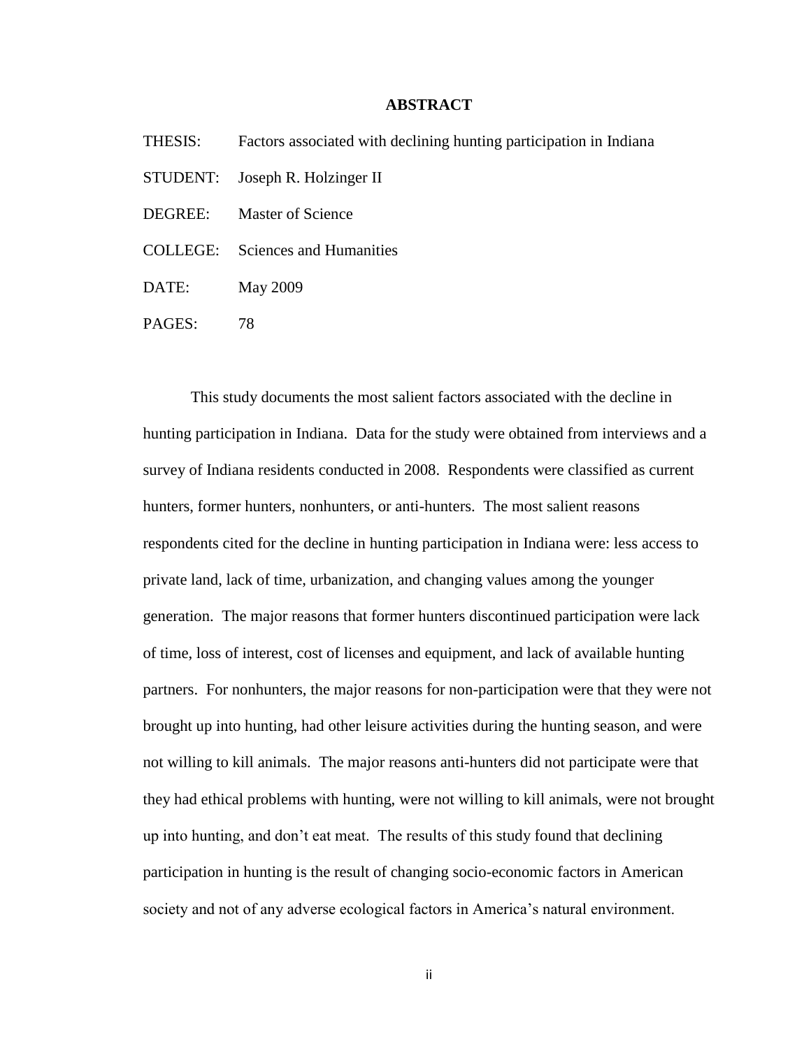# ABSTRACT

THESIS: Factors associated with declining hunting participation in Indiana

STUDENT: Joseph R. Holzinger II

DEGREE: Master of Science

COLLEGE: Sciences and Humanities

DATE: May 2009

PAGES: 78

This study documents the most salient factors associated with the decline in hunting participation in Indiana. Data for the study were obtained from interviews and a survey of Indiana residents conducted in 2008. Respondents were classified as current hunters, former hunters, nonhunters, or anti-hunters. The most salient reasons respondents cited for the decline in hunting participation in Indiana were: less access to private land, lack of time, urbanization, and changing values among the younger generation. The major reasons that former hunters discontinued participation were lack of time, loss of interest, cost of licenses and equipment, and lack of available hunting partners. For nonhunters, the major reasons for non-participation were that they were not brought up into hunting, had other leisure activities during the hunting season, and were not willing to kill animals. The major reasons anti-hunters did not participate were that they had ethical problems with hunting, were not willing to kill animals, were not brought up into hunting, and don't eat meat. The results of this study found that declining participation in hunting is the result of changing socio-economic factors in American society and not of any adverse ecological factors in America's natural environment.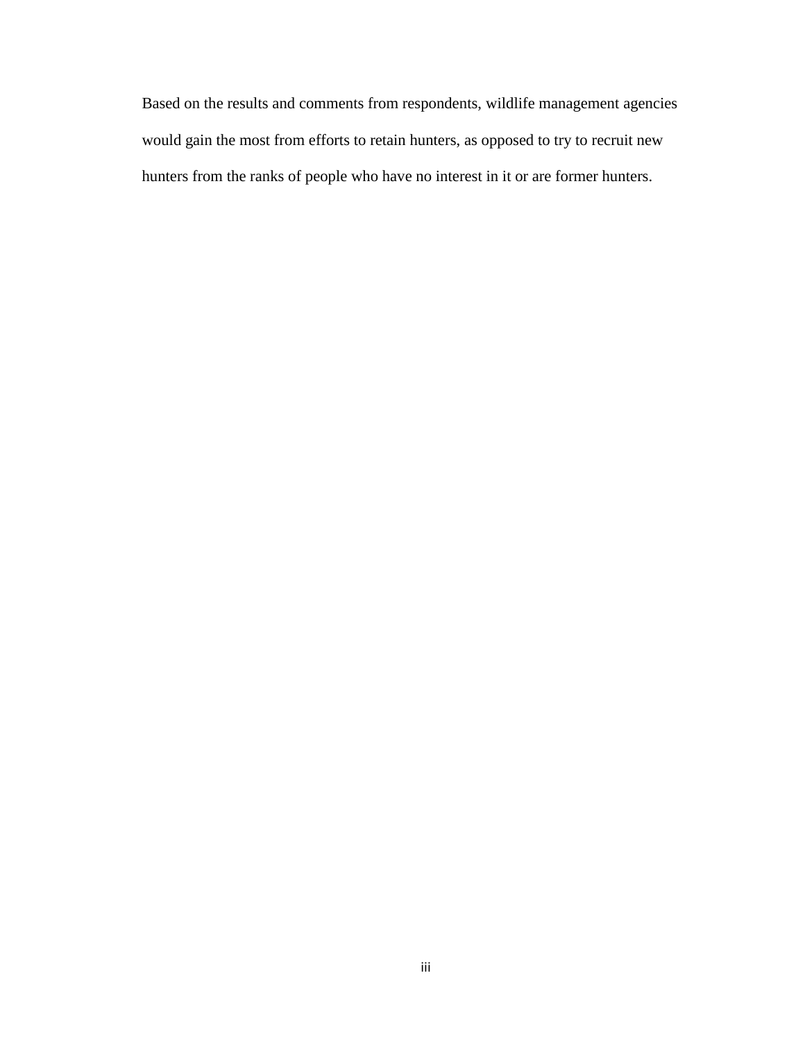Based on the results and comments from respondents, wildlife management agencies would gain the most from efforts to retain hunters, as opposed to try to recruit new hunters from the ranks of people who have no interest in it or are former hunters.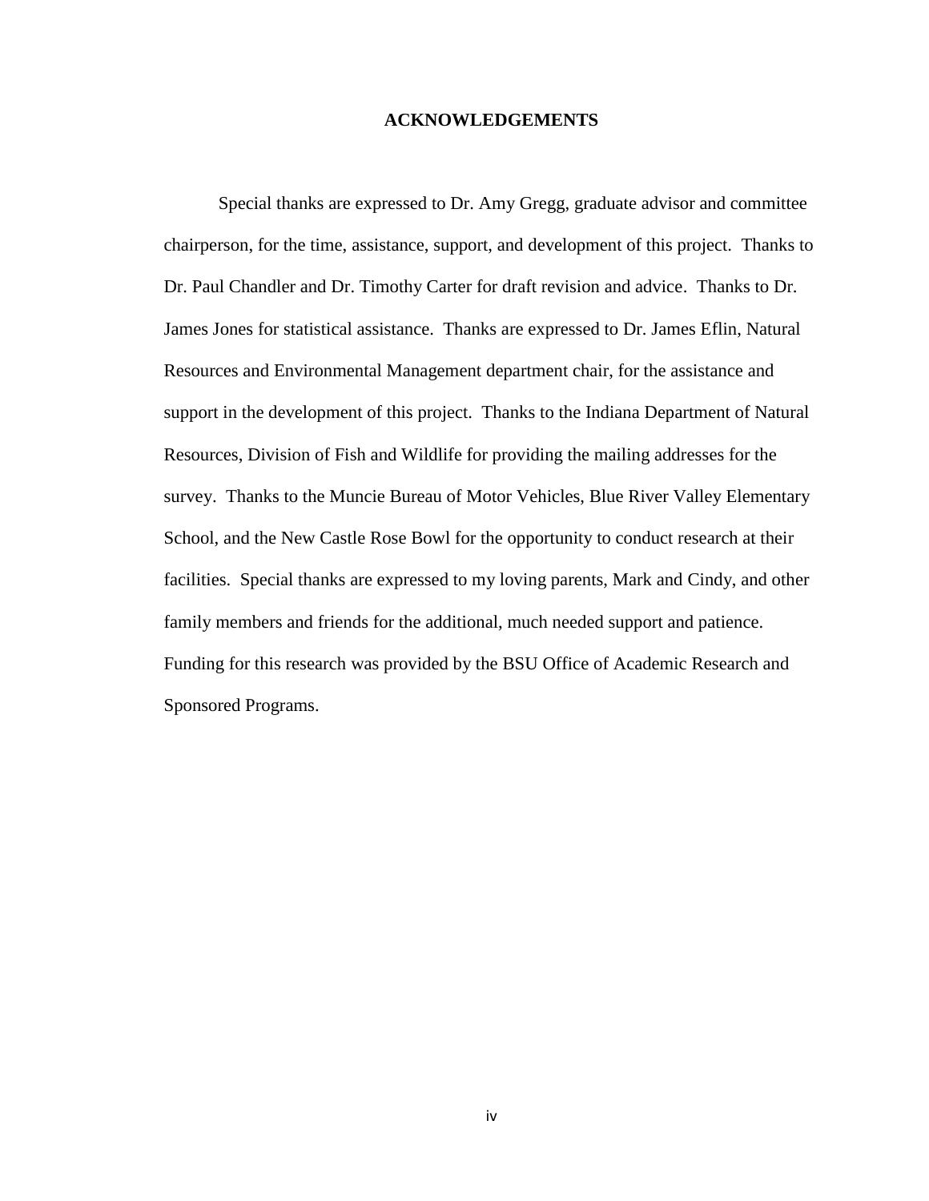# ACKNOWLEDGEMENTS

Special thanks are expressed to Dr. Amy Gregg, graduate advisor and committee chairperson, for the time, assistance, support, and development of this project. Thanks to Dr. Paul Chandler and Dr. Timothy Carter for draft revision and advice. Thanks to Dr. James Jones for statistical assistance. Thanks are expressed to Dr. James Eflin, Natural Resources and Environmental Management department chair, for the assistance and support in the development of this project. Thanks to the Indiana Department of Natural Resources, Division of Fish and Wildlife for providing the mailing addresses for the survey. Thanks to the Muncie Bureau of Motor Vehicles, Blue River Valley Elementary School, and the New Castle Rose Bowl for the opportunity to conduct research at their facilities. Special thanks are expressed to my loving parents, Mark and Cindy, and other family members and friends for the additional, much needed support and patience. Funding for this research was provided by the BSU Office of Academic Research and Sponsored Programs.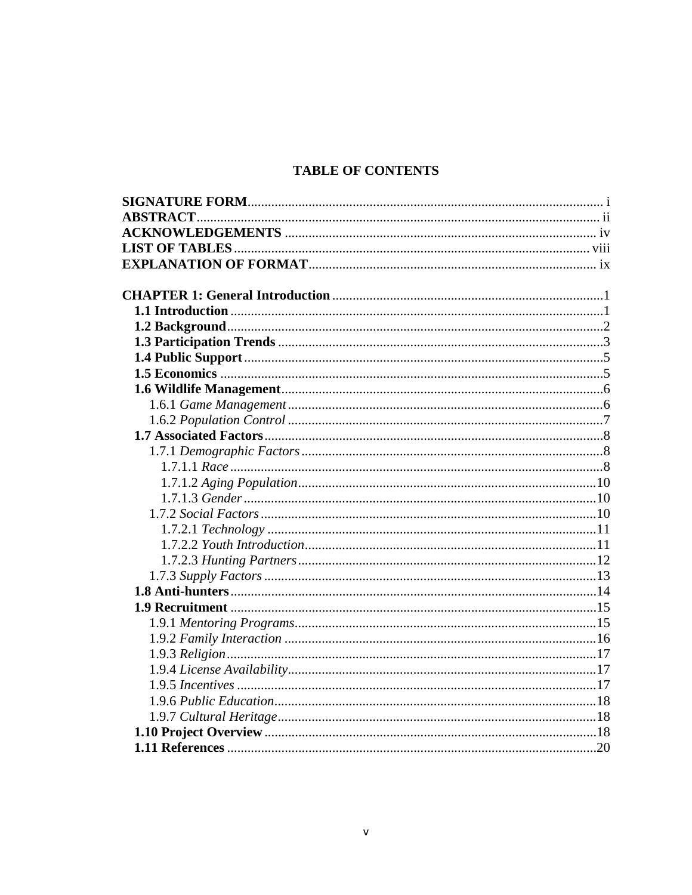# TABLE OF CONTENTS

**SIGNATURE FORM** .......... i
**ABSTRACT** .......... ii
**ACKNOWLEDGEMENTS** .......... iv
**LIST OF TABLES** .......... viii
**EXPLANATION OF FORMAT** .......... ix

**CHAPTER 1: General Introduction** .......... 1
- **1.1 Introduction** .......... 1
- **1.2 Background** .......... 2
- **1.3 Participation Trends** .......... 3
- **1.4 Public Support** .......... 5
- **1.5 Economics** .......... 5
- **1.6 Wildlife Management** .......... 6
  - 1.6.1 *Game Management* .......... 6
  - 1.6.2 *Population Control* .......... 7
- **1.7 Associated Factors** .......... 8
  - 1.7.1 *Demographic Factors* .......... 8
    - 1.7.1.1 *Race* .......... 8
    - 1.7.1.2 *Aging Population* .......... 10
    - 1.7.1.3 *Gender* .......... 10
  - 1.7.2 *Social Factors* .......... 10
    - 1.7.2.1 *Technology* .......... 11
    - 1.7.2.2 *Youth Introduction* .......... 11
    - 1.7.2.3 *Hunting Partners* .......... 12
  - 1.7.3 *Supply Factors* .......... 13
- **1.8 Anti-hunters** .......... 14
- **1.9 Recruitment** .......... 15
  - 1.9.1 *Mentoring Programs* .......... 15
  - 1.9.2 *Family Interaction* .......... 16
  - 1.9.3 *Religion* .......... 17
  - 1.9.4 *License Availability* .......... 17
  - 1.9.5 *Incentives* .......... 17
  - 1.9.6 *Public Education* .......... 18
  - 1.9.7 *Cultural Heritage* .......... 18
- **1.10 Project Overview** .......... 18
- **1.11 References** .......... 20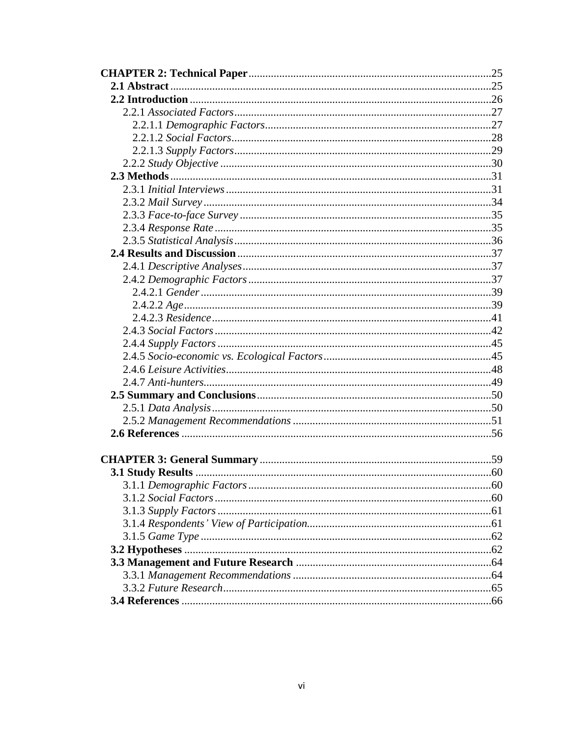**CHAPTER 2: Technical Paper** ....................................................25

**2.1 Abstract** ....................................................25

**2.2 Introduction** ....................................................26

2.2.1 *Associated Factors* ....................................................27

2.2.1.1 *Demographic Factors* ....................................................27

2.2.1.2 *Social Factors* ....................................................28

2.2.1.3 *Supply Factors* ....................................................29

2.2.2 *Study Objective* ....................................................30

**2.3 Methods** ....................................................31

2.3.1 *Initial Interviews* ....................................................31

2.3.2 *Mail Survey* ....................................................34

2.3.3 *Face-to-face Survey* ....................................................35

2.3.4 *Response Rate* ....................................................35

2.3.5 *Statistical Analysis* ....................................................36

**2.4 Results and Discussion** ....................................................37

2.4.1 *Descriptive Analyses* ....................................................37

2.4.2 *Demographic Factors* ....................................................37

2.4.2.1 *Gender* ....................................................39

2.4.2.2 *Age* ....................................................39

2.4.2.3 *Residence* ....................................................41

2.4.3 *Social Factors* ....................................................42

2.4.4 *Supply Factors* ....................................................45

2.4.5 *Socio-economic vs. Ecological Factors* ....................................................45

2.4.6 *Leisure Activities* ....................................................48

2.4.7 *Anti-hunters* ....................................................49

**2.5 Summary and Conclusions** ....................................................50

2.5.1 *Data Analysis* ....................................................50

2.5.2 *Management Recommendations* ....................................................51

**2.6 References** ....................................................56

**CHAPTER 3: General Summary** ....................................................59

**3.1 Study Results** ....................................................60

3.1.1 *Demographic Factors* ....................................................60

3.1.2 *Social Factors* ....................................................60

3.1.3 *Supply Factors* ....................................................61

3.1.4 *Respondents' View of Participation* ....................................................61

3.1.5 *Game Type* ....................................................62

**3.2 Hypotheses** ....................................................62

**3.3 Management and Future Research** ....................................................64

3.3.1 *Management Recommendations* ....................................................64

3.3.2 *Future Research* ....................................................65

**3.4 References** ....................................................66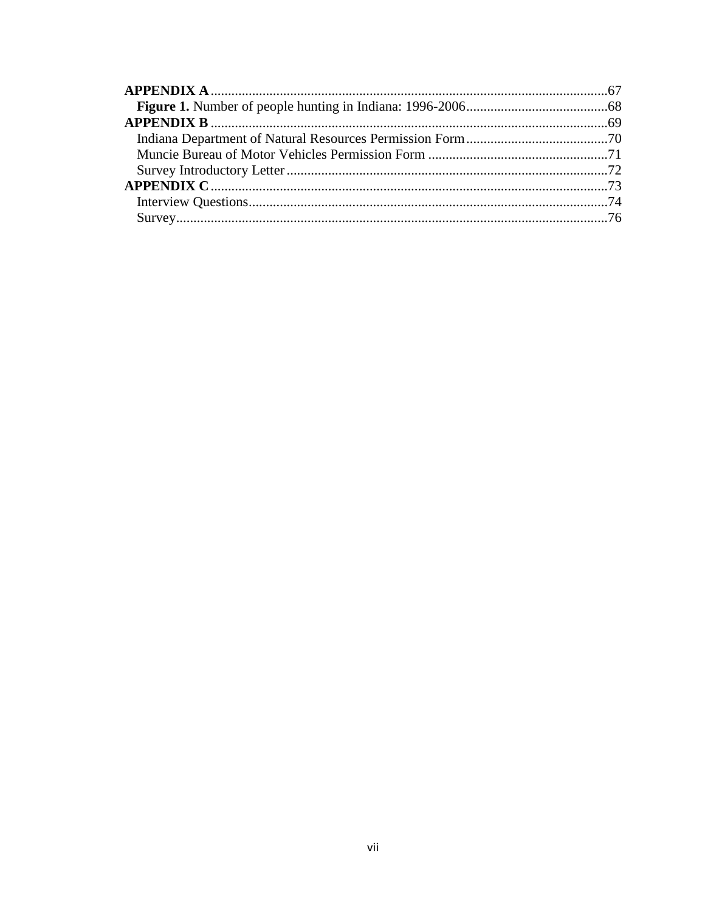**APPENDIX A**..................................................................................................................67
  **Figure 1.** Number of people hunting in Indiana: 1996-2006.........................................68
**APPENDIX B**..................................................................................................................69
  Indiana Department of Natural Resources Permission Form.........................................70
  Muncie Bureau of Motor Vehicles Permission Form ...................................................71
  Survey Introductory Letter............................................................................................72
**APPENDIX C**..................................................................................................................73
  Interview Questions.......................................................................................................74
  Survey............................................................................................................................76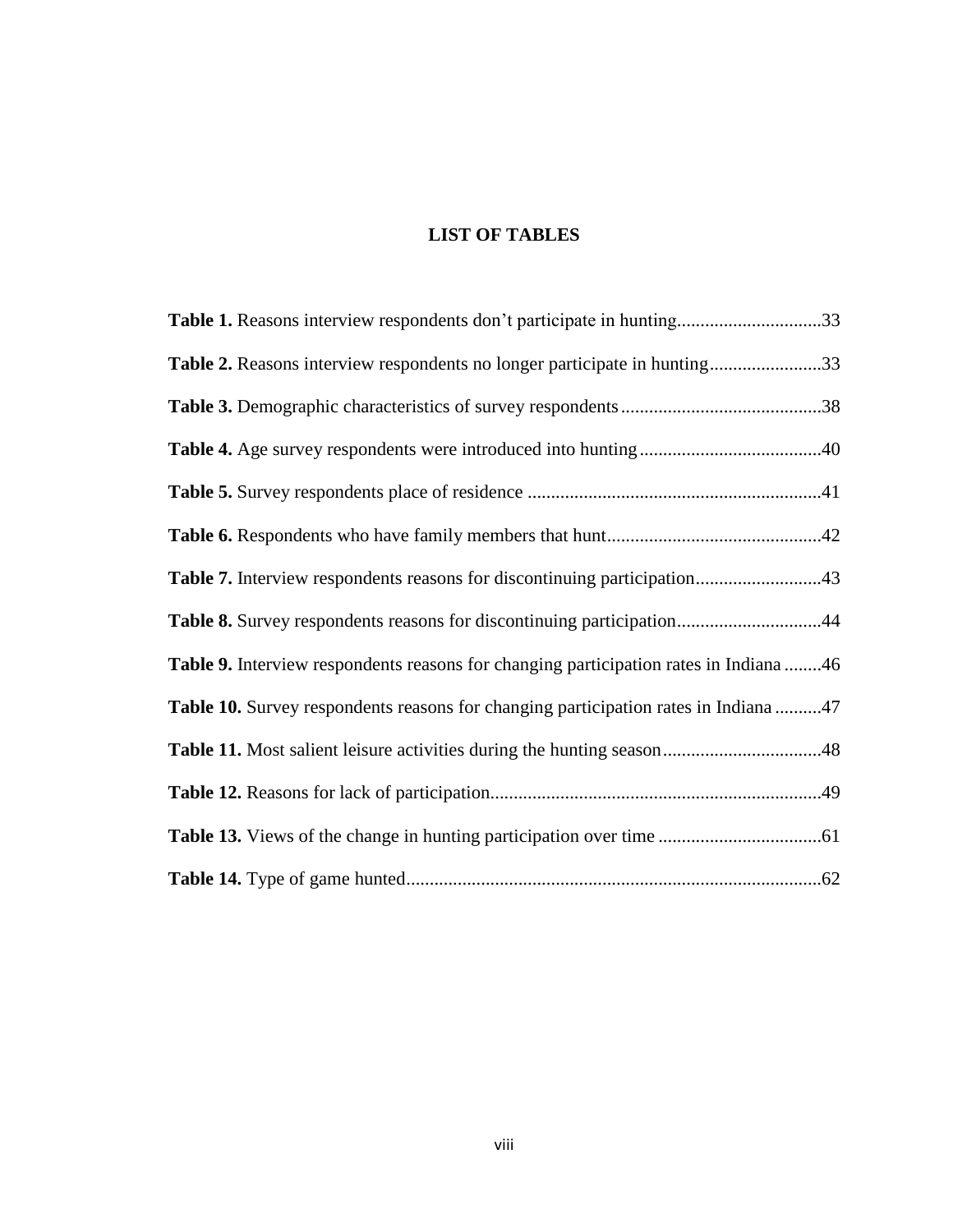# LIST OF TABLES

**Table 1.** Reasons interview respondents don't participate in hunting...............................33

**Table 2.** Reasons interview respondents no longer participate in hunting........................33

**Table 3.** Demographic characteristics of survey respondents...........................................38

**Table 4.** Age survey respondents were introduced into hunting.......................................40

**Table 5.** Survey respondents place of residence ..............................................................41

**Table 6.** Respondents who have family members that hunt.............................................42

**Table 7.** Interview respondents reasons for discontinuing participation...........................43

**Table 8.** Survey respondents reasons for discontinuing participation...............................44

**Table 9.** Interview respondents reasons for changing participation rates in Indiana ........46

**Table 10.** Survey respondents reasons for changing participation rates in Indiana ..........47

**Table 11.** Most salient leisure activities during the hunting season..................................48

**Table 12.** Reasons for lack of participation......................................................................49

**Table 13.** Views of the change in hunting participation over time ..................................61

**Table 14.** Type of game hunted........................................................................................62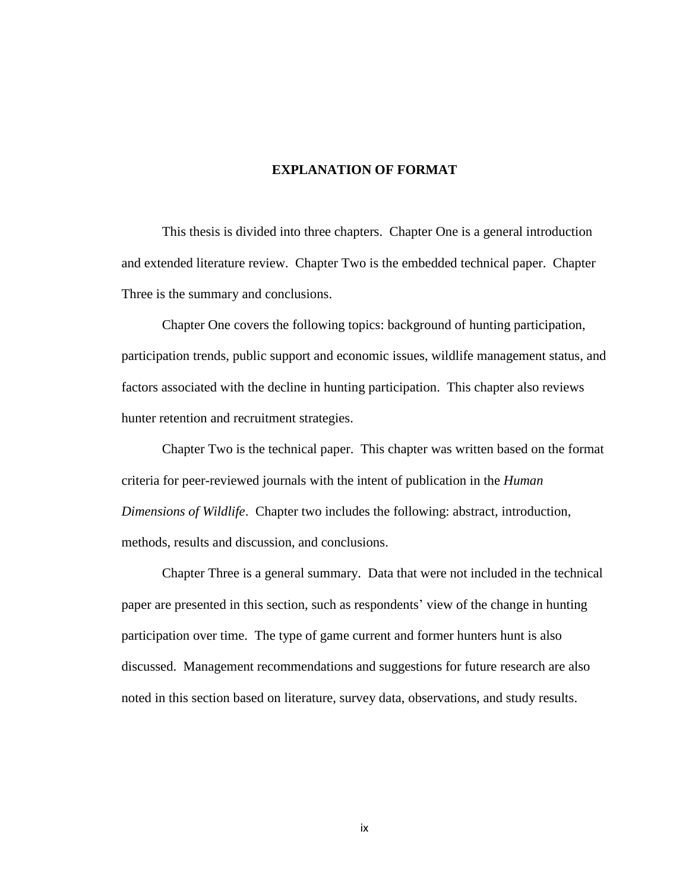# EXPLANATION OF FORMAT

This thesis is divided into three chapters. Chapter One is a general introduction and extended literature review. Chapter Two is the embedded technical paper. Chapter Three is the summary and conclusions.

Chapter One covers the following topics: background of hunting participation, participation trends, public support and economic issues, wildlife management status, and factors associated with the decline in hunting participation. This chapter also reviews hunter retention and recruitment strategies.

Chapter Two is the technical paper. This chapter was written based on the format criteria for peer-reviewed journals with the intent of publication in the *Human Dimensions of Wildlife*. Chapter two includes the following: abstract, introduction, methods, results and discussion, and conclusions.

Chapter Three is a general summary. Data that were not included in the technical paper are presented in this section, such as respondents' view of the change in hunting participation over time. The type of game current and former hunters hunt is also discussed. Management recommendations and suggestions for future research are also noted in this section based on literature, survey data, observations, and study results.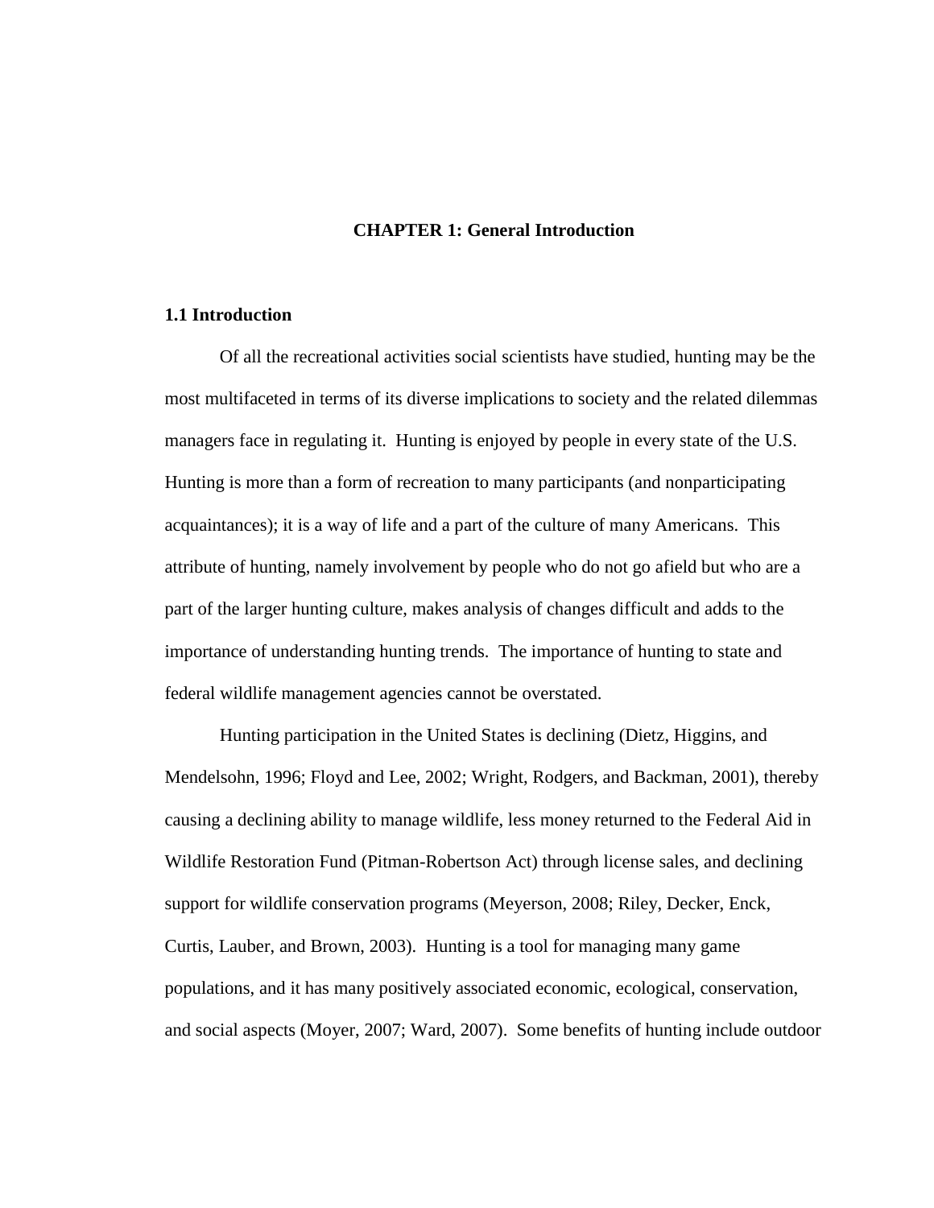# CHAPTER 1: General Introduction

## 1.1 Introduction

Of all the recreational activities social scientists have studied, hunting may be the most multifaceted in terms of its diverse implications to society and the related dilemmas managers face in regulating it. Hunting is enjoyed by people in every state of the U.S. Hunting is more than a form of recreation to many participants (and nonparticipating acquaintances); it is a way of life and a part of the culture of many Americans. This attribute of hunting, namely involvement by people who do not go afield but who are a part of the larger hunting culture, makes analysis of changes difficult and adds to the importance of understanding hunting trends. The importance of hunting to state and federal wildlife management agencies cannot be overstated.

Hunting participation in the United States is declining (Dietz, Higgins, and Mendelsohn, 1996; Floyd and Lee, 2002; Wright, Rodgers, and Backman, 2001), thereby causing a declining ability to manage wildlife, less money returned to the Federal Aid in Wildlife Restoration Fund (Pitman-Robertson Act) through license sales, and declining support for wildlife conservation programs (Meyerson, 2008; Riley, Decker, Enck, Curtis, Lauber, and Brown, 2003). Hunting is a tool for managing many game populations, and it has many positively associated economic, ecological, conservation, and social aspects (Moyer, 2007; Ward, 2007). Some benefits of hunting include outdoor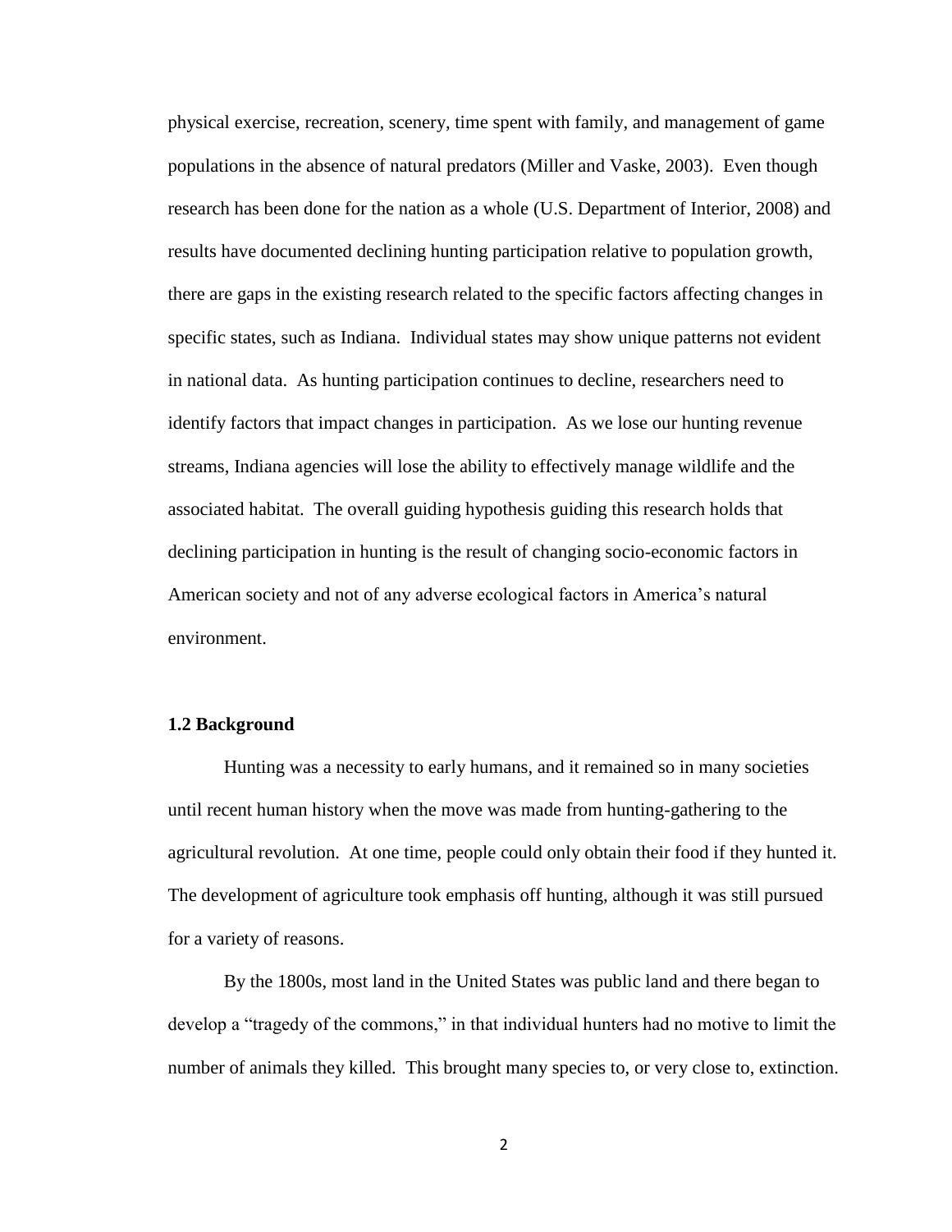physical exercise, recreation, scenery, time spent with family, and management of game populations in the absence of natural predators (Miller and Vaske, 2003). Even though research has been done for the nation as a whole (U.S. Department of Interior, 2008) and results have documented declining hunting participation relative to population growth, there are gaps in the existing research related to the specific factors affecting changes in specific states, such as Indiana. Individual states may show unique patterns not evident in national data. As hunting participation continues to decline, researchers need to identify factors that impact changes in participation. As we lose our hunting revenue streams, Indiana agencies will lose the ability to effectively manage wildlife and the associated habitat. The overall guiding hypothesis guiding this research holds that declining participation in hunting is the result of changing socio-economic factors in American society and not of any adverse ecological factors in America's natural environment.

### 1.2 Background

Hunting was a necessity to early humans, and it remained so in many societies until recent human history when the move was made from hunting-gathering to the agricultural revolution. At one time, people could only obtain their food if they hunted it. The development of agriculture took emphasis off hunting, although it was still pursued for a variety of reasons.

By the 1800s, most land in the United States was public land and there began to develop a "tragedy of the commons," in that individual hunters had no motive to limit the number of animals they killed. This brought many species to, or very close to, extinction.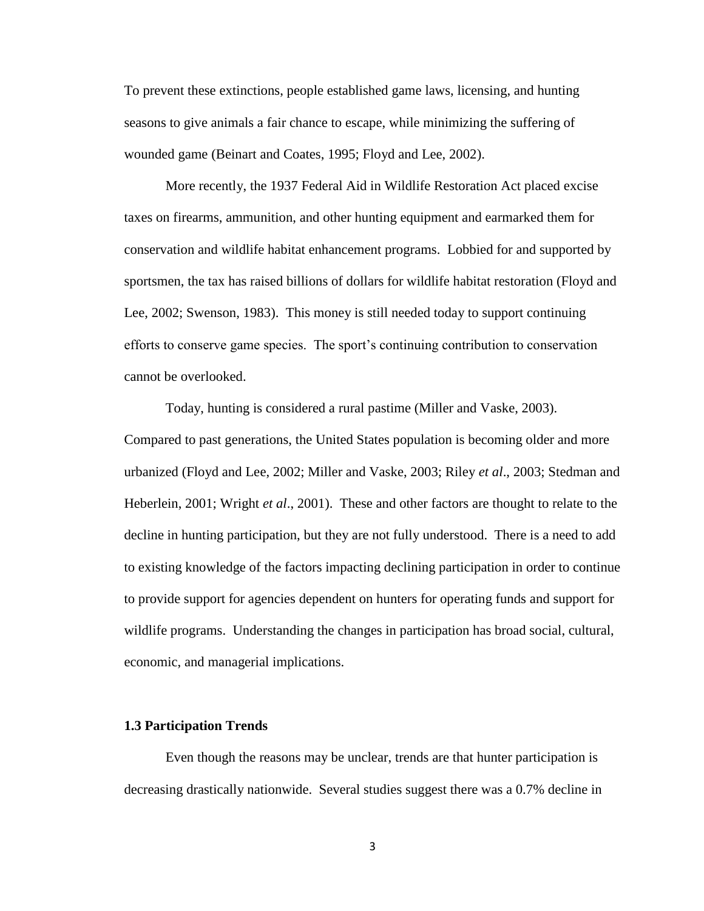To prevent these extinctions, people established game laws, licensing, and hunting seasons to give animals a fair chance to escape, while minimizing the suffering of wounded game (Beinart and Coates, 1995; Floyd and Lee, 2002).

More recently, the 1937 Federal Aid in Wildlife Restoration Act placed excise taxes on firearms, ammunition, and other hunting equipment and earmarked them for conservation and wildlife habitat enhancement programs. Lobbied for and supported by sportsmen, the tax has raised billions of dollars for wildlife habitat restoration (Floyd and Lee, 2002; Swenson, 1983). This money is still needed today to support continuing efforts to conserve game species. The sport's continuing contribution to conservation cannot be overlooked.

Today, hunting is considered a rural pastime (Miller and Vaske, 2003). Compared to past generations, the United States population is becoming older and more urbanized (Floyd and Lee, 2002; Miller and Vaske, 2003; Riley *et al*., 2003; Stedman and Heberlein, 2001; Wright *et al*., 2001). These and other factors are thought to relate to the decline in hunting participation, but they are not fully understood. There is a need to add to existing knowledge of the factors impacting declining participation in order to continue to provide support for agencies dependent on hunters for operating funds and support for wildlife programs. Understanding the changes in participation has broad social, cultural, economic, and managerial implications.

### 1.3 Participation Trends

Even though the reasons may be unclear, trends are that hunter participation is decreasing drastically nationwide. Several studies suggest there was a 0.7% decline in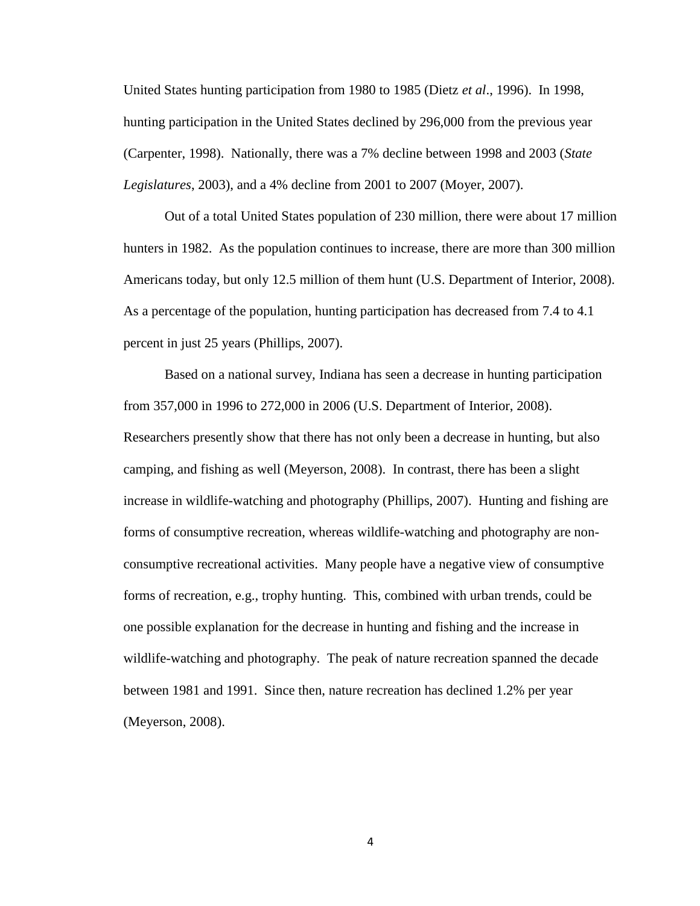United States hunting participation from 1980 to 1985 (Dietz *et al*., 1996). In 1998, hunting participation in the United States declined by 296,000 from the previous year (Carpenter, 1998). Nationally, there was a 7% decline between 1998 and 2003 (*State Legislatures*, 2003), and a 4% decline from 2001 to 2007 (Moyer, 2007).

Out of a total United States population of 230 million, there were about 17 million hunters in 1982. As the population continues to increase, there are more than 300 million Americans today, but only 12.5 million of them hunt (U.S. Department of Interior, 2008). As a percentage of the population, hunting participation has decreased from 7.4 to 4.1 percent in just 25 years (Phillips, 2007).

Based on a national survey, Indiana has seen a decrease in hunting participation from 357,000 in 1996 to 272,000 in 2006 (U.S. Department of Interior, 2008). Researchers presently show that there has not only been a decrease in hunting, but also camping, and fishing as well (Meyerson, 2008). In contrast, there has been a slight increase in wildlife-watching and photography (Phillips, 2007). Hunting and fishing are forms of consumptive recreation, whereas wildlife-watching and photography are non-consumptive recreational activities. Many people have a negative view of consumptive forms of recreation, e.g., trophy hunting. This, combined with urban trends, could be one possible explanation for the decrease in hunting and fishing and the increase in wildlife-watching and photography. The peak of nature recreation spanned the decade between 1981 and 1991. Since then, nature recreation has declined 1.2% per year (Meyerson, 2008).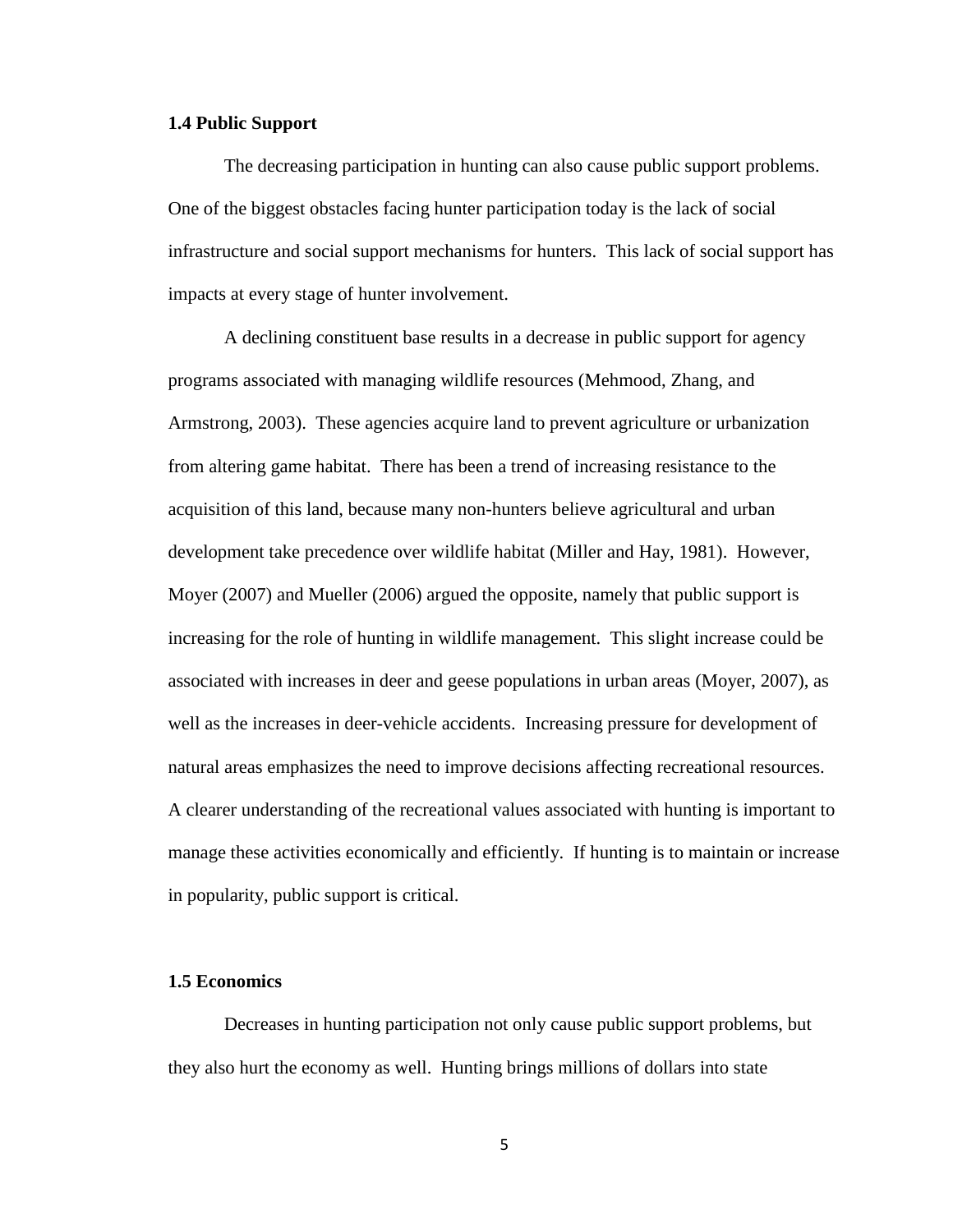### 1.4 Public Support

The decreasing participation in hunting can also cause public support problems. One of the biggest obstacles facing hunter participation today is the lack of social infrastructure and social support mechanisms for hunters. This lack of social support has impacts at every stage of hunter involvement.

A declining constituent base results in a decrease in public support for agency programs associated with managing wildlife resources (Mehmood, Zhang, and Armstrong, 2003). These agencies acquire land to prevent agriculture or urbanization from altering game habitat. There has been a trend of increasing resistance to the acquisition of this land, because many non-hunters believe agricultural and urban development take precedence over wildlife habitat (Miller and Hay, 1981). However, Moyer (2007) and Mueller (2006) argued the opposite, namely that public support is increasing for the role of hunting in wildlife management. This slight increase could be associated with increases in deer and geese populations in urban areas (Moyer, 2007), as well as the increases in deer-vehicle accidents. Increasing pressure for development of natural areas emphasizes the need to improve decisions affecting recreational resources. A clearer understanding of the recreational values associated with hunting is important to manage these activities economically and efficiently. If hunting is to maintain or increase in popularity, public support is critical.

### 1.5 Economics

Decreases in hunting participation not only cause public support problems, but they also hurt the economy as well. Hunting brings millions of dollars into state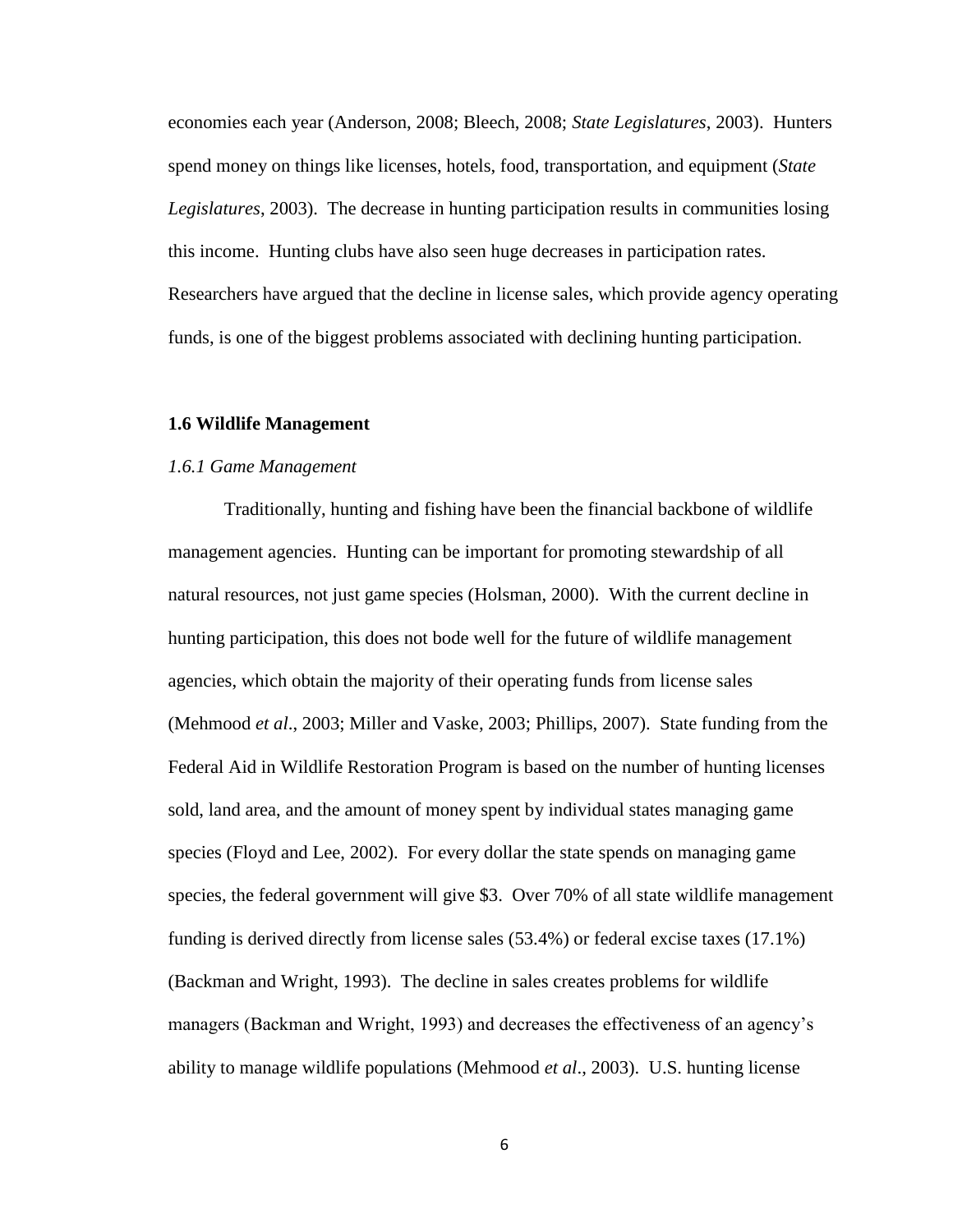economies each year (Anderson, 2008; Bleech, 2008; *State Legislatures*, 2003). Hunters spend money on things like licenses, hotels, food, transportation, and equipment (*State Legislatures*, 2003). The decrease in hunting participation results in communities losing this income. Hunting clubs have also seen huge decreases in participation rates. Researchers have argued that the decline in license sales, which provide agency operating funds, is one of the biggest problems associated with declining hunting participation.

## 1.6 Wildlife Management

### *1.6.1 Game Management*

Traditionally, hunting and fishing have been the financial backbone of wildlife management agencies. Hunting can be important for promoting stewardship of all natural resources, not just game species (Holsman, 2000). With the current decline in hunting participation, this does not bode well for the future of wildlife management agencies, which obtain the majority of their operating funds from license sales (Mehmood *et al*., 2003; Miller and Vaske, 2003; Phillips, 2007). State funding from the Federal Aid in Wildlife Restoration Program is based on the number of hunting licenses sold, land area, and the amount of money spent by individual states managing game species (Floyd and Lee, 2002). For every dollar the state spends on managing game species, the federal government will give $3. Over 70% of all state wildlife management funding is derived directly from license sales (53.4%) or federal excise taxes (17.1%) (Backman and Wright, 1993). The decline in sales creates problems for wildlife managers (Backman and Wright, 1993) and decreases the effectiveness of an agency's ability to manage wildlife populations (Mehmood *et al*., 2003). U.S. hunting license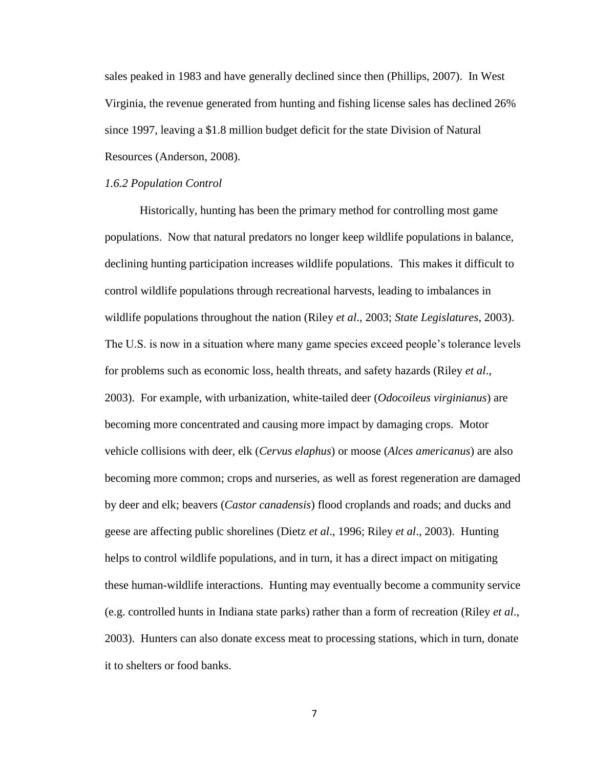sales peaked in 1983 and have generally declined since then (Phillips, 2007). In West Virginia, the revenue generated from hunting and fishing license sales has declined 26% since 1997, leaving a $1.8 million budget deficit for the state Division of Natural Resources (Anderson, 2008).

### *1.6.2 Population Control*

Historically, hunting has been the primary method for controlling most game populations. Now that natural predators no longer keep wildlife populations in balance, declining hunting participation increases wildlife populations. This makes it difficult to control wildlife populations through recreational harvests, leading to imbalances in wildlife populations throughout the nation (Riley *et al*., 2003; *State Legislatures*, 2003). The U.S. is now in a situation where many game species exceed people's tolerance levels for problems such as economic loss, health threats, and safety hazards (Riley *et al*., 2003). For example, with urbanization, white-tailed deer (*Odocoileus virginianus*) are becoming more concentrated and causing more impact by damaging crops. Motor vehicle collisions with deer, elk (*Cervus elaphus*) or moose (*Alces americanus*) are also becoming more common; crops and nurseries, as well as forest regeneration are damaged by deer and elk; beavers (*Castor canadensis*) flood croplands and roads; and ducks and geese are affecting public shorelines (Dietz *et al*., 1996; Riley *et al*., 2003). Hunting helps to control wildlife populations, and in turn, it has a direct impact on mitigating these human-wildlife interactions. Hunting may eventually become a community service (e.g. controlled hunts in Indiana state parks) rather than a form of recreation (Riley *et al*., 2003). Hunters can also donate excess meat to processing stations, which in turn, donate it to shelters or food banks.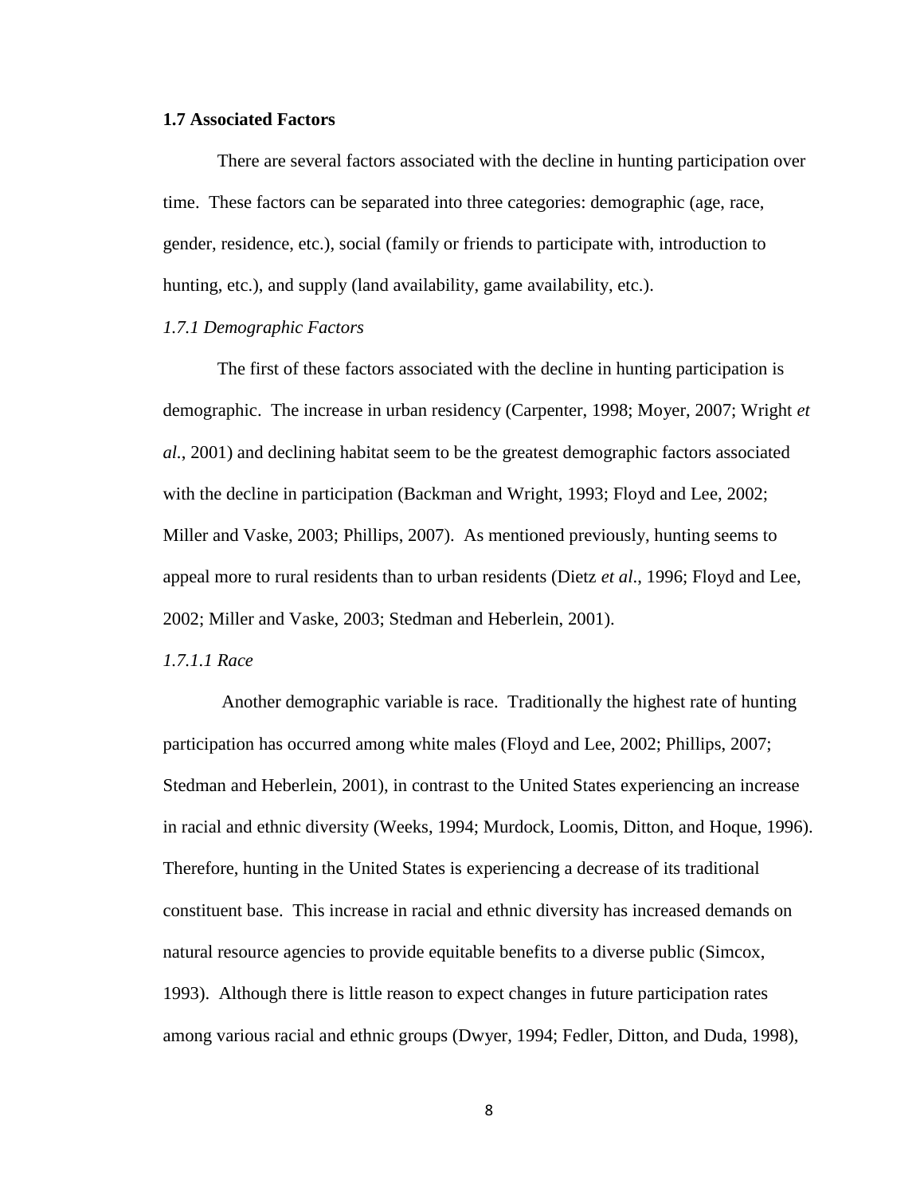### 1.7 Associated Factors

There are several factors associated with the decline in hunting participation over time. These factors can be separated into three categories: demographic (age, race, gender, residence, etc.), social (family or friends to participate with, introduction to hunting, etc.), and supply (land availability, game availability, etc.).

#### *1.7.1 Demographic Factors*

The first of these factors associated with the decline in hunting participation is demographic. The increase in urban residency (Carpenter, 1998; Moyer, 2007; Wright *et al.*, 2001) and declining habitat seem to be the greatest demographic factors associated with the decline in participation (Backman and Wright, 1993; Floyd and Lee, 2002; Miller and Vaske, 2003; Phillips, 2007). As mentioned previously, hunting seems to appeal more to rural residents than to urban residents (Dietz *et al.*, 1996; Floyd and Lee, 2002; Miller and Vaske, 2003; Stedman and Heberlein, 2001).

##### *1.7.1.1 Race*

Another demographic variable is race. Traditionally the highest rate of hunting participation has occurred among white males (Floyd and Lee, 2002; Phillips, 2007; Stedman and Heberlein, 2001), in contrast to the United States experiencing an increase in racial and ethnic diversity (Weeks, 1994; Murdock, Loomis, Ditton, and Hoque, 1996). Therefore, hunting in the United States is experiencing a decrease of its traditional constituent base. This increase in racial and ethnic diversity has increased demands on natural resource agencies to provide equitable benefits to a diverse public (Simcox, 1993). Although there is little reason to expect changes in future participation rates among various racial and ethnic groups (Dwyer, 1994; Fedler, Ditton, and Duda, 1998),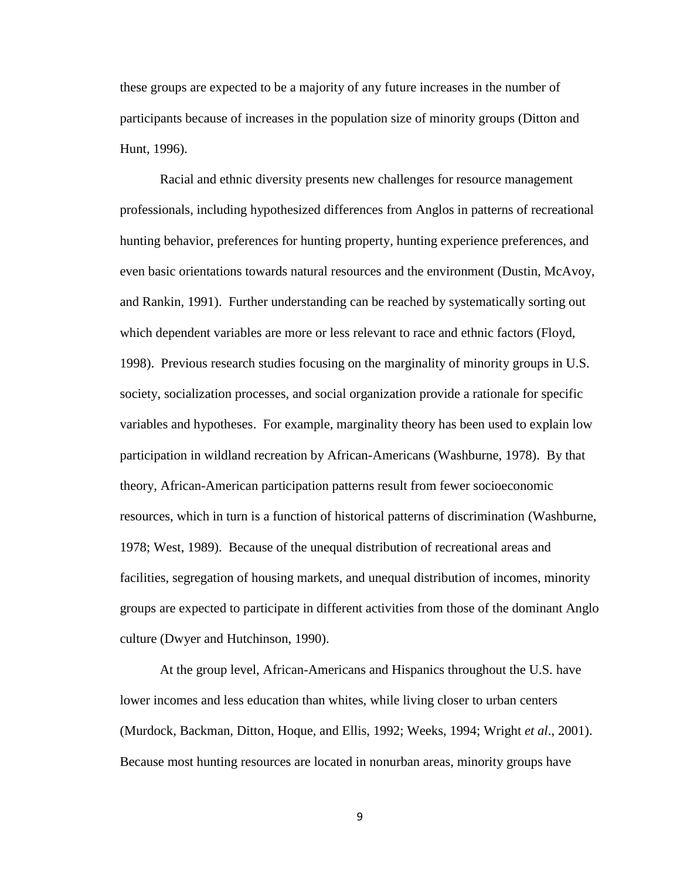these groups are expected to be a majority of any future increases in the number of participants because of increases in the population size of minority groups (Ditton and Hunt, 1996).

Racial and ethnic diversity presents new challenges for resource management professionals, including hypothesized differences from Anglos in patterns of recreational hunting behavior, preferences for hunting property, hunting experience preferences, and even basic orientations towards natural resources and the environment (Dustin, McAvoy, and Rankin, 1991). Further understanding can be reached by systematically sorting out which dependent variables are more or less relevant to race and ethnic factors (Floyd, 1998). Previous research studies focusing on the marginality of minority groups in U.S. society, socialization processes, and social organization provide a rationale for specific variables and hypotheses. For example, marginality theory has been used to explain low participation in wildland recreation by African-Americans (Washburne, 1978). By that theory, African-American participation patterns result from fewer socioeconomic resources, which in turn is a function of historical patterns of discrimination (Washburne, 1978; West, 1989). Because of the unequal distribution of recreational areas and facilities, segregation of housing markets, and unequal distribution of incomes, minority groups are expected to participate in different activities from those of the dominant Anglo culture (Dwyer and Hutchinson, 1990).

At the group level, African-Americans and Hispanics throughout the U.S. have lower incomes and less education than whites, while living closer to urban centers (Murdock, Backman, Ditton, Hoque, and Ellis, 1992; Weeks, 1994; Wright *et al*., 2001). Because most hunting resources are located in nonurban areas, minority groups have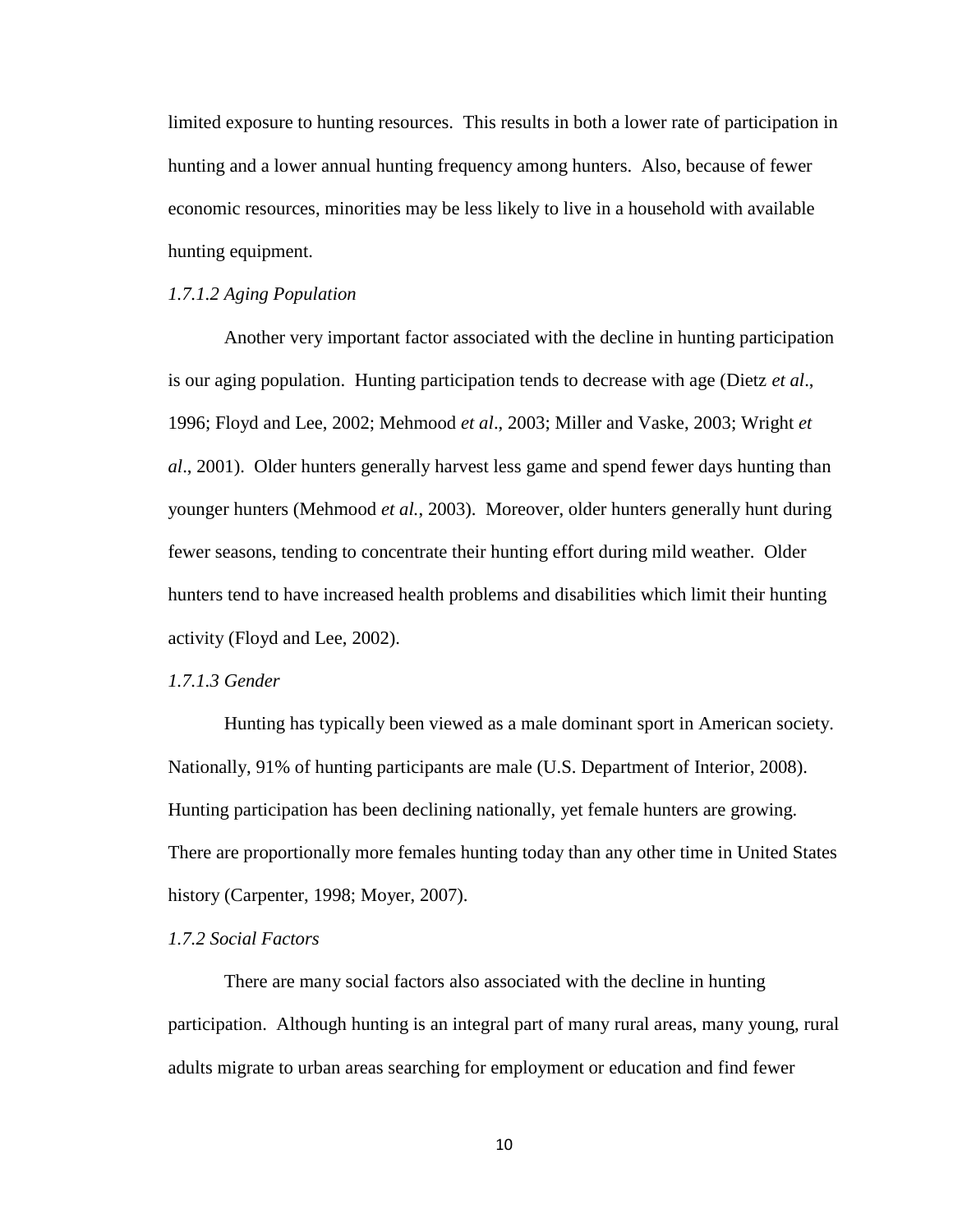limited exposure to hunting resources. This results in both a lower rate of participation in hunting and a lower annual hunting frequency among hunters. Also, because of fewer economic resources, minorities may be less likely to live in a household with available hunting equipment.

#### *1.7.1.2 Aging Population*

Another very important factor associated with the decline in hunting participation is our aging population. Hunting participation tends to decrease with age (Dietz *et al*., 1996; Floyd and Lee, 2002; Mehmood *et al*., 2003; Miller and Vaske, 2003; Wright *et al*., 2001). Older hunters generally harvest less game and spend fewer days hunting than younger hunters (Mehmood *et al.*, 2003). Moreover, older hunters generally hunt during fewer seasons, tending to concentrate their hunting effort during mild weather. Older hunters tend to have increased health problems and disabilities which limit their hunting activity (Floyd and Lee, 2002).

#### *1.7.1.3 Gender*

Hunting has typically been viewed as a male dominant sport in American society. Nationally, 91% of hunting participants are male (U.S. Department of Interior, 2008). Hunting participation has been declining nationally, yet female hunters are growing. There are proportionally more females hunting today than any other time in United States history (Carpenter, 1998; Moyer, 2007).

### *1.7.2 Social Factors*

There are many social factors also associated with the decline in hunting participation. Although hunting is an integral part of many rural areas, many young, rural adults migrate to urban areas searching for employment or education and find fewer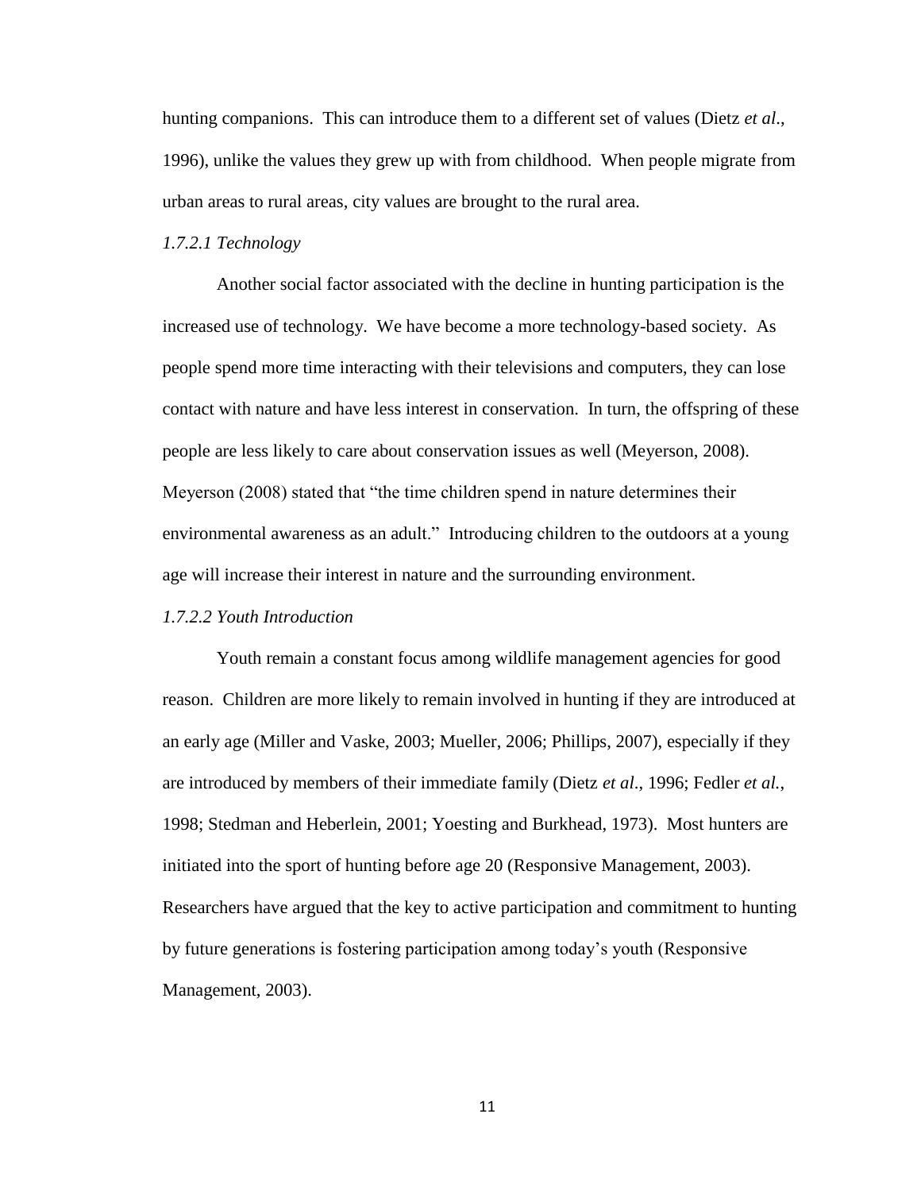hunting companions. This can introduce them to a different set of values (Dietz *et al*., 1996), unlike the values they grew up with from childhood. When people migrate from urban areas to rural areas, city values are brought to the rural area.

#### *1.7.2.1 Technology*

Another social factor associated with the decline in hunting participation is the increased use of technology. We have become a more technology-based society. As people spend more time interacting with their televisions and computers, they can lose contact with nature and have less interest in conservation. In turn, the offspring of these people are less likely to care about conservation issues as well (Meyerson, 2008). Meyerson (2008) stated that "the time children spend in nature determines their environmental awareness as an adult." Introducing children to the outdoors at a young age will increase their interest in nature and the surrounding environment.

#### *1.7.2.2 Youth Introduction*

Youth remain a constant focus among wildlife management agencies for good reason. Children are more likely to remain involved in hunting if they are introduced at an early age (Miller and Vaske, 2003; Mueller, 2006; Phillips, 2007), especially if they are introduced by members of their immediate family (Dietz *et al*., 1996; Fedler *et al.*, 1998; Stedman and Heberlein, 2001; Yoesting and Burkhead, 1973). Most hunters are initiated into the sport of hunting before age 20 (Responsive Management, 2003). Researchers have argued that the key to active participation and commitment to hunting by future generations is fostering participation among today's youth (Responsive Management, 2003).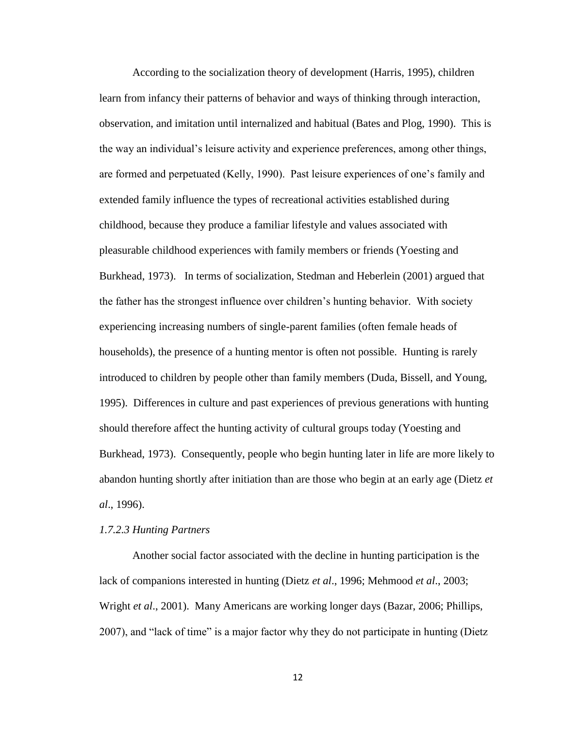According to the socialization theory of development (Harris, 1995), children learn from infancy their patterns of behavior and ways of thinking through interaction, observation, and imitation until internalized and habitual (Bates and Plog, 1990). This is the way an individual's leisure activity and experience preferences, among other things, are formed and perpetuated (Kelly, 1990). Past leisure experiences of one's family and extended family influence the types of recreational activities established during childhood, because they produce a familiar lifestyle and values associated with pleasurable childhood experiences with family members or friends (Yoesting and Burkhead, 1973). In terms of socialization, Stedman and Heberlein (2001) argued that the father has the strongest influence over children's hunting behavior. With society experiencing increasing numbers of single-parent families (often female heads of households), the presence of a hunting mentor is often not possible. Hunting is rarely introduced to children by people other than family members (Duda, Bissell, and Young, 1995). Differences in culture and past experiences of previous generations with hunting should therefore affect the hunting activity of cultural groups today (Yoesting and Burkhead, 1973). Consequently, people who begin hunting later in life are more likely to abandon hunting shortly after initiation than are those who begin at an early age (Dietz *et al*., 1996).

*1.7.2.3 Hunting Partners*

Another social factor associated with the decline in hunting participation is the lack of companions interested in hunting (Dietz *et al*., 1996; Mehmood *et al*., 2003; Wright *et al*., 2001). Many Americans are working longer days (Bazar, 2006; Phillips, 2007), and "lack of time" is a major factor why they do not participate in hunting (Dietz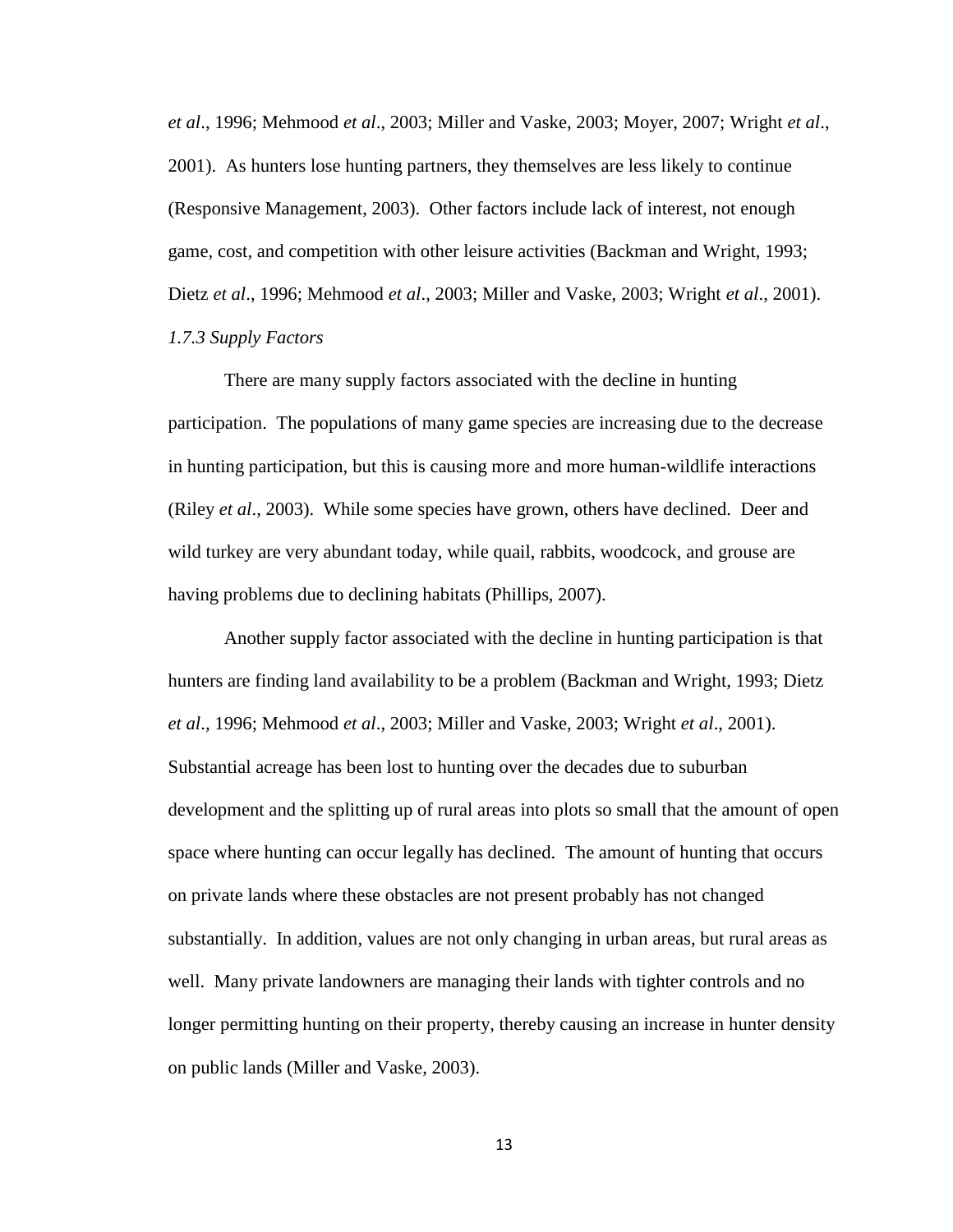*et al*., 1996; Mehmood *et al*., 2003; Miller and Vaske, 2003; Moyer, 2007; Wright *et al*., 2001). As hunters lose hunting partners, they themselves are less likely to continue (Responsive Management, 2003). Other factors include lack of interest, not enough game, cost, and competition with other leisure activities (Backman and Wright, 1993; Dietz *et al*., 1996; Mehmood *et al*., 2003; Miller and Vaske, 2003; Wright *et al*., 2001).

### *1.7.3 Supply Factors*

There are many supply factors associated with the decline in hunting participation. The populations of many game species are increasing due to the decrease in hunting participation, but this is causing more and more human-wildlife interactions (Riley *et al*., 2003). While some species have grown, others have declined. Deer and wild turkey are very abundant today, while quail, rabbits, woodcock, and grouse are having problems due to declining habitats (Phillips, 2007).

Another supply factor associated with the decline in hunting participation is that hunters are finding land availability to be a problem (Backman and Wright, 1993; Dietz *et al*., 1996; Mehmood *et al*., 2003; Miller and Vaske, 2003; Wright *et al*., 2001). Substantial acreage has been lost to hunting over the decades due to suburban development and the splitting up of rural areas into plots so small that the amount of open space where hunting can occur legally has declined. The amount of hunting that occurs on private lands where these obstacles are not present probably has not changed substantially. In addition, values are not only changing in urban areas, but rural areas as well. Many private landowners are managing their lands with tighter controls and no longer permitting hunting on their property, thereby causing an increase in hunter density on public lands (Miller and Vaske, 2003).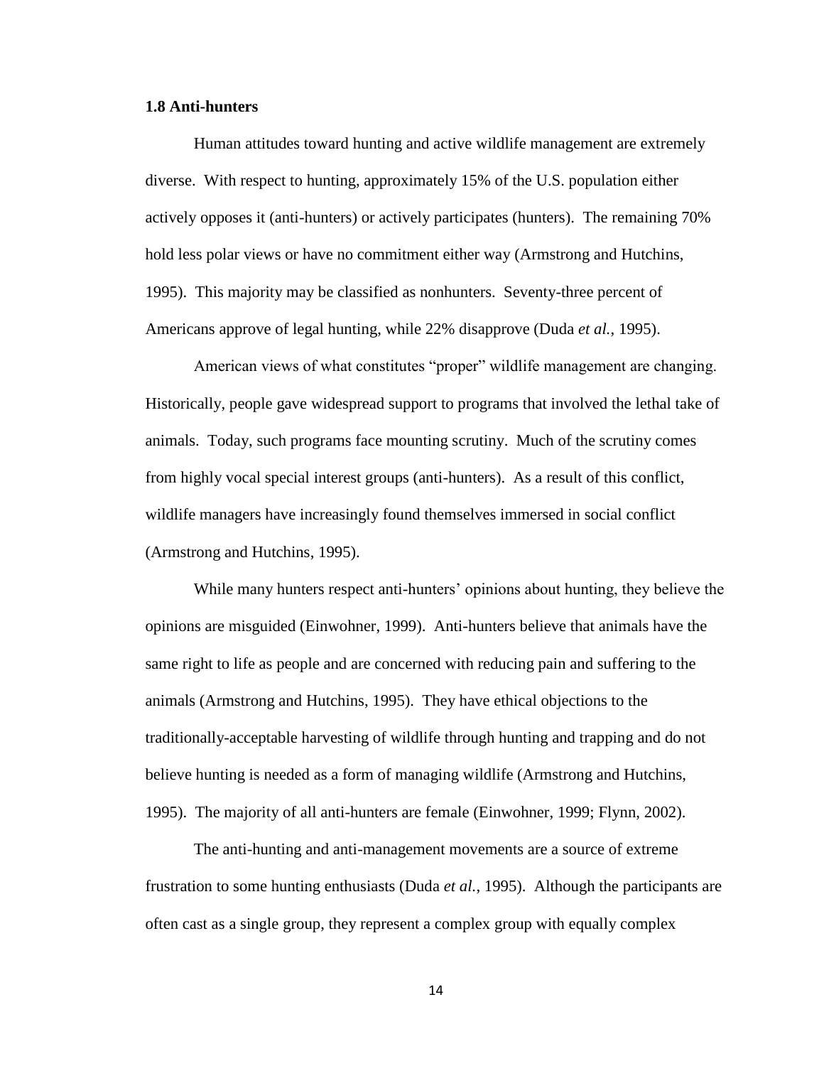### 1.8 Anti-hunters

Human attitudes toward hunting and active wildlife management are extremely diverse. With respect to hunting, approximately 15% of the U.S. population either actively opposes it (anti-hunters) or actively participates (hunters). The remaining 70% hold less polar views or have no commitment either way (Armstrong and Hutchins, 1995). This majority may be classified as nonhunters. Seventy-three percent of Americans approve of legal hunting, while 22% disapprove (Duda *et al.*, 1995).

American views of what constitutes "proper" wildlife management are changing. Historically, people gave widespread support to programs that involved the lethal take of animals. Today, such programs face mounting scrutiny. Much of the scrutiny comes from highly vocal special interest groups (anti-hunters). As a result of this conflict, wildlife managers have increasingly found themselves immersed in social conflict (Armstrong and Hutchins, 1995).

While many hunters respect anti-hunters' opinions about hunting, they believe the opinions are misguided (Einwohner, 1999). Anti-hunters believe that animals have the same right to life as people and are concerned with reducing pain and suffering to the animals (Armstrong and Hutchins, 1995). They have ethical objections to the traditionally-acceptable harvesting of wildlife through hunting and trapping and do not believe hunting is needed as a form of managing wildlife (Armstrong and Hutchins, 1995). The majority of all anti-hunters are female (Einwohner, 1999; Flynn, 2002).

The anti-hunting and anti-management movements are a source of extreme frustration to some hunting enthusiasts (Duda *et al.*, 1995). Although the participants are often cast as a single group, they represent a complex group with equally complex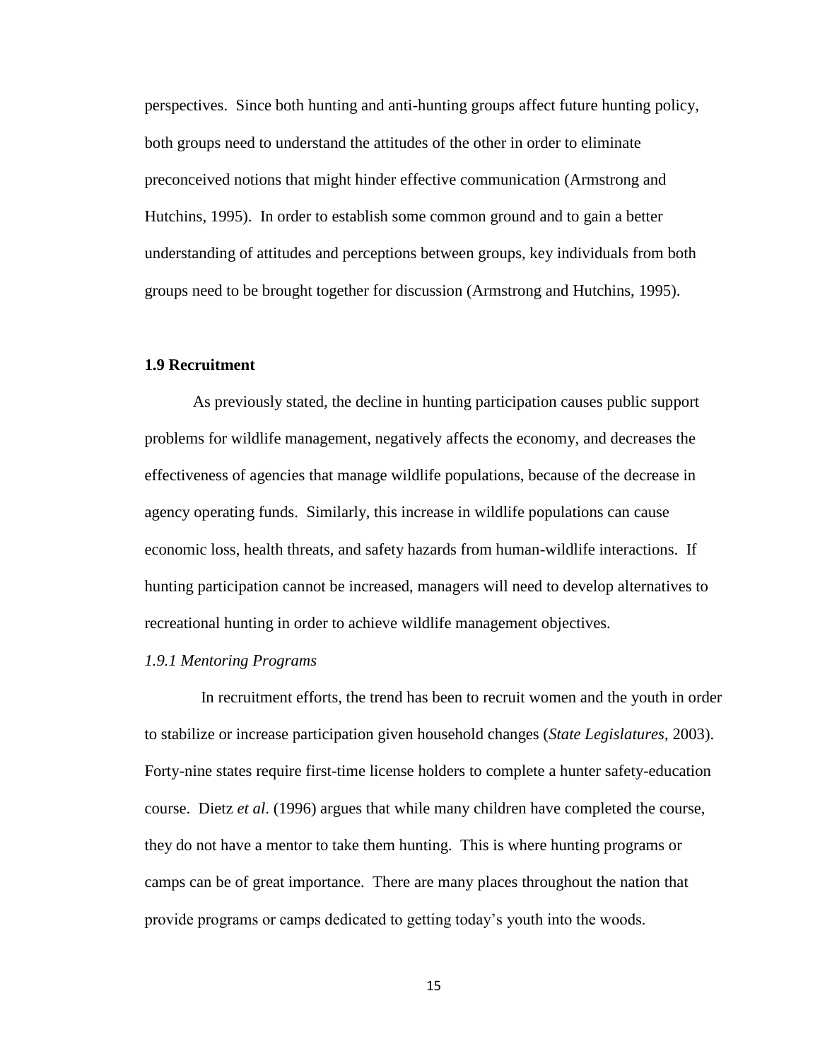perspectives. Since both hunting and anti-hunting groups affect future hunting policy, both groups need to understand the attitudes of the other in order to eliminate preconceived notions that might hinder effective communication (Armstrong and Hutchins, 1995). In order to establish some common ground and to gain a better understanding of attitudes and perceptions between groups, key individuals from both groups need to be brought together for discussion (Armstrong and Hutchins, 1995).

## 1.9 Recruitment

As previously stated, the decline in hunting participation causes public support problems for wildlife management, negatively affects the economy, and decreases the effectiveness of agencies that manage wildlife populations, because of the decrease in agency operating funds. Similarly, this increase in wildlife populations can cause economic loss, health threats, and safety hazards from human-wildlife interactions. If hunting participation cannot be increased, managers will need to develop alternatives to recreational hunting in order to achieve wildlife management objectives.

### *1.9.1 Mentoring Programs*

In recruitment efforts, the trend has been to recruit women and the youth in order to stabilize or increase participation given household changes (*State Legislatures*, 2003). Forty-nine states require first-time license holders to complete a hunter safety-education course. Dietz *et al*. (1996) argues that while many children have completed the course, they do not have a mentor to take them hunting. This is where hunting programs or camps can be of great importance. There are many places throughout the nation that provide programs or camps dedicated to getting today's youth into the woods.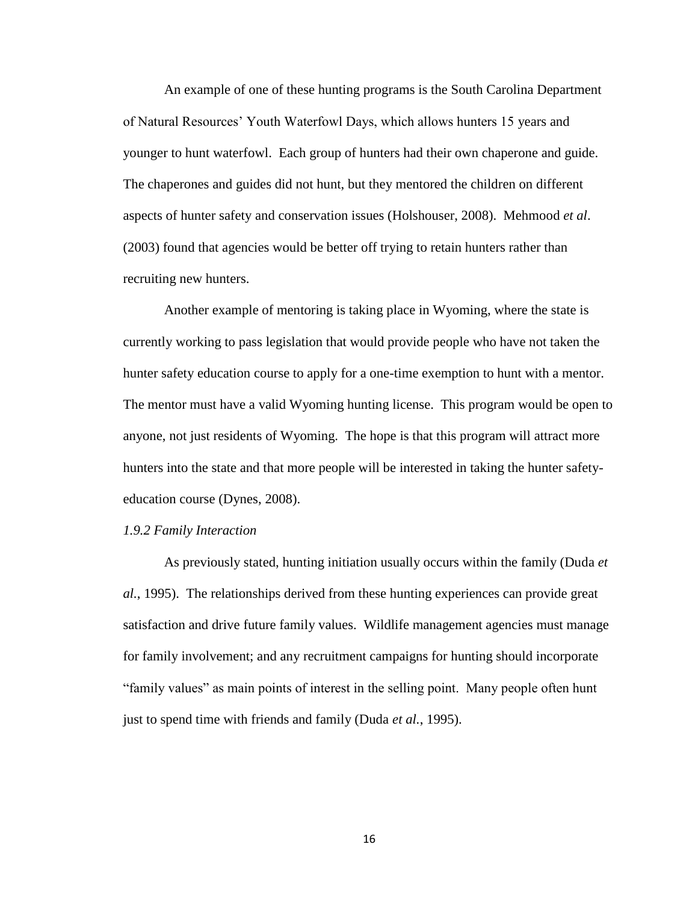An example of one of these hunting programs is the South Carolina Department of Natural Resources' Youth Waterfowl Days, which allows hunters 15 years and younger to hunt waterfowl. Each group of hunters had their own chaperone and guide. The chaperones and guides did not hunt, but they mentored the children on different aspects of hunter safety and conservation issues (Holshouser, 2008). Mehmood *et al*. (2003) found that agencies would be better off trying to retain hunters rather than recruiting new hunters.

Another example of mentoring is taking place in Wyoming, where the state is currently working to pass legislation that would provide people who have not taken the hunter safety education course to apply for a one-time exemption to hunt with a mentor. The mentor must have a valid Wyoming hunting license. This program would be open to anyone, not just residents of Wyoming. The hope is that this program will attract more hunters into the state and that more people will be interested in taking the hunter safety-education course (Dynes, 2008).

*1.9.2 Family Interaction*

As previously stated, hunting initiation usually occurs within the family (Duda *et al.*, 1995). The relationships derived from these hunting experiences can provide great satisfaction and drive future family values. Wildlife management agencies must manage for family involvement; and any recruitment campaigns for hunting should incorporate "family values" as main points of interest in the selling point. Many people often hunt just to spend time with friends and family (Duda *et al.*, 1995).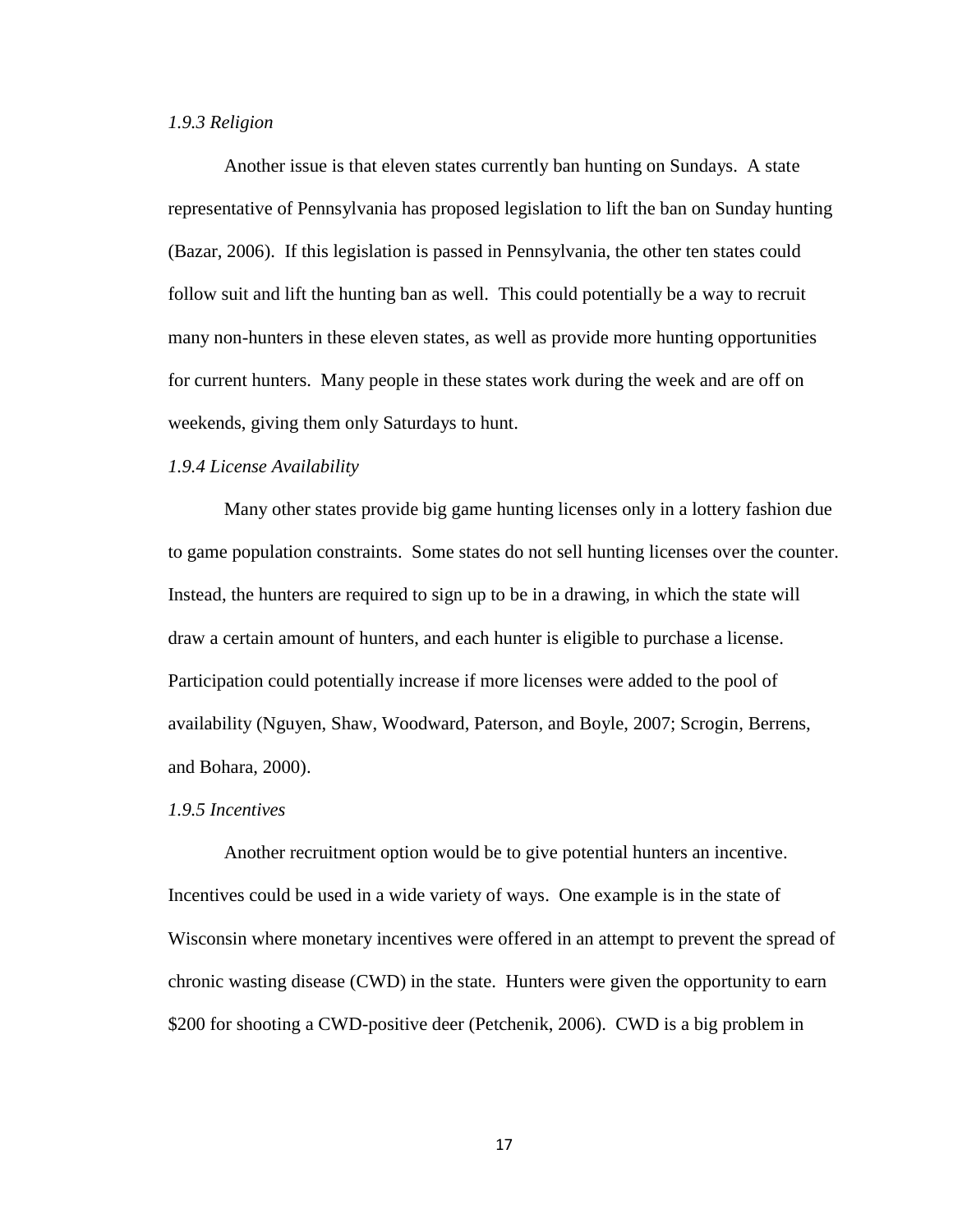*1.9.3 Religion*

Another issue is that eleven states currently ban hunting on Sundays. A state representative of Pennsylvania has proposed legislation to lift the ban on Sunday hunting (Bazar, 2006). If this legislation is passed in Pennsylvania, the other ten states could follow suit and lift the hunting ban as well. This could potentially be a way to recruit many non-hunters in these eleven states, as well as provide more hunting opportunities for current hunters. Many people in these states work during the week and are off on weekends, giving them only Saturdays to hunt.

*1.9.4 License Availability*

Many other states provide big game hunting licenses only in a lottery fashion due to game population constraints. Some states do not sell hunting licenses over the counter. Instead, the hunters are required to sign up to be in a drawing, in which the state will draw a certain amount of hunters, and each hunter is eligible to purchase a license. Participation could potentially increase if more licenses were added to the pool of availability (Nguyen, Shaw, Woodward, Paterson, and Boyle, 2007; Scrogin, Berrens, and Bohara, 2000).

*1.9.5 Incentives*

Another recruitment option would be to give potential hunters an incentive. Incentives could be used in a wide variety of ways. One example is in the state of Wisconsin where monetary incentives were offered in an attempt to prevent the spread of chronic wasting disease (CWD) in the state. Hunters were given the opportunity to earn $200 for shooting a CWD-positive deer (Petchenik, 2006). CWD is a big problem in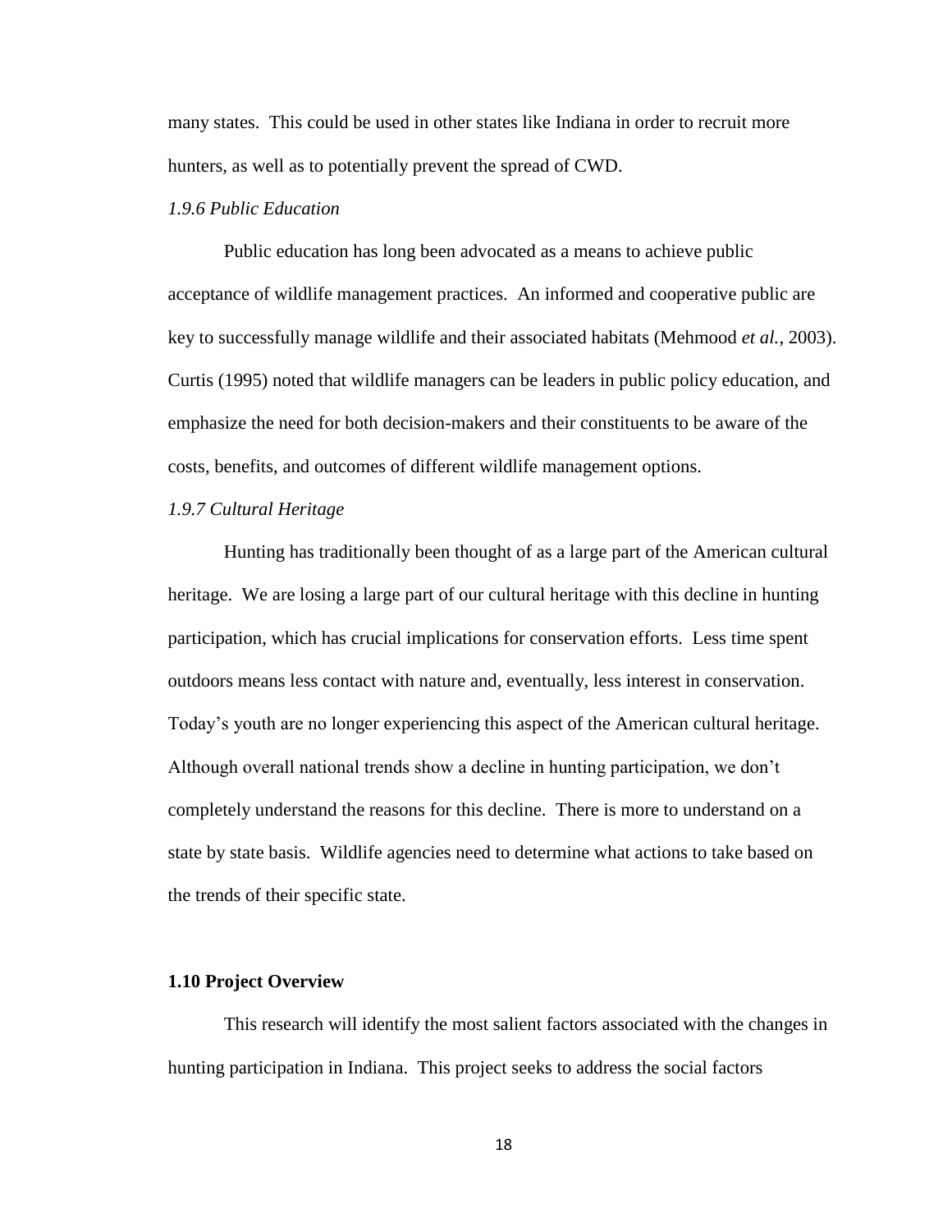many states. This could be used in other states like Indiana in order to recruit more hunters, as well as to potentially prevent the spread of CWD.

### *1.9.6 Public Education*

Public education has long been advocated as a means to achieve public acceptance of wildlife management practices. An informed and cooperative public are key to successfully manage wildlife and their associated habitats (Mehmood *et al.*, 2003). Curtis (1995) noted that wildlife managers can be leaders in public policy education, and emphasize the need for both decision-makers and their constituents to be aware of the costs, benefits, and outcomes of different wildlife management options.

### *1.9.7 Cultural Heritage*

Hunting has traditionally been thought of as a large part of the American cultural heritage. We are losing a large part of our cultural heritage with this decline in hunting participation, which has crucial implications for conservation efforts. Less time spent outdoors means less contact with nature and, eventually, less interest in conservation. Today's youth are no longer experiencing this aspect of the American cultural heritage. Although overall national trends show a decline in hunting participation, we don't completely understand the reasons for this decline. There is more to understand on a state by state basis. Wildlife agencies need to determine what actions to take based on the trends of their specific state.

## 1.10 Project Overview

This research will identify the most salient factors associated with the changes in hunting participation in Indiana. This project seeks to address the social factors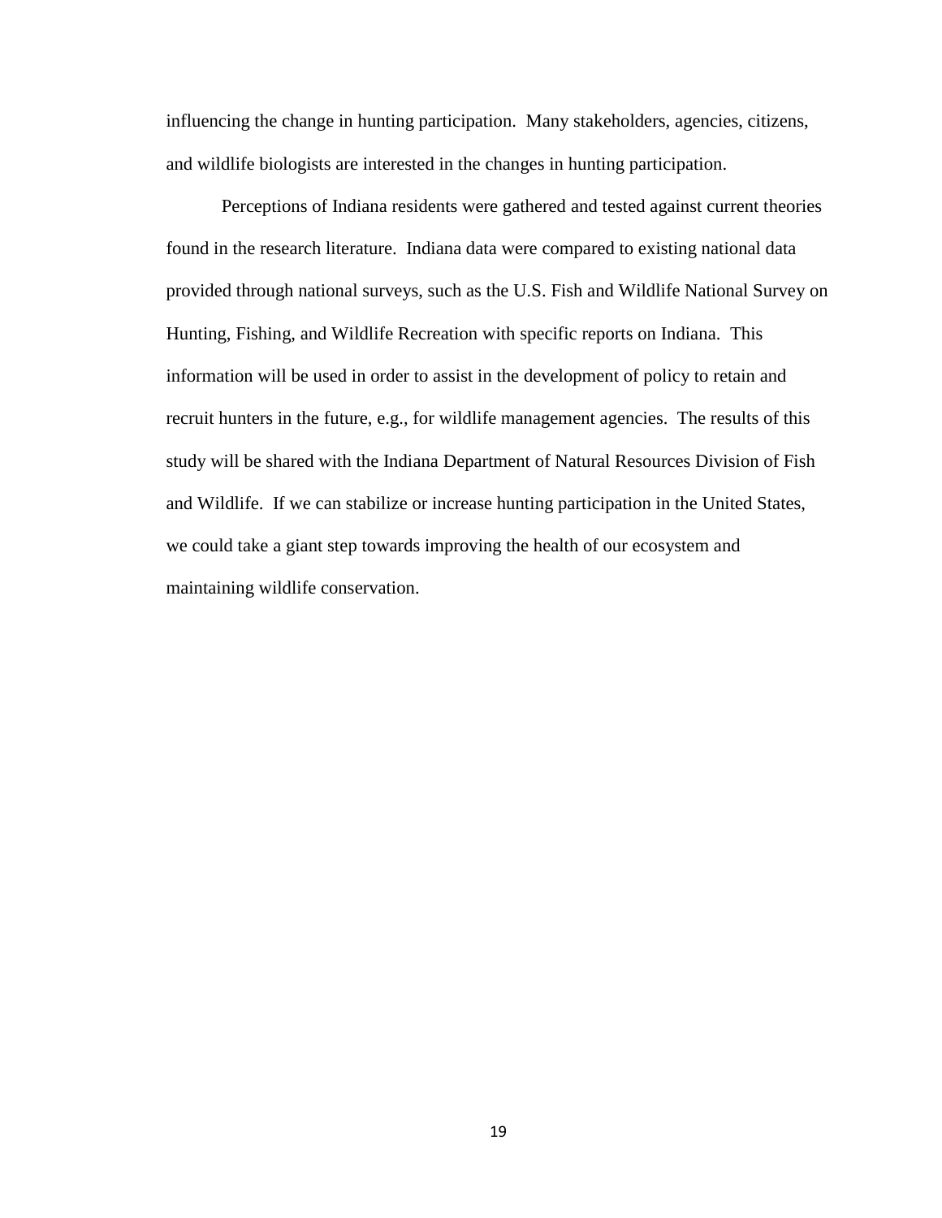influencing the change in hunting participation. Many stakeholders, agencies, citizens, and wildlife biologists are interested in the changes in hunting participation.

Perceptions of Indiana residents were gathered and tested against current theories found in the research literature. Indiana data were compared to existing national data provided through national surveys, such as the U.S. Fish and Wildlife National Survey on Hunting, Fishing, and Wildlife Recreation with specific reports on Indiana. This information will be used in order to assist in the development of policy to retain and recruit hunters in the future, e.g., for wildlife management agencies. The results of this study will be shared with the Indiana Department of Natural Resources Division of Fish and Wildlife. If we can stabilize or increase hunting participation in the United States, we could take a giant step towards improving the health of our ecosystem and maintaining wildlife conservation.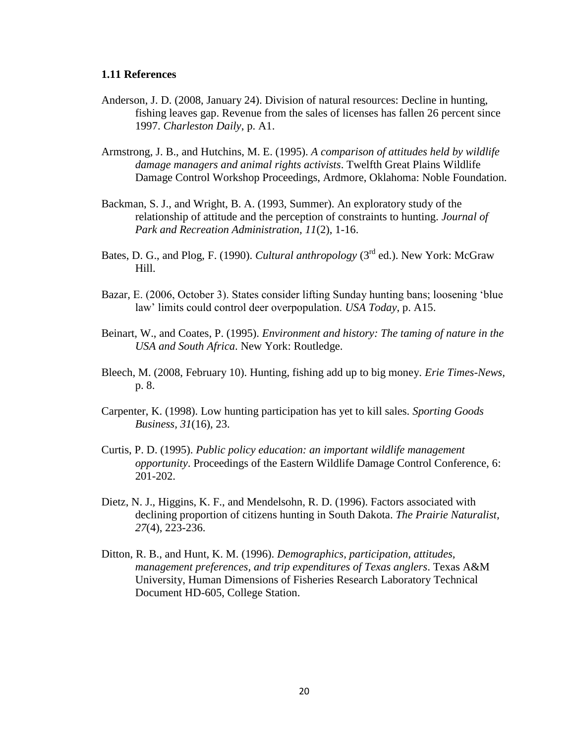### 1.11 References

Anderson, J. D. (2008, January 24). Division of natural resources: Decline in hunting, fishing leaves gap. Revenue from the sales of licenses has fallen 26 percent since 1997. *Charleston Daily*, p. A1.

Armstrong, J. B., and Hutchins, M. E. (1995). *A comparison of attitudes held by wildlife damage managers and animal rights activists*. Twelfth Great Plains Wildlife Damage Control Workshop Proceedings, Ardmore, Oklahoma: Noble Foundation.

Backman, S. J., and Wright, B. A. (1993, Summer). An exploratory study of the relationship of attitude and the perception of constraints to hunting. *Journal of Park and Recreation Administration, 11*(2), 1-16.

Bates, D. G., and Plog, F. (1990). *Cultural anthropology* (3rd ed.). New York: McGraw Hill.

Bazar, E. (2006, October 3). States consider lifting Sunday hunting bans; loosening 'blue law' limits could control deer overpopulation. *USA Today*, p. A15.

Beinart, W., and Coates, P. (1995). *Environment and history: The taming of nature in the USA and South Africa*. New York: Routledge.

Bleech, M. (2008, February 10). Hunting, fishing add up to big money. *Erie Times-News*, p. 8.

Carpenter, K. (1998). Low hunting participation has yet to kill sales. *Sporting Goods Business, 31*(16), 23.

Curtis, P. D. (1995). *Public policy education: an important wildlife management opportunity*. Proceedings of the Eastern Wildlife Damage Control Conference, 6: 201-202.

Dietz, N. J., Higgins, K. F., and Mendelsohn, R. D. (1996). Factors associated with declining proportion of citizens hunting in South Dakota. *The Prairie Naturalist, 27*(4), 223-236.

Ditton, R. B., and Hunt, K. M. (1996). *Demographics, participation, attitudes, management preferences, and trip expenditures of Texas anglers*. Texas A&M University, Human Dimensions of Fisheries Research Laboratory Technical Document HD-605, College Station.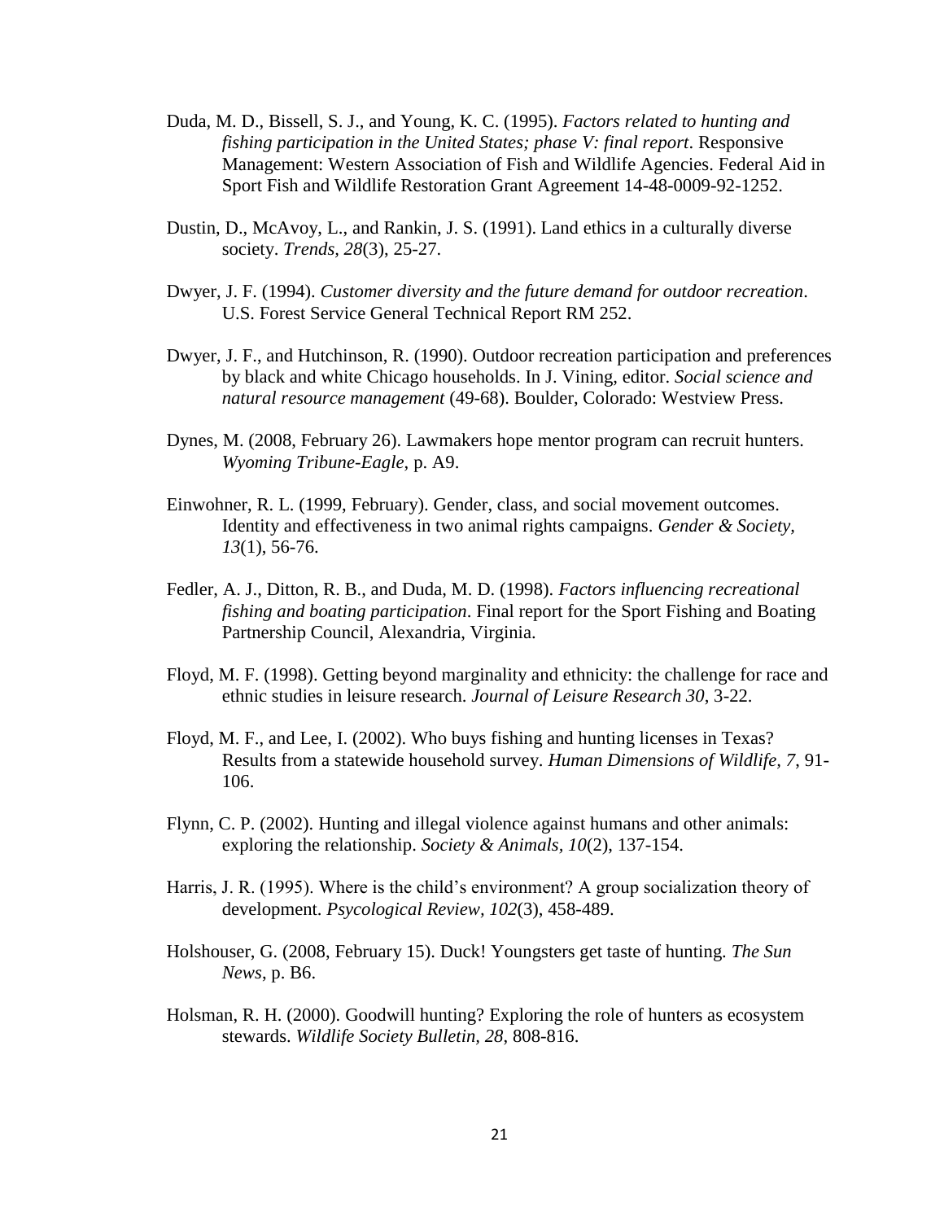Duda, M. D., Bissell, S. J., and Young, K. C. (1995). *Factors related to hunting and fishing participation in the United States; phase V: final report*. Responsive Management: Western Association of Fish and Wildlife Agencies. Federal Aid in Sport Fish and Wildlife Restoration Grant Agreement 14-48-0009-92-1252.

Dustin, D., McAvoy, L., and Rankin, J. S. (1991). Land ethics in a culturally diverse society. *Trends, 28*(3), 25-27.

Dwyer, J. F. (1994). *Customer diversity and the future demand for outdoor recreation*. U.S. Forest Service General Technical Report RM 252.

Dwyer, J. F., and Hutchinson, R. (1990). Outdoor recreation participation and preferences by black and white Chicago households. In J. Vining, editor. *Social science and natural resource management* (49-68). Boulder, Colorado: Westview Press.

Dynes, M. (2008, February 26). Lawmakers hope mentor program can recruit hunters. *Wyoming Tribune-Eagle*, p. A9.

Einwohner, R. L. (1999, February). Gender, class, and social movement outcomes. Identity and effectiveness in two animal rights campaigns. *Gender & Society, 13*(1), 56-76.

Fedler, A. J., Ditton, R. B., and Duda, M. D. (1998). *Factors influencing recreational fishing and boating participation*. Final report for the Sport Fishing and Boating Partnership Council, Alexandria, Virginia.

Floyd, M. F. (1998). Getting beyond marginality and ethnicity: the challenge for race and ethnic studies in leisure research. *Journal of Leisure Research 30*, 3-22.

Floyd, M. F., and Lee, I. (2002). Who buys fishing and hunting licenses in Texas? Results from a statewide household survey. *Human Dimensions of Wildlife, 7*, 91-106.

Flynn, C. P. (2002). Hunting and illegal violence against humans and other animals: exploring the relationship. *Society & Animals, 10*(2), 137-154.

Harris, J. R. (1995). Where is the child's environment? A group socialization theory of development. *Psycological Review, 102*(3), 458-489.

Holshouser, G. (2008, February 15). Duck! Youngsters get taste of hunting. *The Sun News*, p. B6.

Holsman, R. H. (2000). Goodwill hunting? Exploring the role of hunters as ecosystem stewards. *Wildlife Society Bulletin, 28*, 808-816.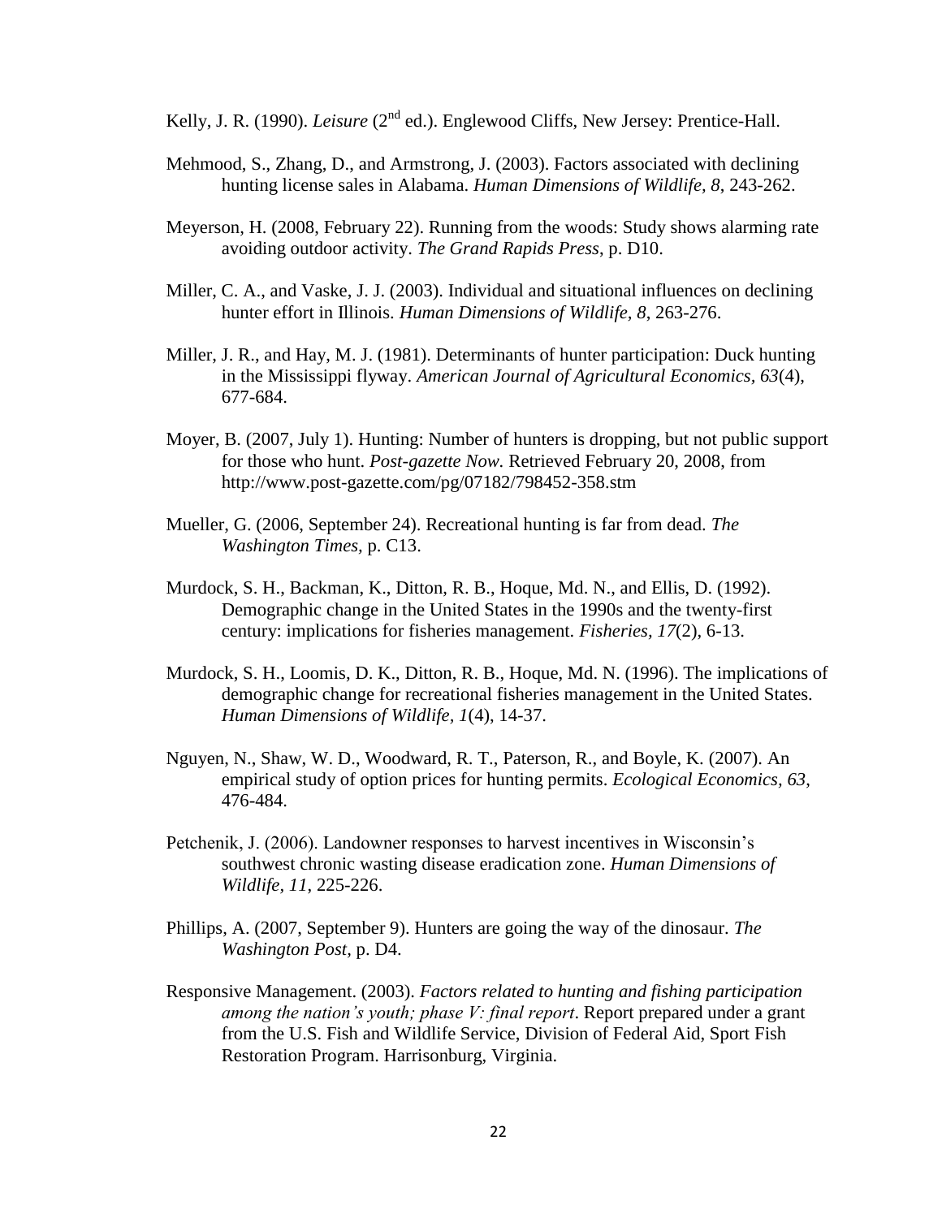Kelly, J. R. (1990). *Leisure* (2nd ed.). Englewood Cliffs, New Jersey: Prentice-Hall.

Mehmood, S., Zhang, D., and Armstrong, J. (2003). Factors associated with declining hunting license sales in Alabama. *Human Dimensions of Wildlife, 8*, 243-262.

Meyerson, H. (2008, February 22). Running from the woods: Study shows alarming rate avoiding outdoor activity. *The Grand Rapids Press*, p. D10.

Miller, C. A., and Vaske, J. J. (2003). Individual and situational influences on declining hunter effort in Illinois. *Human Dimensions of Wildlife, 8*, 263-276.

Miller, J. R., and Hay, M. J. (1981). Determinants of hunter participation: Duck hunting in the Mississippi flyway. *American Journal of Agricultural Economics*, *63*(4), 677-684.

Moyer, B. (2007, July 1). Hunting: Number of hunters is dropping, but not public support for those who hunt. *Post-gazette Now.* Retrieved February 20, 2008, from http://www.post-gazette.com/pg/07182/798452-358.stm

Mueller, G. (2006, September 24). Recreational hunting is far from dead. *The Washington Times,* p. C13.

Murdock, S. H., Backman, K., Ditton, R. B., Hoque, Md. N., and Ellis, D. (1992). Demographic change in the United States in the 1990s and the twenty-first century: implications for fisheries management. *Fisheries, 17*(2), 6-13.

Murdock, S. H., Loomis, D. K., Ditton, R. B., Hoque, Md. N. (1996). The implications of demographic change for recreational fisheries management in the United States. *Human Dimensions of Wildlife, 1*(4), 14-37.

Nguyen, N., Shaw, W. D., Woodward, R. T., Paterson, R., and Boyle, K. (2007). An empirical study of option prices for hunting permits. *Ecological Economics, 63*, 476-484.

Petchenik, J. (2006). Landowner responses to harvest incentives in Wisconsin's southwest chronic wasting disease eradication zone. *Human Dimensions of Wildlife, 11*, 225-226.

Phillips, A. (2007, September 9). Hunters are going the way of the dinosaur. *The Washington Post,* p. D4.

Responsive Management. (2003). *Factors related to hunting and fishing participation among the nation's youth; phase V: final report*. Report prepared under a grant from the U.S. Fish and Wildlife Service, Division of Federal Aid, Sport Fish Restoration Program. Harrisonburg, Virginia.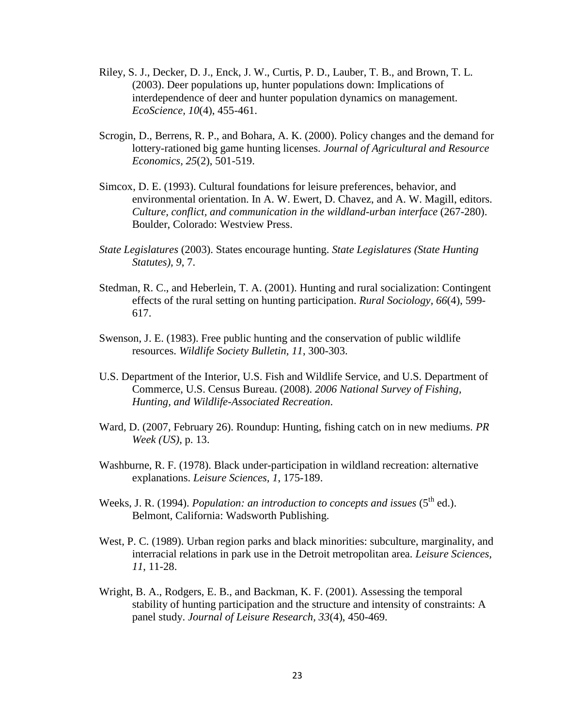Riley, S. J., Decker, D. J., Enck, J. W., Curtis, P. D., Lauber, T. B., and Brown, T. L. (2003). Deer populations up, hunter populations down: Implications of interdependence of deer and hunter population dynamics on management. *EcoScience*, *10*(4), 455-461.

Scrogin, D., Berrens, R. P., and Bohara, A. K. (2000). Policy changes and the demand for lottery-rationed big game hunting licenses. *Journal of Agricultural and Resource Economics*, *25*(2), 501-519.

Simcox, D. E. (1993). Cultural foundations for leisure preferences, behavior, and environmental orientation. In A. W. Ewert, D. Chavez, and A. W. Magill, editors. *Culture, conflict, and communication in the wildland-urban interface* (267-280). Boulder, Colorado: Westview Press.

*State Legislatures* (2003). States encourage hunting. *State Legislatures (State Hunting Statutes)*, *9*, 7.

Stedman, R. C., and Heberlein, T. A. (2001). Hunting and rural socialization: Contingent effects of the rural setting on hunting participation. *Rural Sociology, 66*(4), 599-617.

Swenson, J. E. (1983). Free public hunting and the conservation of public wildlife resources. *Wildlife Society Bulletin, 11*, 300-303.

U.S. Department of the Interior, U.S. Fish and Wildlife Service, and U.S. Department of Commerce, U.S. Census Bureau. (2008). *2006 National Survey of Fishing, Hunting, and Wildlife-Associated Recreation*.

Ward, D. (2007, February 26). Roundup: Hunting, fishing catch on in new mediums. *PR Week (US)*, p. 13.

Washburne, R. F. (1978). Black under-participation in wildland recreation: alternative explanations. *Leisure Sciences, 1*, 175-189.

Weeks, J. R. (1994). *Population: an introduction to concepts and issues* (5th ed.). Belmont, California: Wadsworth Publishing.

West, P. C. (1989). Urban region parks and black minorities: subculture, marginality, and interracial relations in park use in the Detroit metropolitan area. *Leisure Sciences, 11*, 11-28.

Wright, B. A., Rodgers, E. B., and Backman, K. F. (2001). Assessing the temporal stability of hunting participation and the structure and intensity of constraints: A panel study. *Journal of Leisure Research, 33*(4), 450-469.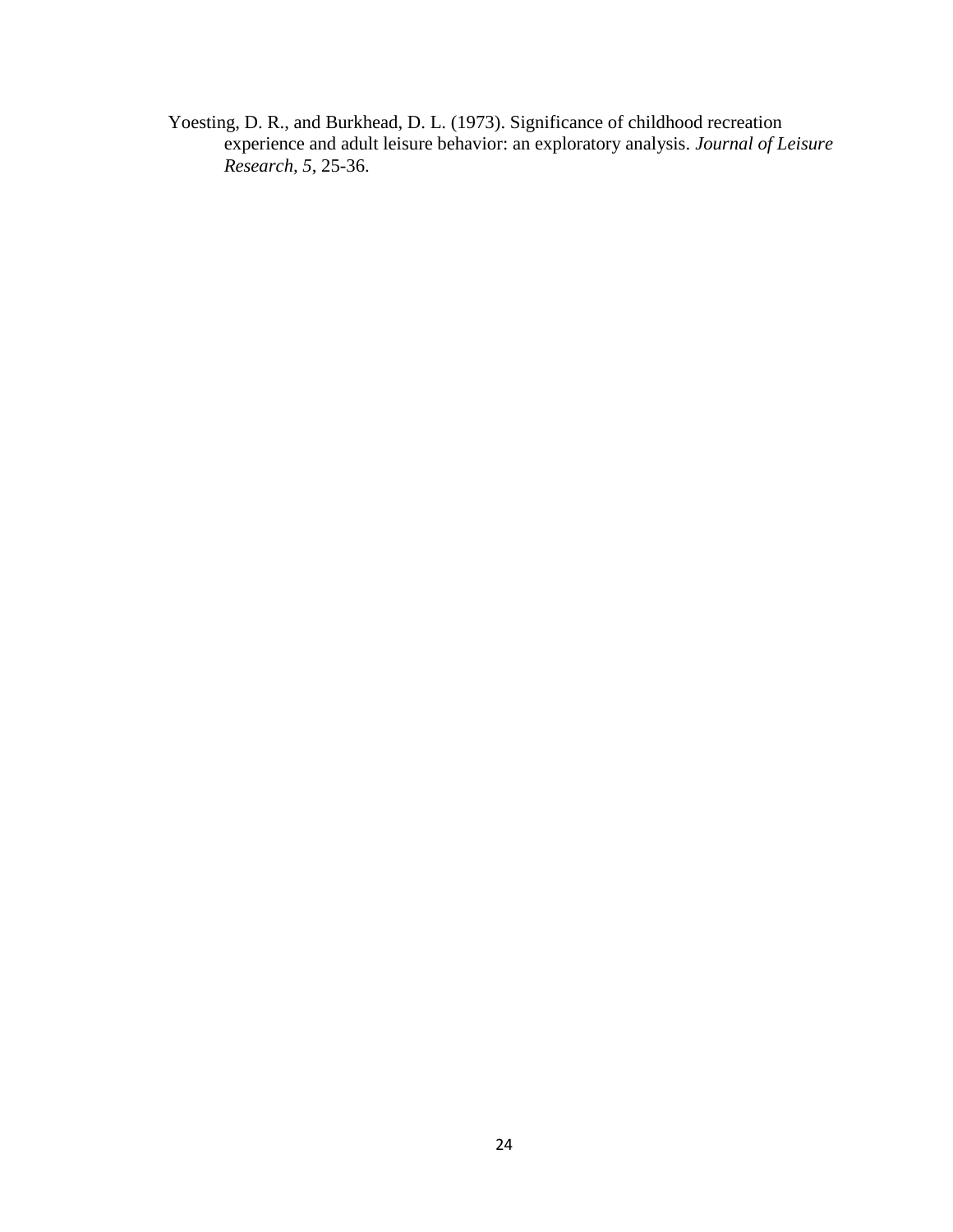Yoesting, D. R., and Burkhead, D. L. (1973). Significance of childhood recreation experience and adult leisure behavior: an exploratory analysis. *Journal of Leisure Research, 5*, 25-36.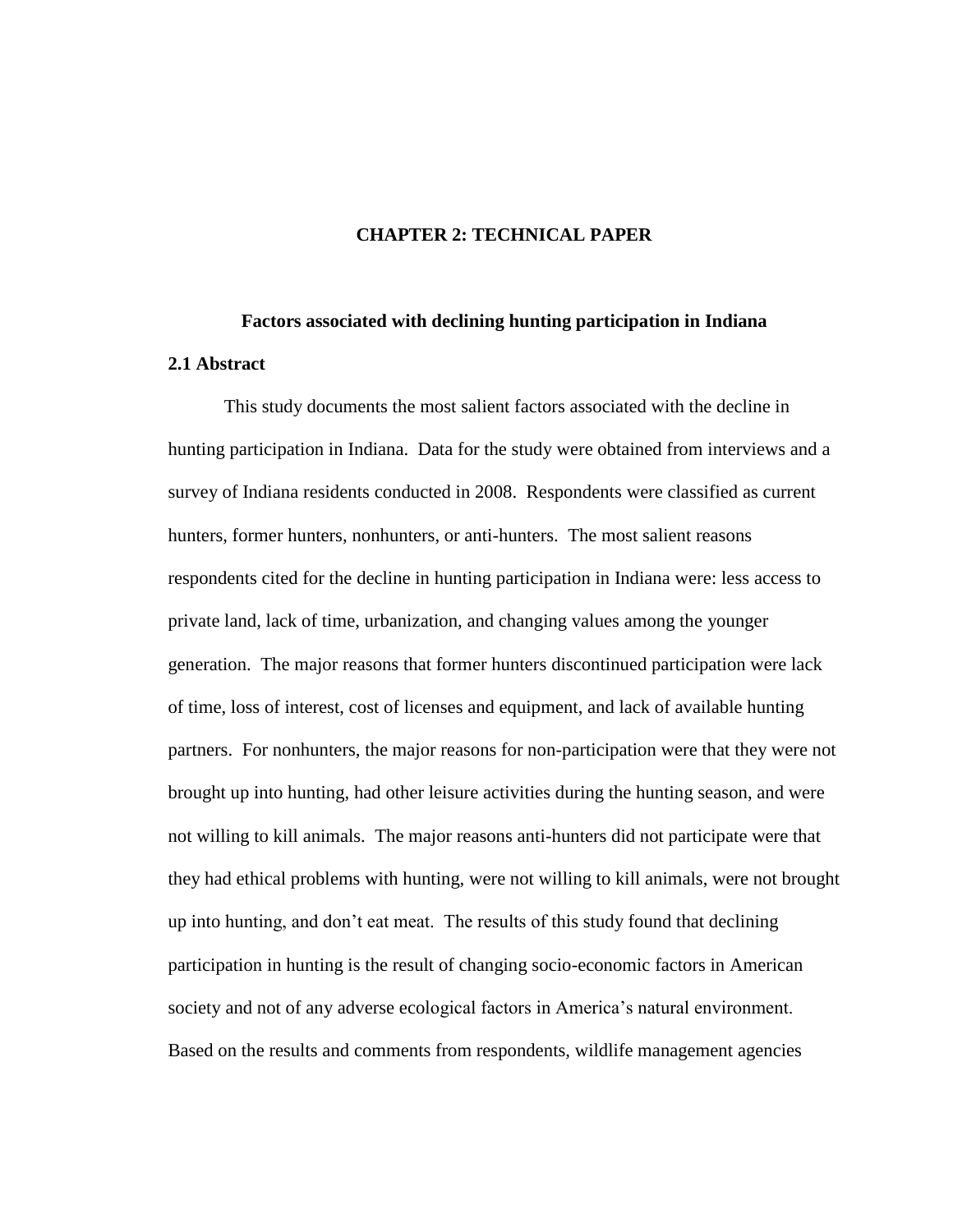# CHAPTER 2: TECHNICAL PAPER

## Factors associated with declining hunting participation in Indiana

### 2.1 Abstract

This study documents the most salient factors associated with the decline in hunting participation in Indiana. Data for the study were obtained from interviews and a survey of Indiana residents conducted in 2008. Respondents were classified as current hunters, former hunters, nonhunters, or anti-hunters. The most salient reasons respondents cited for the decline in hunting participation in Indiana were: less access to private land, lack of time, urbanization, and changing values among the younger generation. The major reasons that former hunters discontinued participation were lack of time, loss of interest, cost of licenses and equipment, and lack of available hunting partners. For nonhunters, the major reasons for non-participation were that they were not brought up into hunting, had other leisure activities during the hunting season, and were not willing to kill animals. The major reasons anti-hunters did not participate were that they had ethical problems with hunting, were not willing to kill animals, were not brought up into hunting, and don't eat meat. The results of this study found that declining participation in hunting is the result of changing socio-economic factors in American society and not of any adverse ecological factors in America's natural environment. Based on the results and comments from respondents, wildlife management agencies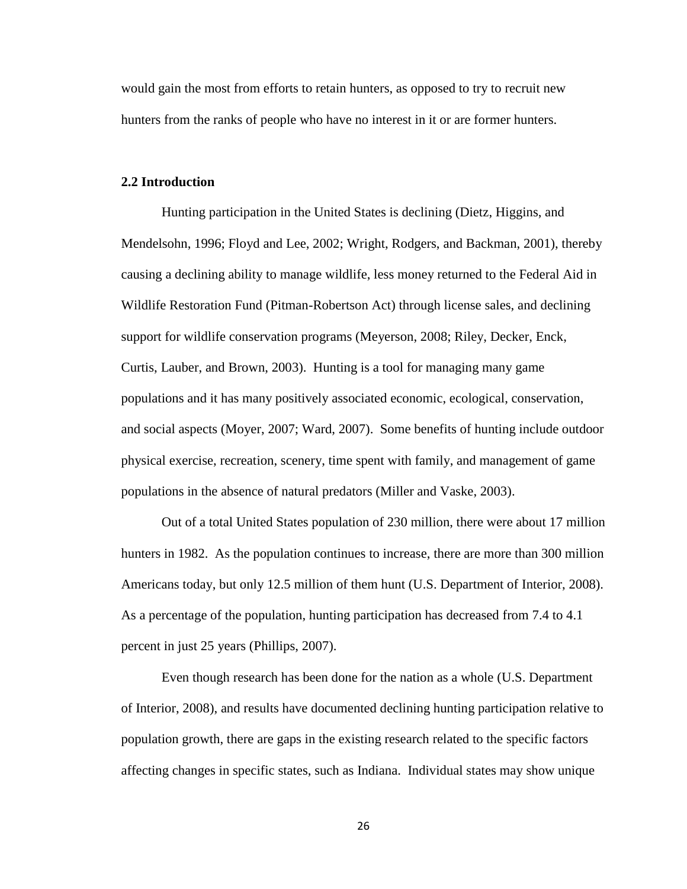would gain the most from efforts to retain hunters, as opposed to try to recruit new hunters from the ranks of people who have no interest in it or are former hunters.

## 2.2 Introduction

Hunting participation in the United States is declining (Dietz, Higgins, and Mendelsohn, 1996; Floyd and Lee, 2002; Wright, Rodgers, and Backman, 2001), thereby causing a declining ability to manage wildlife, less money returned to the Federal Aid in Wildlife Restoration Fund (Pitman-Robertson Act) through license sales, and declining support for wildlife conservation programs (Meyerson, 2008; Riley, Decker, Enck, Curtis, Lauber, and Brown, 2003). Hunting is a tool for managing many game populations and it has many positively associated economic, ecological, conservation, and social aspects (Moyer, 2007; Ward, 2007). Some benefits of hunting include outdoor physical exercise, recreation, scenery, time spent with family, and management of game populations in the absence of natural predators (Miller and Vaske, 2003).

Out of a total United States population of 230 million, there were about 17 million hunters in 1982. As the population continues to increase, there are more than 300 million Americans today, but only 12.5 million of them hunt (U.S. Department of Interior, 2008). As a percentage of the population, hunting participation has decreased from 7.4 to 4.1 percent in just 25 years (Phillips, 2007).

Even though research has been done for the nation as a whole (U.S. Department of Interior, 2008), and results have documented declining hunting participation relative to population growth, there are gaps in the existing research related to the specific factors affecting changes in specific states, such as Indiana. Individual states may show unique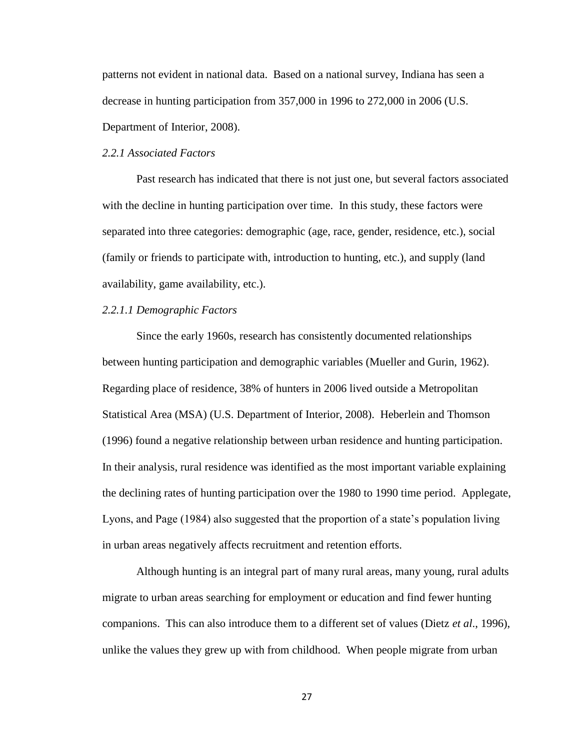patterns not evident in national data. Based on a national survey, Indiana has seen a decrease in hunting participation from 357,000 in 1996 to 272,000 in 2006 (U.S. Department of Interior, 2008).

### *2.2.1 Associated Factors*

Past research has indicated that there is not just one, but several factors associated with the decline in hunting participation over time. In this study, these factors were separated into three categories: demographic (age, race, gender, residence, etc.), social (family or friends to participate with, introduction to hunting, etc.), and supply (land availability, game availability, etc.).

#### *2.2.1.1 Demographic Factors*

Since the early 1960s, research has consistently documented relationships between hunting participation and demographic variables (Mueller and Gurin, 1962). Regarding place of residence, 38% of hunters in 2006 lived outside a Metropolitan Statistical Area (MSA) (U.S. Department of Interior, 2008). Heberlein and Thomson (1996) found a negative relationship between urban residence and hunting participation. In their analysis, rural residence was identified as the most important variable explaining the declining rates of hunting participation over the 1980 to 1990 time period. Applegate, Lyons, and Page (1984) also suggested that the proportion of a state's population living in urban areas negatively affects recruitment and retention efforts.

Although hunting is an integral part of many rural areas, many young, rural adults migrate to urban areas searching for employment or education and find fewer hunting companions. This can also introduce them to a different set of values (Dietz *et al*., 1996), unlike the values they grew up with from childhood. When people migrate from urban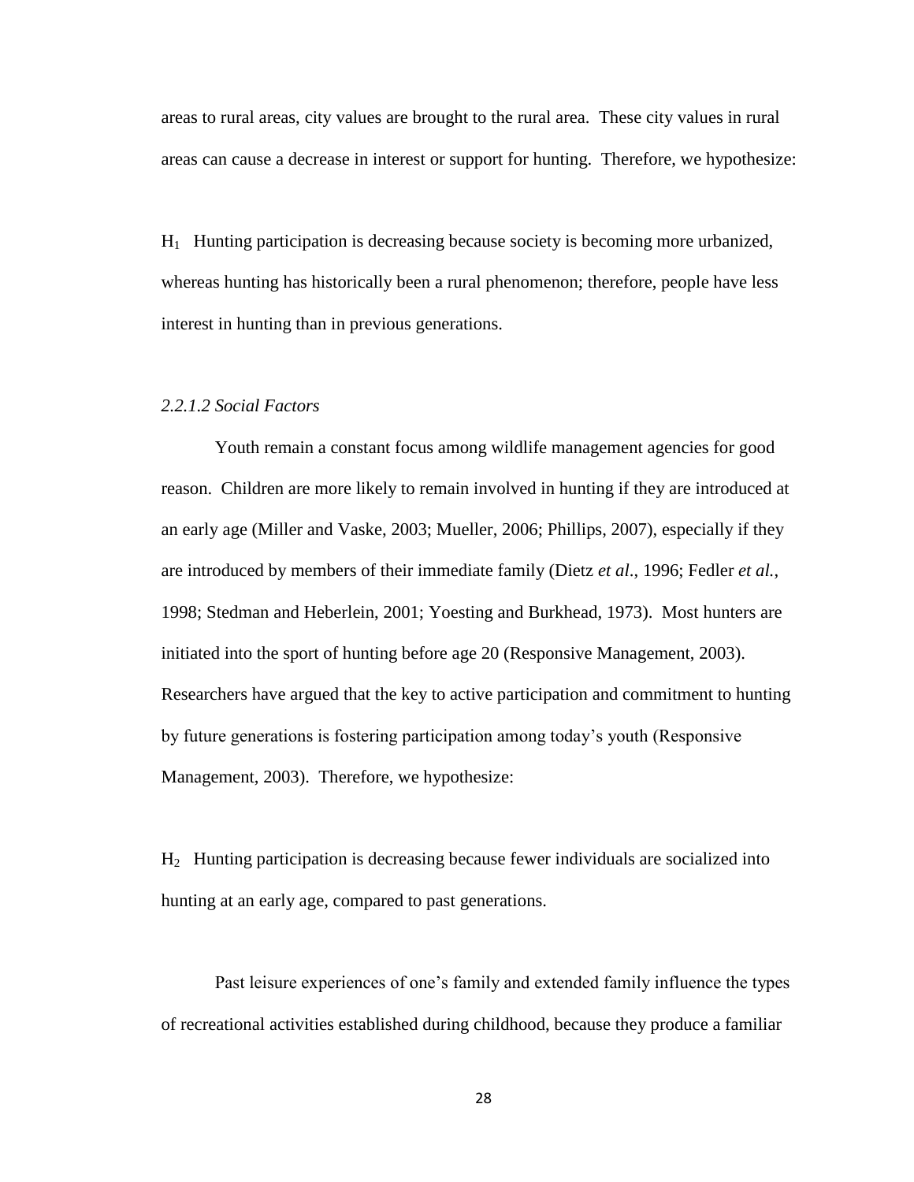areas to rural areas, city values are brought to the rural area. These city values in rural areas can cause a decrease in interest or support for hunting. Therefore, we hypothesize:

$H_1$ Hunting participation is decreasing because society is becoming more urbanized, whereas hunting has historically been a rural phenomenon; therefore, people have less interest in hunting than in previous generations.

*2.2.1.2 Social Factors*

Youth remain a constant focus among wildlife management agencies for good reason. Children are more likely to remain involved in hunting if they are introduced at an early age (Miller and Vaske, 2003; Mueller, 2006; Phillips, 2007), especially if they are introduced by members of their immediate family (Dietz *et al*., 1996; Fedler *et al.*, 1998; Stedman and Heberlein, 2001; Yoesting and Burkhead, 1973). Most hunters are initiated into the sport of hunting before age 20 (Responsive Management, 2003). Researchers have argued that the key to active participation and commitment to hunting by future generations is fostering participation among today's youth (Responsive Management, 2003). Therefore, we hypothesize:

$H_2$ Hunting participation is decreasing because fewer individuals are socialized into hunting at an early age, compared to past generations.

Past leisure experiences of one's family and extended family influence the types of recreational activities established during childhood, because they produce a familiar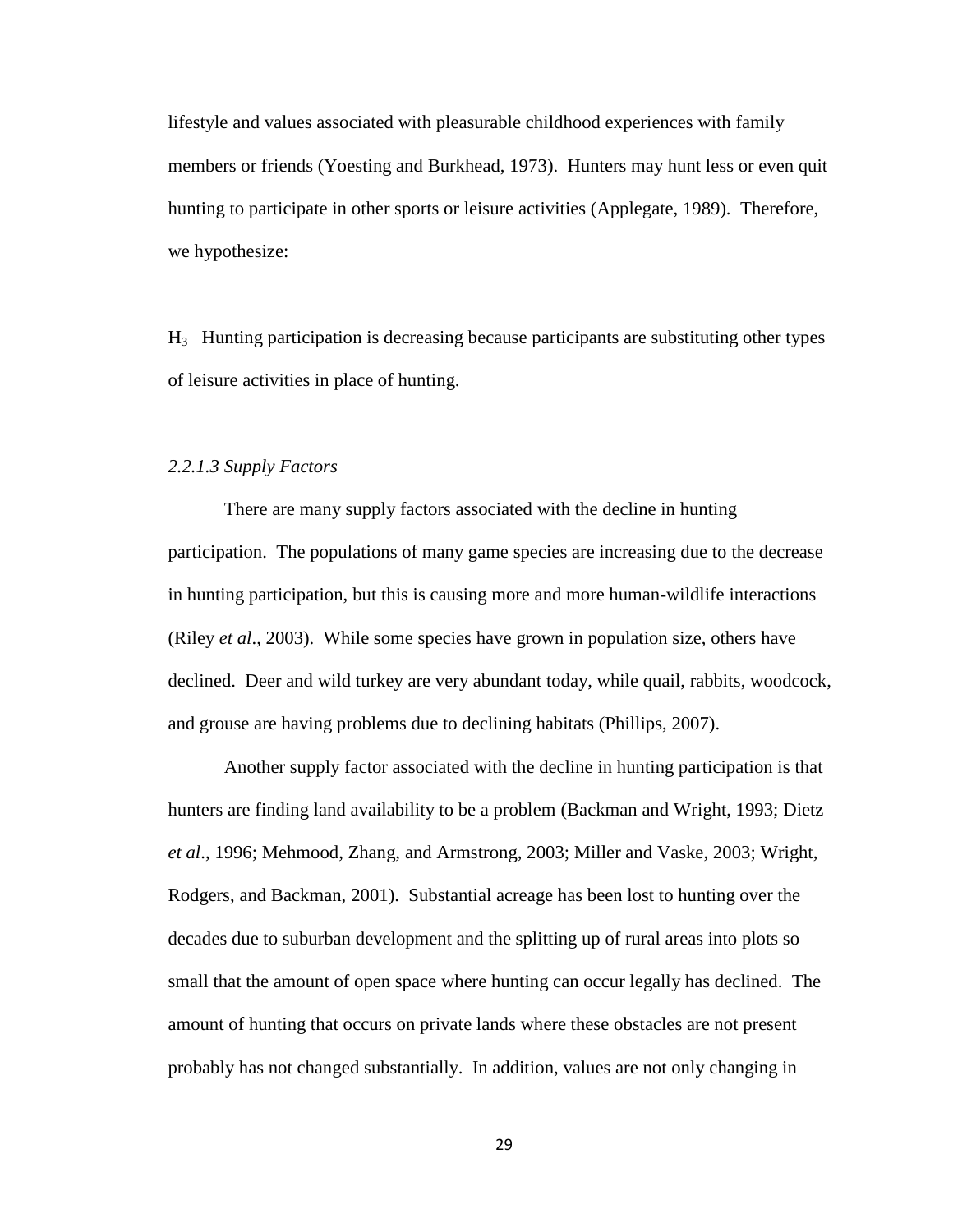lifestyle and values associated with pleasurable childhood experiences with family members or friends (Yoesting and Burkhead, 1973). Hunters may hunt less or even quit hunting to participate in other sports or leisure activities (Applegate, 1989). Therefore, we hypothesize:

$H_3$ Hunting participation is decreasing because participants are substituting other types of leisure activities in place of hunting.

*2.2.1.3 Supply Factors*

There are many supply factors associated with the decline in hunting participation. The populations of many game species are increasing due to the decrease in hunting participation, but this is causing more and more human-wildlife interactions (Riley *et al*., 2003). While some species have grown in population size, others have declined. Deer and wild turkey are very abundant today, while quail, rabbits, woodcock, and grouse are having problems due to declining habitats (Phillips, 2007).

Another supply factor associated with the decline in hunting participation is that hunters are finding land availability to be a problem (Backman and Wright, 1993; Dietz *et al*., 1996; Mehmood, Zhang, and Armstrong, 2003; Miller and Vaske, 2003; Wright, Rodgers, and Backman, 2001). Substantial acreage has been lost to hunting over the decades due to suburban development and the splitting up of rural areas into plots so small that the amount of open space where hunting can occur legally has declined. The amount of hunting that occurs on private lands where these obstacles are not present probably has not changed substantially. In addition, values are not only changing in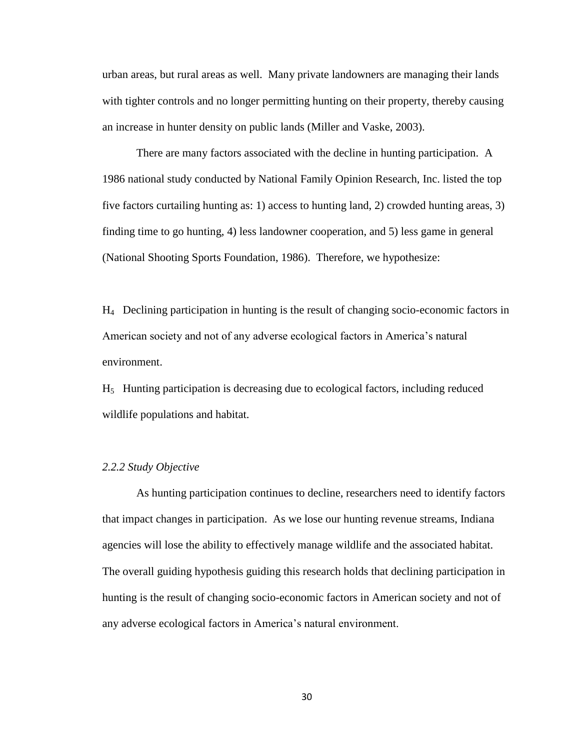urban areas, but rural areas as well. Many private landowners are managing their lands with tighter controls and no longer permitting hunting on their property, thereby causing an increase in hunter density on public lands (Miller and Vaske, 2003).

There are many factors associated with the decline in hunting participation. A 1986 national study conducted by National Family Opinion Research, Inc. listed the top five factors curtailing hunting as: 1) access to hunting land, 2) crowded hunting areas, 3) finding time to go hunting, 4) less landowner cooperation, and 5) less game in general (National Shooting Sports Foundation, 1986). Therefore, we hypothesize:

$H_4$ Declining participation in hunting is the result of changing socio-economic factors in American society and not of any adverse ecological factors in America's natural environment.

$H_5$ Hunting participation is decreasing due to ecological factors, including reduced wildlife populations and habitat.

### *2.2.2 Study Objective*

As hunting participation continues to decline, researchers need to identify factors that impact changes in participation. As we lose our hunting revenue streams, Indiana agencies will lose the ability to effectively manage wildlife and the associated habitat. The overall guiding hypothesis guiding this research holds that declining participation in hunting is the result of changing socio-economic factors in American society and not of any adverse ecological factors in America's natural environment.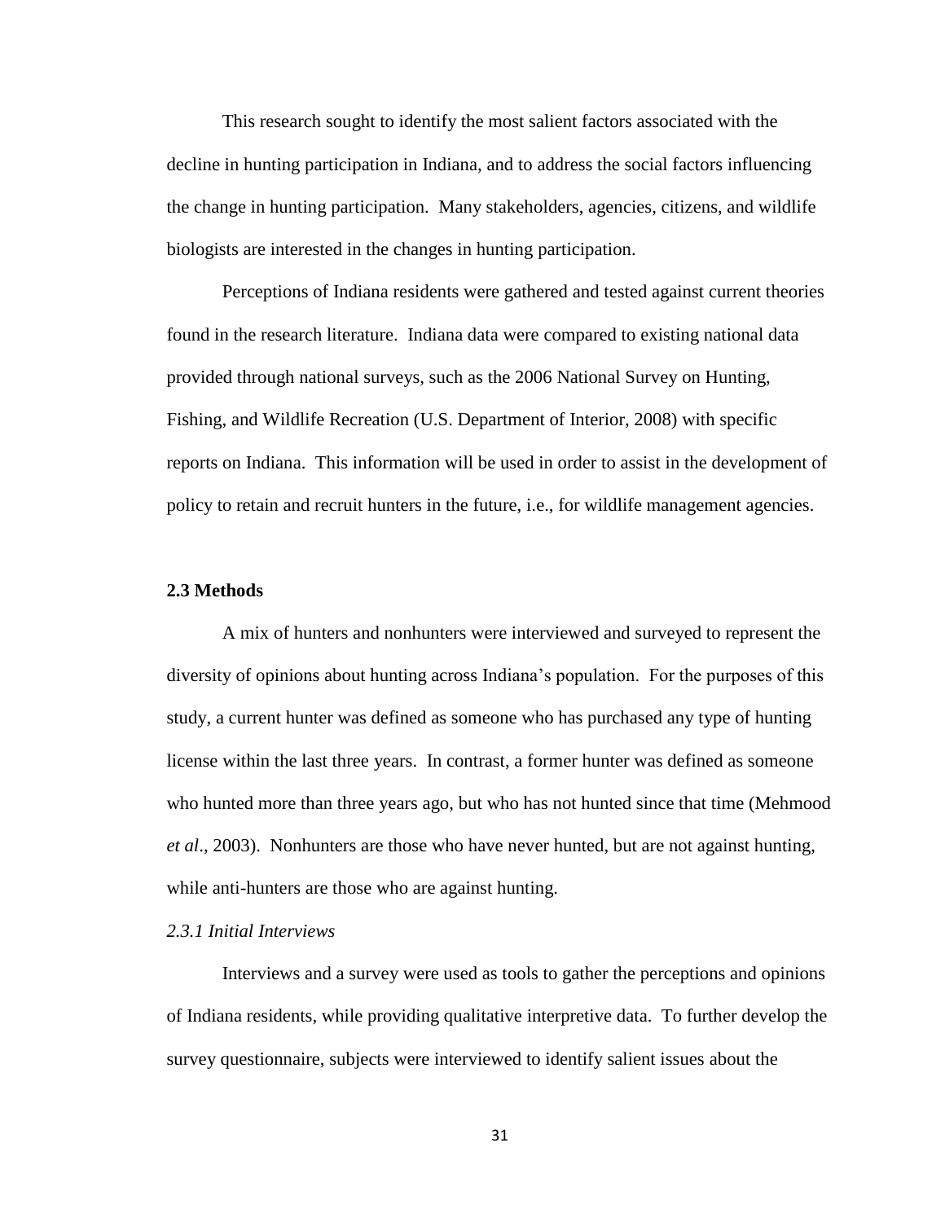This research sought to identify the most salient factors associated with the decline in hunting participation in Indiana, and to address the social factors influencing the change in hunting participation. Many stakeholders, agencies, citizens, and wildlife biologists are interested in the changes in hunting participation.

Perceptions of Indiana residents were gathered and tested against current theories found in the research literature. Indiana data were compared to existing national data provided through national surveys, such as the 2006 National Survey on Hunting, Fishing, and Wildlife Recreation (U.S. Department of Interior, 2008) with specific reports on Indiana. This information will be used in order to assist in the development of policy to retain and recruit hunters in the future, i.e., for wildlife management agencies.

## 2.3 Methods

A mix of hunters and nonhunters were interviewed and surveyed to represent the diversity of opinions about hunting across Indiana's population. For the purposes of this study, a current hunter was defined as someone who has purchased any type of hunting license within the last three years. In contrast, a former hunter was defined as someone who hunted more than three years ago, but who has not hunted since that time (Mehmood *et al*., 2003). Nonhunters are those who have never hunted, but are not against hunting, while anti-hunters are those who are against hunting.

### *2.3.1 Initial Interviews*

Interviews and a survey were used as tools to gather the perceptions and opinions of Indiana residents, while providing qualitative interpretive data. To further develop the survey questionnaire, subjects were interviewed to identify salient issues about the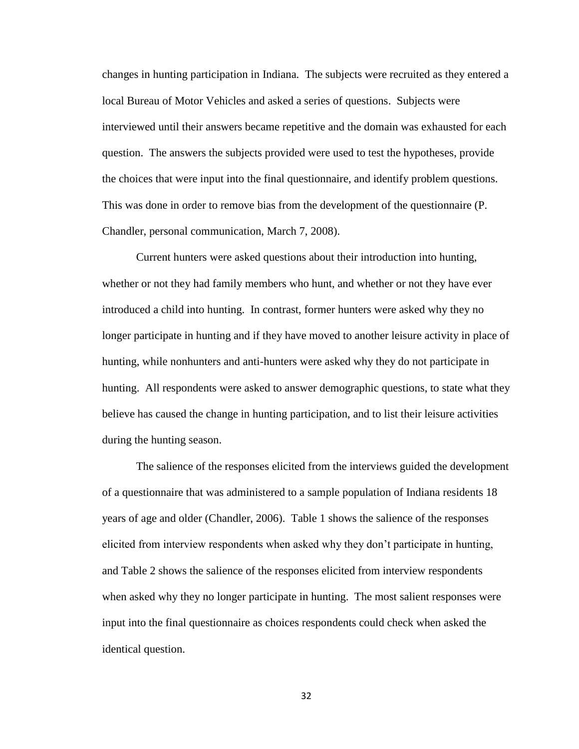changes in hunting participation in Indiana. The subjects were recruited as they entered a local Bureau of Motor Vehicles and asked a series of questions. Subjects were interviewed until their answers became repetitive and the domain was exhausted for each question. The answers the subjects provided were used to test the hypotheses, provide the choices that were input into the final questionnaire, and identify problem questions. This was done in order to remove bias from the development of the questionnaire (P. Chandler, personal communication, March 7, 2008).

Current hunters were asked questions about their introduction into hunting, whether or not they had family members who hunt, and whether or not they have ever introduced a child into hunting. In contrast, former hunters were asked why they no longer participate in hunting and if they have moved to another leisure activity in place of hunting, while nonhunters and anti-hunters were asked why they do not participate in hunting. All respondents were asked to answer demographic questions, to state what they believe has caused the change in hunting participation, and to list their leisure activities during the hunting season.

The salience of the responses elicited from the interviews guided the development of a questionnaire that was administered to a sample population of Indiana residents 18 years of age and older (Chandler, 2006). Table 1 shows the salience of the responses elicited from interview respondents when asked why they don't participate in hunting, and Table 2 shows the salience of the responses elicited from interview respondents when asked why they no longer participate in hunting. The most salient responses were input into the final questionnaire as choices respondents could check when asked the identical question.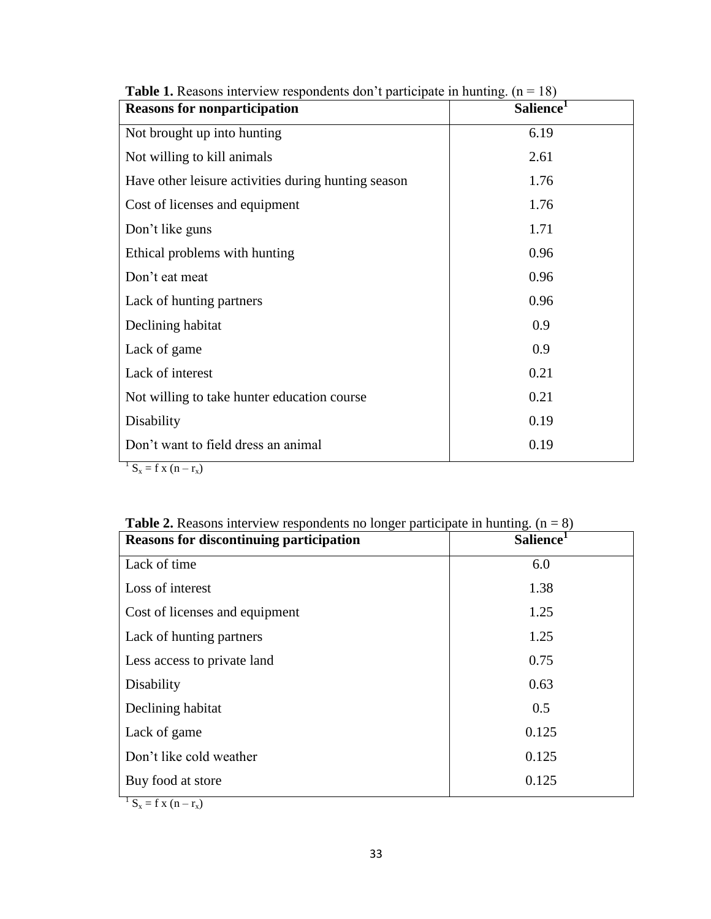**Table 1.** Reasons interview respondents don't participate in hunting. ($n = 18$)

| Reasons for nonparticipation | Salience[1] |
|---|---|
| Not brought up into hunting | 6.19 |
| Not willing to kill animals | 2.61 |
| Have other leisure activities during hunting season | 1.76 |
| Cost of licenses and equipment | 1.76 |
| Don't like guns | 1.71 |
| Ethical problems with hunting | 0.96 |
| Don't eat meat | 0.96 |
| Lack of hunting partners | 0.96 |
| Declining habitat | 0.9 |
| Lack of game | 0.9 |
| Lack of interest | 0.21 |
| Not willing to take hunter education course | 0.21 |
| Disability | 0.19 |
| Don't want to field dress an animal | 0.19 |

[1] $S_x = f \times (n - r_x)$

**Table 2.** Reasons interview respondents no longer participate in hunting. ($n = 8$)

| Reasons for discontinuing participation | Salience[1] |
|---|---|
| Lack of time | 6.0 |
| Loss of interest | 1.38 |
| Cost of licenses and equipment | 1.25 |
| Lack of hunting partners | 1.25 |
| Less access to private land | 0.75 |
| Disability | 0.63 |
| Declining habitat | 0.5 |
| Lack of game | 0.125 |
| Don't like cold weather | 0.125 |
| Buy food at store | 0.125 |

[1] $S_x = f \times (n - r_x)$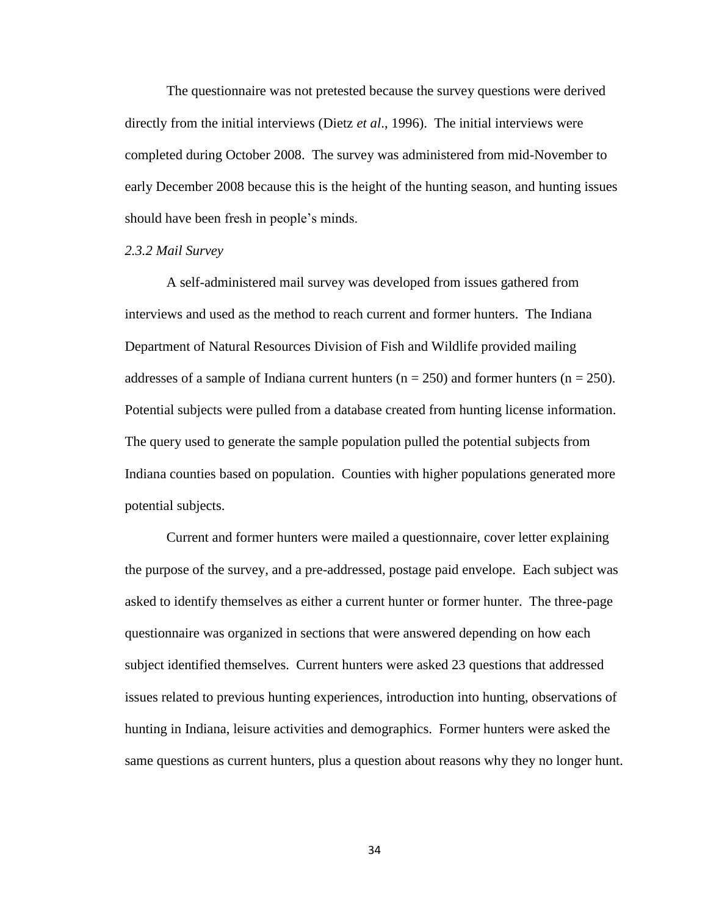The questionnaire was not pretested because the survey questions were derived directly from the initial interviews (Dietz *et al*., 1996). The initial interviews were completed during October 2008. The survey was administered from mid-November to early December 2008 because this is the height of the hunting season, and hunting issues should have been fresh in people's minds.

### *2.3.2 Mail Survey*

A self-administered mail survey was developed from issues gathered from interviews and used as the method to reach current and former hunters. The Indiana Department of Natural Resources Division of Fish and Wildlife provided mailing addresses of a sample of Indiana current hunters ($n = 250$) and former hunters ($n = 250$). Potential subjects were pulled from a database created from hunting license information. The query used to generate the sample population pulled the potential subjects from Indiana counties based on population. Counties with higher populations generated more potential subjects.

Current and former hunters were mailed a questionnaire, cover letter explaining the purpose of the survey, and a pre-addressed, postage paid envelope. Each subject was asked to identify themselves as either a current hunter or former hunter. The three-page questionnaire was organized in sections that were answered depending on how each subject identified themselves. Current hunters were asked 23 questions that addressed issues related to previous hunting experiences, introduction into hunting, observations of hunting in Indiana, leisure activities and demographics. Former hunters were asked the same questions as current hunters, plus a question about reasons why they no longer hunt.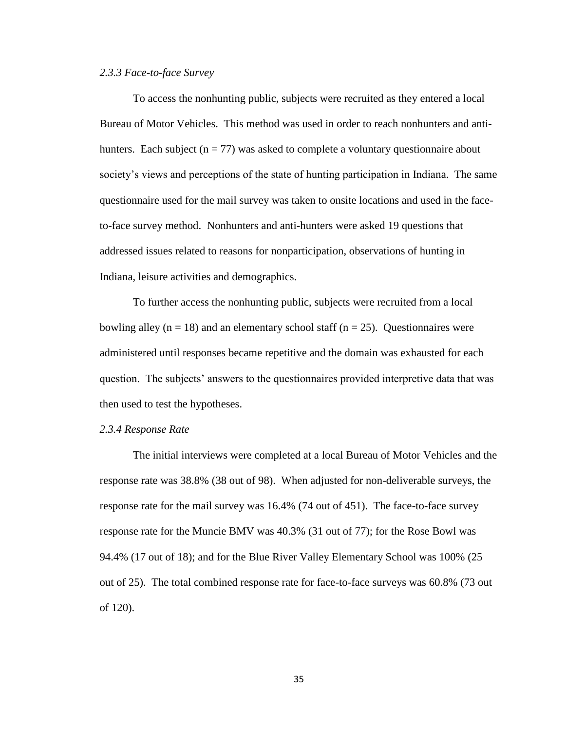### *2.3.3 Face-to-face Survey*

To access the nonhunting public, subjects were recruited as they entered a local Bureau of Motor Vehicles. This method was used in order to reach nonhunters and anti-hunters. Each subject ($n = 77$) was asked to complete a voluntary questionnaire about society's views and perceptions of the state of hunting participation in Indiana. The same questionnaire used for the mail survey was taken to onsite locations and used in the face-to-face survey method. Nonhunters and anti-hunters were asked 19 questions that addressed issues related to reasons for nonparticipation, observations of hunting in Indiana, leisure activities and demographics.

To further access the nonhunting public, subjects were recruited from a local bowling alley ($n = 18$) and an elementary school staff ($n = 25$). Questionnaires were administered until responses became repetitive and the domain was exhausted for each question. The subjects' answers to the questionnaires provided interpretive data that was then used to test the hypotheses.

### *2.3.4 Response Rate*

The initial interviews were completed at a local Bureau of Motor Vehicles and the response rate was 38.8% (38 out of 98). When adjusted for non-deliverable surveys, the response rate for the mail survey was 16.4% (74 out of 451). The face-to-face survey response rate for the Muncie BMV was 40.3% (31 out of 77); for the Rose Bowl was 94.4% (17 out of 18); and for the Blue River Valley Elementary School was 100% (25 out of 25). The total combined response rate for face-to-face surveys was 60.8% (73 out of 120).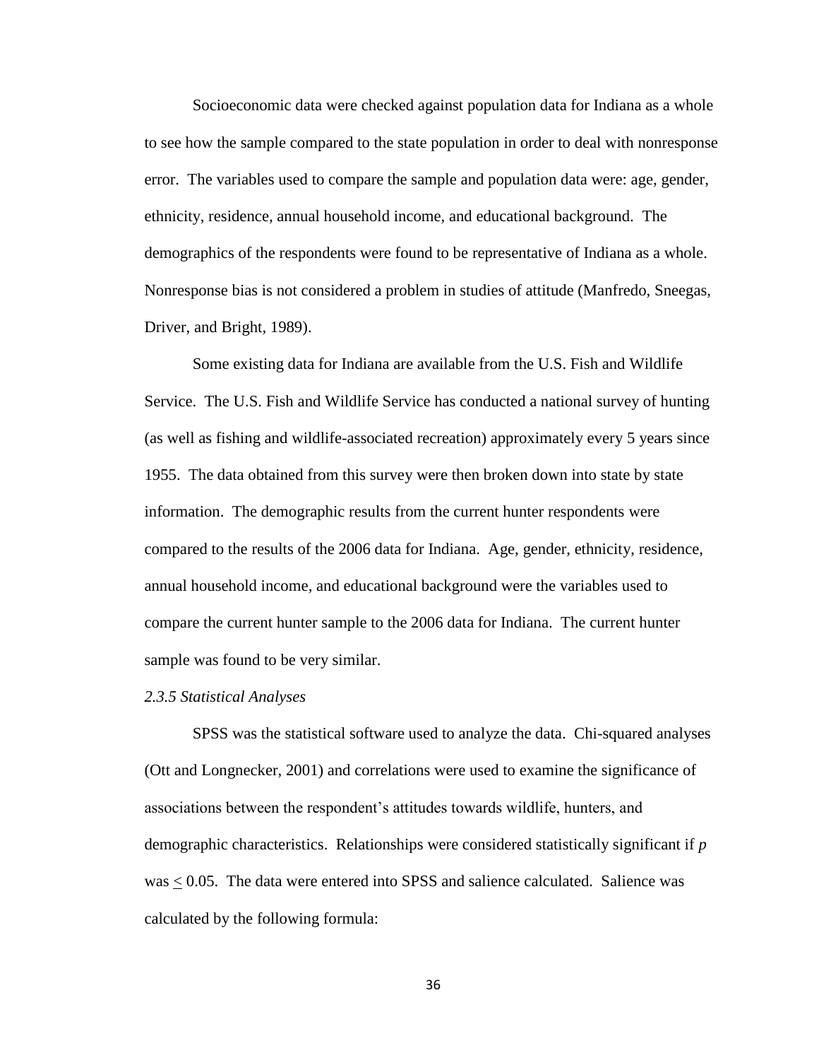Socioeconomic data were checked against population data for Indiana as a whole to see how the sample compared to the state population in order to deal with nonresponse error. The variables used to compare the sample and population data were: age, gender, ethnicity, residence, annual household income, and educational background. The demographics of the respondents were found to be representative of Indiana as a whole. Nonresponse bias is not considered a problem in studies of attitude (Manfredo, Sneegas, Driver, and Bright, 1989).

Some existing data for Indiana are available from the U.S. Fish and Wildlife Service. The U.S. Fish and Wildlife Service has conducted a national survey of hunting (as well as fishing and wildlife-associated recreation) approximately every 5 years since 1955. The data obtained from this survey were then broken down into state by state information. The demographic results from the current hunter respondents were compared to the results of the 2006 data for Indiana. Age, gender, ethnicity, residence, annual household income, and educational background were the variables used to compare the current hunter sample to the 2006 data for Indiana. The current hunter sample was found to be very similar.

### *2.3.5 Statistical Analyses*

SPSS was the statistical software used to analyze the data. Chi-squared analyses (Ott and Longnecker, 2001) and correlations were used to examine the significance of associations between the respondent's attitudes towards wildlife, hunters, and demographic characteristics. Relationships were considered statistically significant if $p$ was $\leq 0.05$. The data were entered into SPSS and salience calculated. Salience was calculated by the following formula: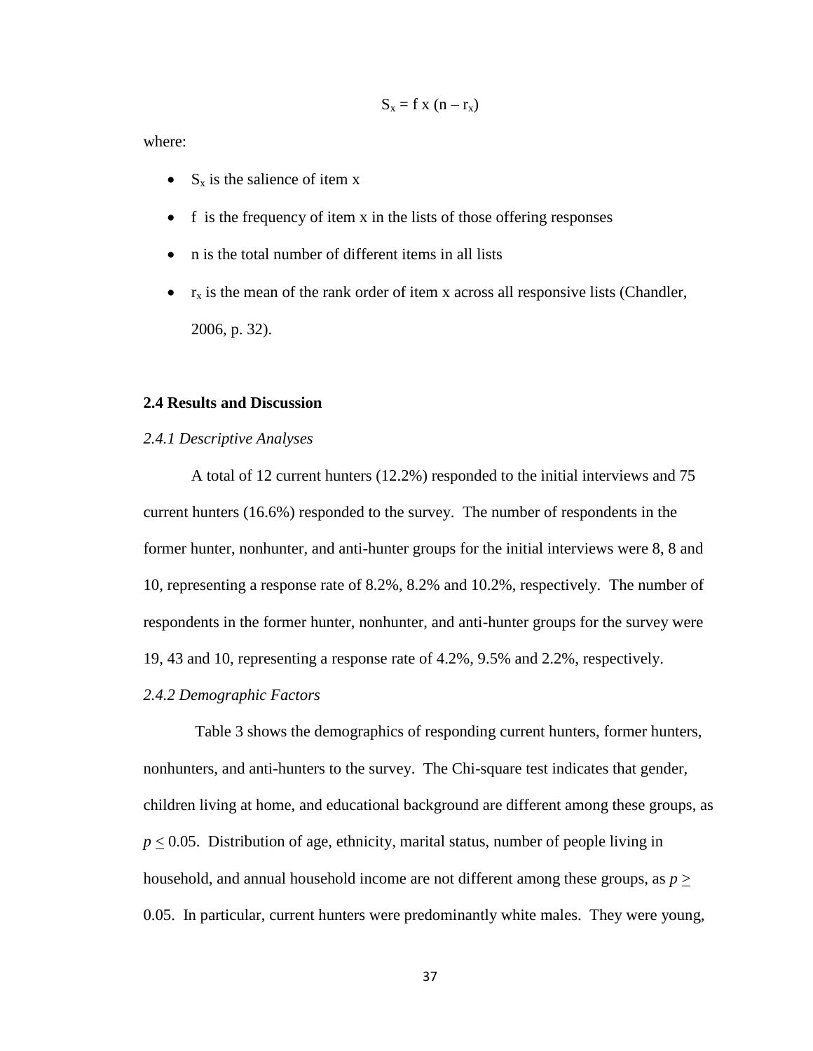$$S_x = f \times (n - r_x)$$

where:

- $S_x$ is the salience of item x
- f is the frequency of item x in the lists of those offering responses
- n is the total number of different items in all lists
- $r_x$ is the mean of the rank order of item x across all responsive lists (Chandler, 2006, p. 32).

### 2.4 Results and Discussion

#### *2.4.1 Descriptive Analyses*

A total of 12 current hunters (12.2%) responded to the initial interviews and 75 current hunters (16.6%) responded to the survey. The number of respondents in the former hunter, nonhunter, and anti-hunter groups for the initial interviews were 8, 8 and 10, representing a response rate of 8.2%, 8.2% and 10.2%, respectively. The number of respondents in the former hunter, nonhunter, and anti-hunter groups for the survey were 19, 43 and 10, representing a response rate of 4.2%, 9.5% and 2.2%, respectively.

#### *2.4.2 Demographic Factors*

Table 3 shows the demographics of responding current hunters, former hunters, nonhunters, and anti-hunters to the survey. The Chi-square test indicates that gender, children living at home, and educational background are different among these groups, as $p \leq 0.05$. Distribution of age, ethnicity, marital status, number of people living in household, and annual household income are not different among these groups, as $p \geq 0.05$. In particular, current hunters were predominantly white males. They were young,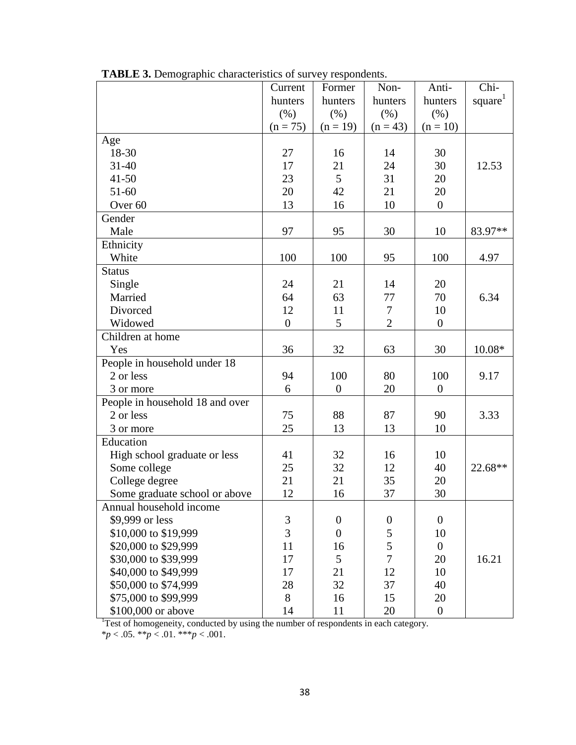**TABLE 3.** Demographic characteristics of survey respondents.

| | Current hunters (%) (n = 75) | Former hunters (%) (n = 19) | Non-hunters (%) (n = 43) | Anti-hunters (%) (n = 10) | Chi-square[1] |
|---|---|---|---|---|---|
| Age | | | | | |
| 18-30 | 27 | 16 | 14 | 30 | |
| 31-40 | 17 | 21 | 24 | 30 | 12.53 |
| 41-50 | 23 | 5 | 31 | 20 | |
| 51-60 | 20 | 42 | 21 | 20 | |
| Over 60 | 13 | 16 | 10 | 0 | |
| Gender | | | | | |
| Male | 97 | 95 | 30 | 10 | 83.97** |
| Ethnicity | | | | | |
| White | 100 | 100 | 95 | 100 | 4.97 |
| Status | | | | | |
| Single | 24 | 21 | 14 | 20 | |
| Married | 64 | 63 | 77 | 70 | 6.34 |
| Divorced | 12 | 11 | 7 | 10 | |
| Widowed | 0 | 5 | 2 | 0 | |
| Children at home | | | | | |
| Yes | 36 | 32 | 63 | 30 | 10.08* |
| People in household under 18 | | | | | |
| 2 or less | 94 | 100 | 80 | 100 | 9.17 |
| 3 or more | 6 | 0 | 20 | 0 | |
| People in household 18 and over | | | | | |
| 2 or less | 75 | 88 | 87 | 90 | 3.33 |
| 3 or more | 25 | 13 | 13 | 10 | |
| Education | | | | | |
| High school graduate or less | 41 | 32 | 16 | 10 | |
| Some college | 25 | 32 | 12 | 40 | 22.68** |
| College degree | 21 | 21 | 35 | 20 | |
| Some graduate school or above | 12 | 16 | 37 | 30 | |
| Annual household income | | | | | |
| $9,999 or less | 3 | 0 | 0 | 0 | |
| $10,000 to $19,999 | 3 | 0 | 5 | 10 | |
| $20,000 to $29,999 | 11 | 16 | 5 | 0 | |
| $30,000 to $39,999 | 17 | 5 | 7 | 20 | 16.21 |
| $40,000 to $49,999 | 17 | 21 | 12 | 10 | |
| $50,000 to $74,999 | 28 | 32 | 37 | 40 | |
| $75,000 to $99,999 | 8 | 16 | 15 | 20 | |
| $100,000 or above | 14 | 11 | 20 | 0 | |

[1]Test of homogeneity, conducted by using the number of respondents in each category.
*$p < .05$. **$p < .01$. ***$p < .001$.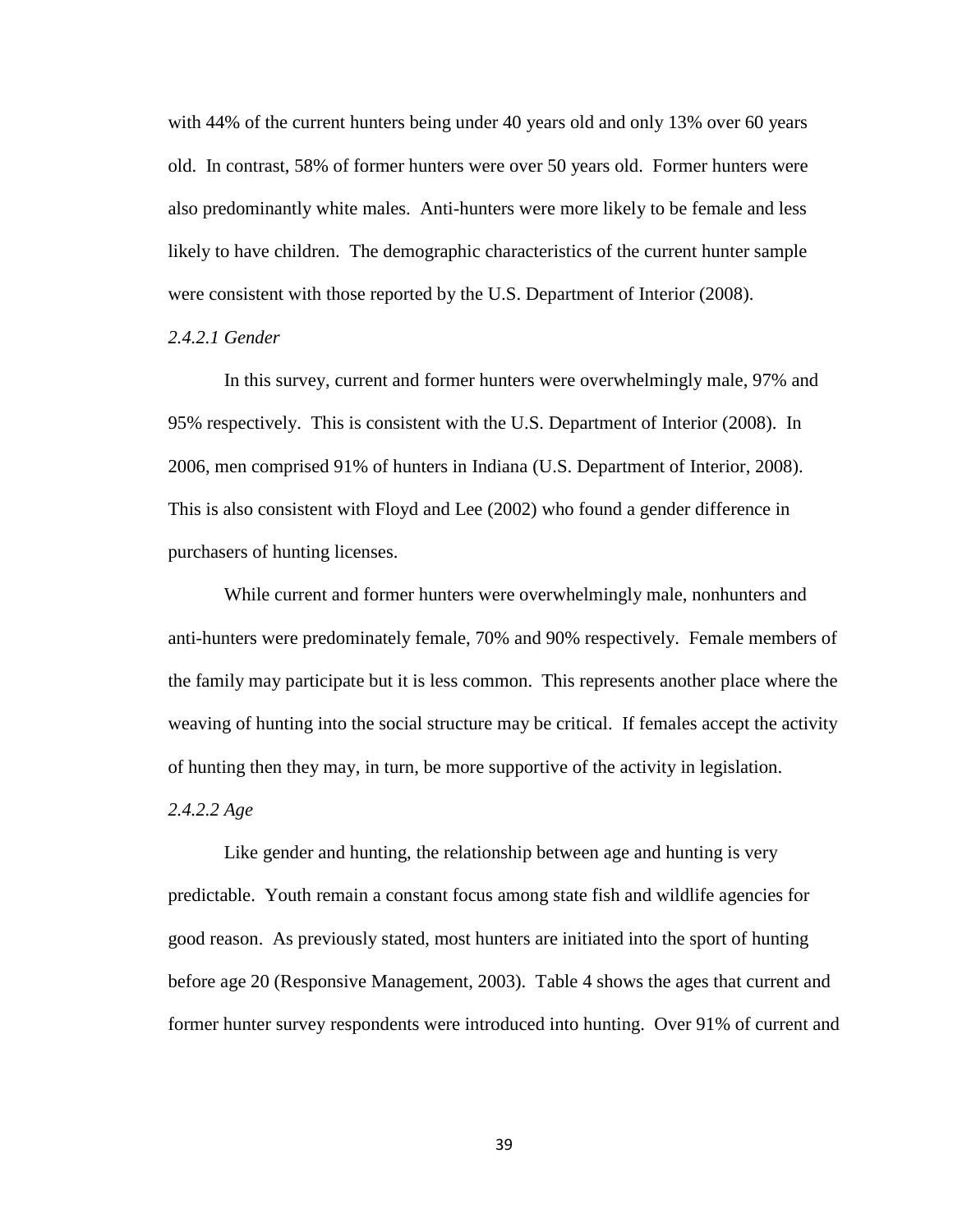with 44% of the current hunters being under 40 years old and only 13% over 60 years old. In contrast, 58% of former hunters were over 50 years old. Former hunters were also predominantly white males. Anti-hunters were more likely to be female and less likely to have children. The demographic characteristics of the current hunter sample were consistent with those reported by the U.S. Department of Interior (2008).

*2.4.2.1 Gender*

In this survey, current and former hunters were overwhelmingly male, 97% and 95% respectively. This is consistent with the U.S. Department of Interior (2008). In 2006, men comprised 91% of hunters in Indiana (U.S. Department of Interior, 2008). This is also consistent with Floyd and Lee (2002) who found a gender difference in purchasers of hunting licenses.

While current and former hunters were overwhelmingly male, nonhunters and anti-hunters were predominately female, 70% and 90% respectively. Female members of the family may participate but it is less common. This represents another place where the weaving of hunting into the social structure may be critical. If females accept the activity of hunting then they may, in turn, be more supportive of the activity in legislation.

*2.4.2.2 Age*

Like gender and hunting, the relationship between age and hunting is very predictable. Youth remain a constant focus among state fish and wildlife agencies for good reason. As previously stated, most hunters are initiated into the sport of hunting before age 20 (Responsive Management, 2003). Table 4 shows the ages that current and former hunter survey respondents were introduced into hunting. Over 91% of current and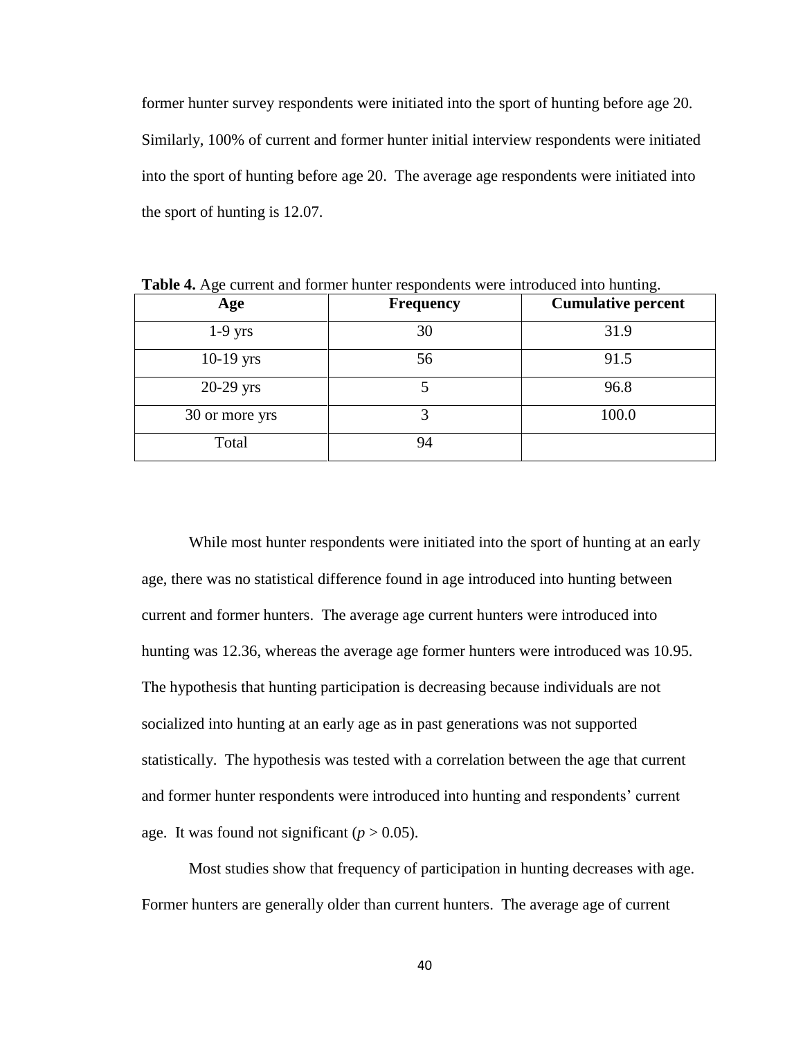former hunter survey respondents were initiated into the sport of hunting before age 20. Similarly, 100% of current and former hunter initial interview respondents were initiated into the sport of hunting before age 20. The average age respondents were initiated into the sport of hunting is 12.07.

**Table 4.** Age current and former hunter respondents were introduced into hunting.

| Age | Frequency | Cumulative percent |
|---|---|---|
| 1-9 yrs | 30 | 31.9 |
| 10-19 yrs | 56 | 91.5 |
| 20-29 yrs | 5 | 96.8 |
| 30 or more yrs | 3 | 100.0 |
| Total | 94 | |

While most hunter respondents were initiated into the sport of hunting at an early age, there was no statistical difference found in age introduced into hunting between current and former hunters. The average age current hunters were introduced into hunting was 12.36, whereas the average age former hunters were introduced was 10.95. The hypothesis that hunting participation is decreasing because individuals are not socialized into hunting at an early age as in past generations was not supported statistically. The hypothesis was tested with a correlation between the age that current and former hunter respondents were introduced into hunting and respondents' current age. It was found not significant ($p > 0.05$).

Most studies show that frequency of participation in hunting decreases with age. Former hunters are generally older than current hunters. The average age of current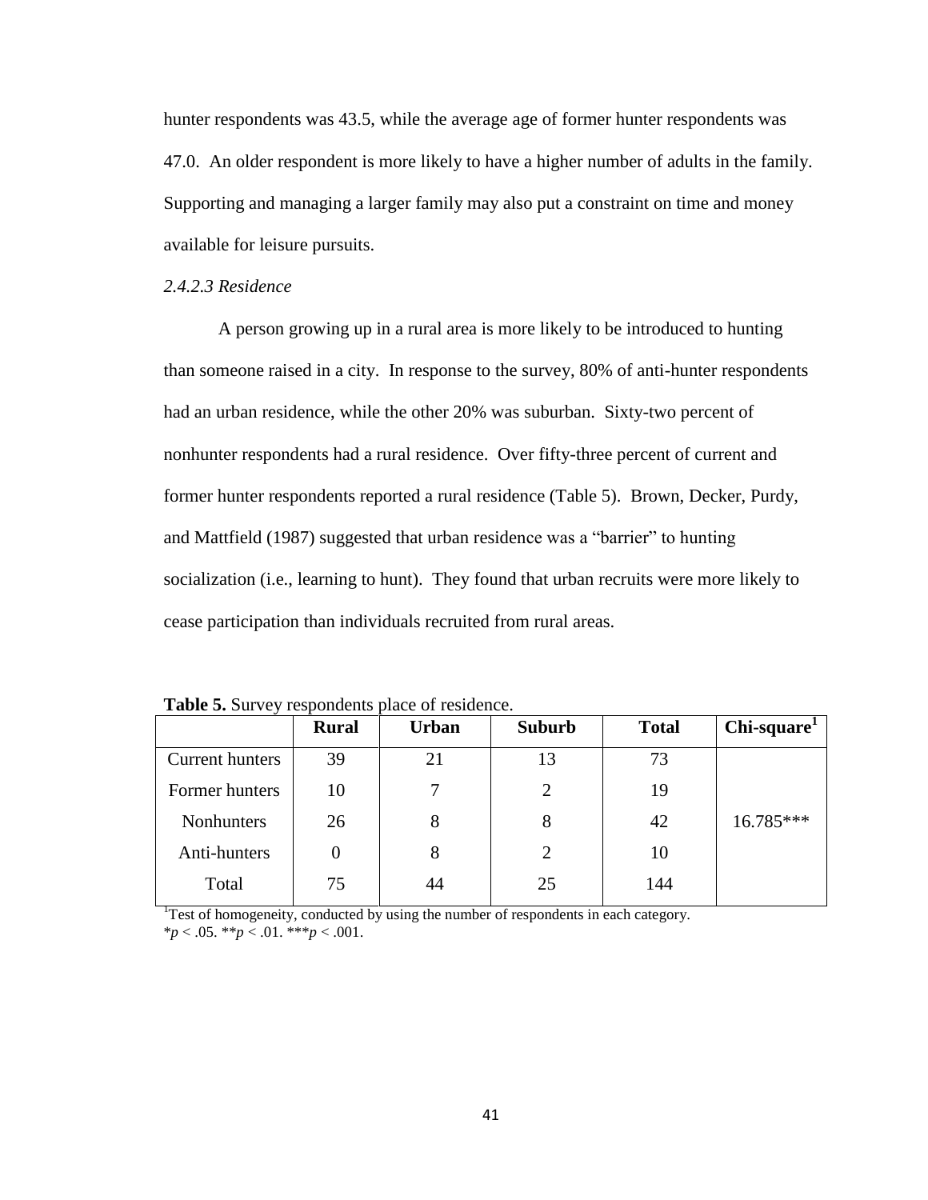hunter respondents was 43.5, while the average age of former hunter respondents was 47.0. An older respondent is more likely to have a higher number of adults in the family. Supporting and managing a larger family may also put a constraint on time and money available for leisure pursuits.

*2.4.2.3 Residence*

A person growing up in a rural area is more likely to be introduced to hunting than someone raised in a city. In response to the survey, 80% of anti-hunter respondents had an urban residence, while the other 20% was suburban. Sixty-two percent of nonhunter respondents had a rural residence. Over fifty-three percent of current and former hunter respondents reported a rural residence (Table 5). Brown, Decker, Purdy, and Mattfield (1987) suggested that urban residence was a "barrier" to hunting socialization (i.e., learning to hunt). They found that urban recruits were more likely to cease participation than individuals recruited from rural areas.

**Table 5.** Survey respondents place of residence.

| | **Rural** | **Urban** | **Suburb** | **Total** | **Chi-square[1]** |
|---|---|---|---|---|---|
| Current hunters | 39 | 21 | 13 | 73 | |
| Former hunters | 10 | 7 | 2 | 19 | |
| Nonhunters | 26 | 8 | 8 | 42 | 16.785*** |
| Anti-hunters | 0 | 8 | 2 | 10 | |
| Total | 75 | 44 | 25 | 144 | |

[1]Test of homogeneity, conducted by using the number of respondents in each category.
\* $p < .05$. \*\* $p < .01$. \*\*\* $p < .001$.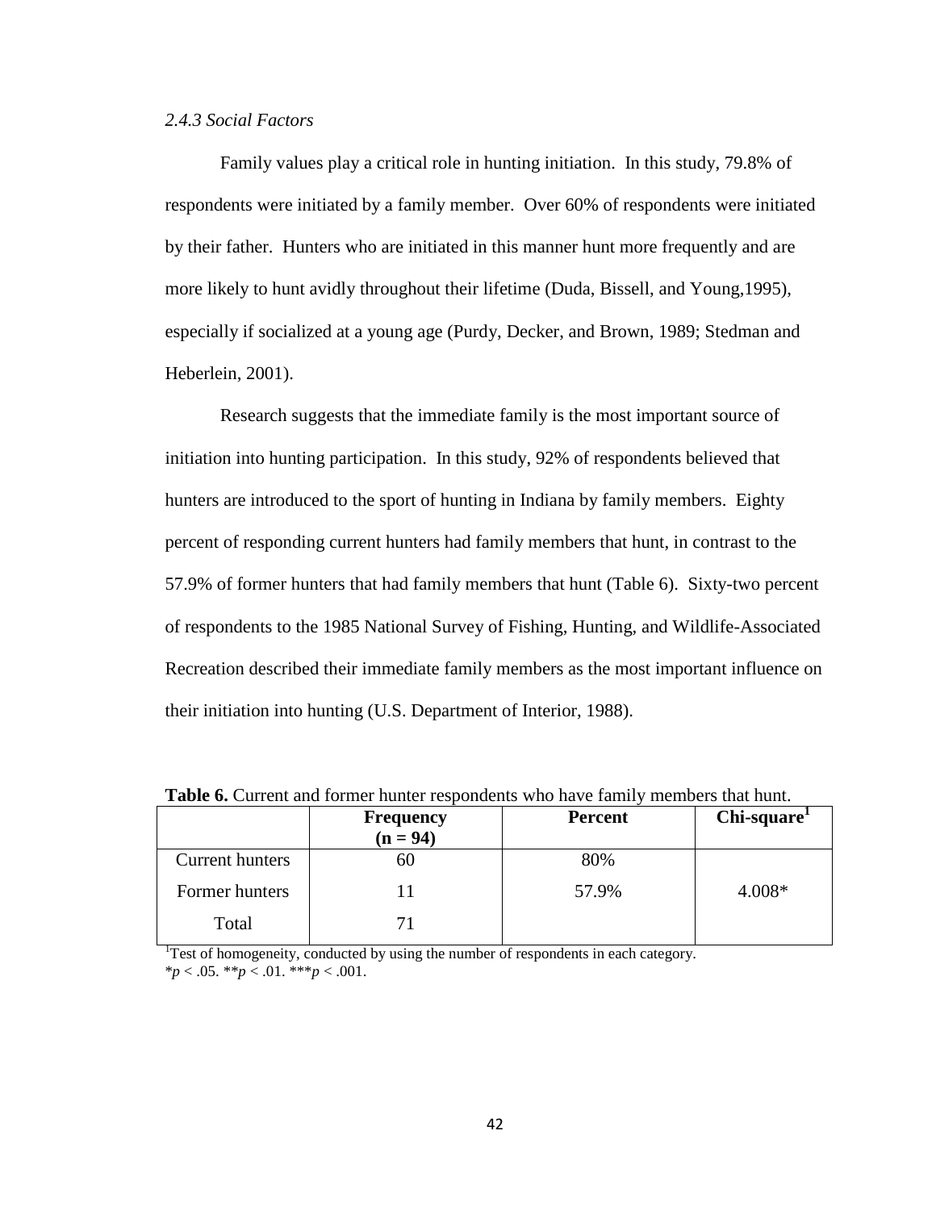### *2.4.3 Social Factors*

Family values play a critical role in hunting initiation. In this study, 79.8% of respondents were initiated by a family member. Over 60% of respondents were initiated by their father. Hunters who are initiated in this manner hunt more frequently and are more likely to hunt avidly throughout their lifetime (Duda, Bissell, and Young,1995), especially if socialized at a young age (Purdy, Decker, and Brown, 1989; Stedman and Heberlein, 2001).

Research suggests that the immediate family is the most important source of initiation into hunting participation. In this study, 92% of respondents believed that hunters are introduced to the sport of hunting in Indiana by family members. Eighty percent of responding current hunters had family members that hunt, in contrast to the 57.9% of former hunters that had family members that hunt (Table 6). Sixty-two percent of respondents to the 1985 National Survey of Fishing, Hunting, and Wildlife-Associated Recreation described their immediate family members as the most important influence on their initiation into hunting (U.S. Department of Interior, 1988).

**Table 6.** Current and former hunter respondents who have family members that hunt.

| | **Frequency (n = 94)** | **Percent** | **Chi-square[1]** |
|---|---|---|---|
| Current hunters | 60 | 80% | |
| Former hunters | 11 | 57.9% | 4.008* |
| Total | 71 | | |

[1]Test of homogeneity, conducted by using the number of respondents in each category.
*$p < .05$. **$p < .01$. ***$p < .001$.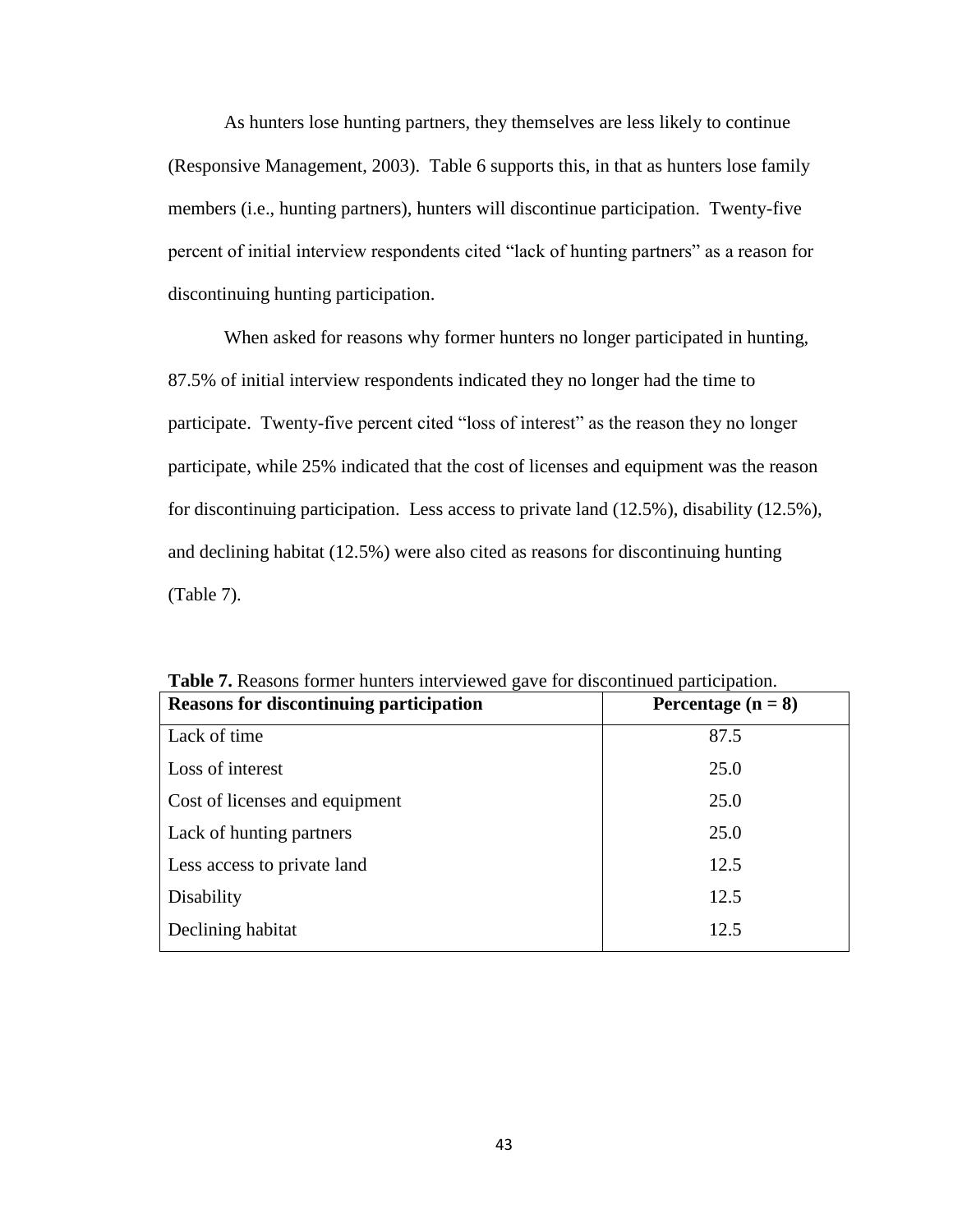As hunters lose hunting partners, they themselves are less likely to continue (Responsive Management, 2003). Table 6 supports this, in that as hunters lose family members (i.e., hunting partners), hunters will discontinue participation. Twenty-five percent of initial interview respondents cited "lack of hunting partners" as a reason for discontinuing hunting participation.

When asked for reasons why former hunters no longer participated in hunting, 87.5% of initial interview respondents indicated they no longer had the time to participate. Twenty-five percent cited "loss of interest" as the reason they no longer participate, while 25% indicated that the cost of licenses and equipment was the reason for discontinuing participation. Less access to private land (12.5%), disability (12.5%), and declining habitat (12.5%) were also cited as reasons for discontinuing hunting (Table 7).

**Table 7.** Reasons former hunters interviewed gave for discontinued participation.

| **Reasons for discontinuing participation** | **Percentage (n = 8)** |
|---|---|
| Lack of time | 87.5 |
| Loss of interest | 25.0 |
| Cost of licenses and equipment | 25.0 |
| Lack of hunting partners | 25.0 |
| Less access to private land | 12.5 |
| Disability | 12.5 |
| Declining habitat | 12.5 |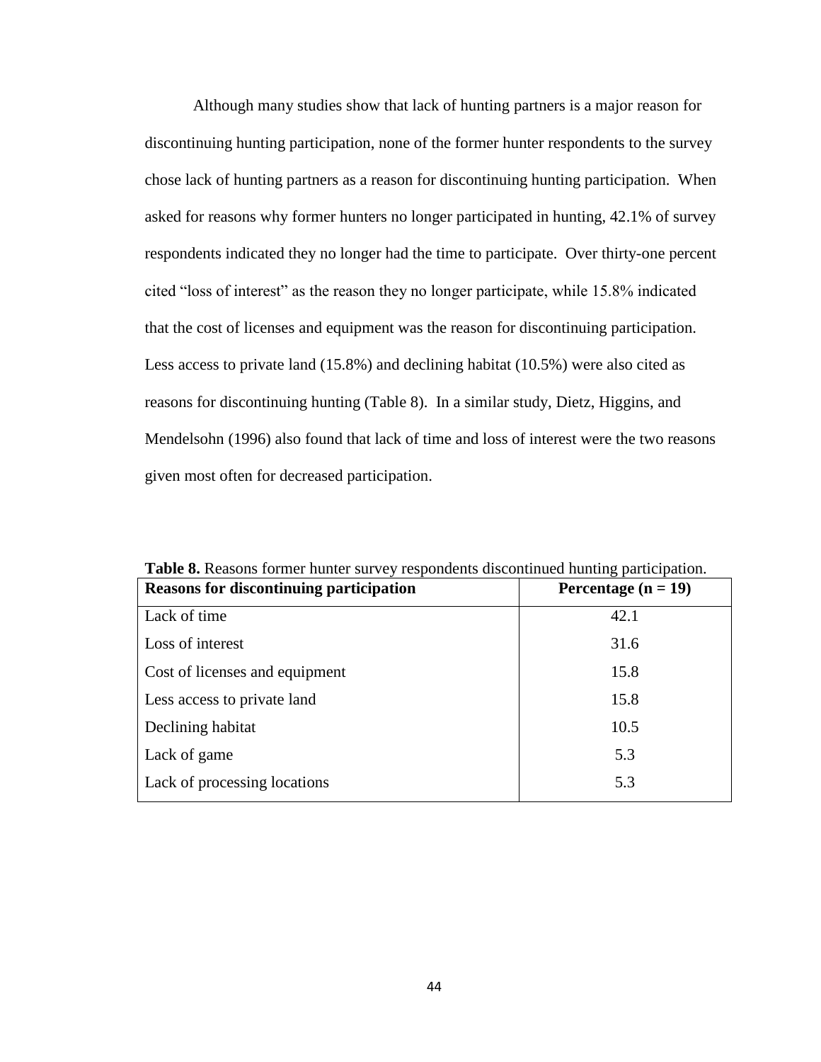Although many studies show that lack of hunting partners is a major reason for discontinuing hunting participation, none of the former hunter respondents to the survey chose lack of hunting partners as a reason for discontinuing hunting participation. When asked for reasons why former hunters no longer participated in hunting, 42.1% of survey respondents indicated they no longer had the time to participate. Over thirty-one percent cited "loss of interest" as the reason they no longer participate, while 15.8% indicated that the cost of licenses and equipment was the reason for discontinuing participation. Less access to private land (15.8%) and declining habitat (10.5%) were also cited as reasons for discontinuing hunting (Table 8). In a similar study, Dietz, Higgins, and Mendelsohn (1996) also found that lack of time and loss of interest were the two reasons given most often for decreased participation.

**Table 8.** Reasons former hunter survey respondents discontinued hunting participation.

| Reasons for discontinuing participation | Percentage (n = 19) |
|---|---|
| Lack of time | 42.1 |
| Loss of interest | 31.6 |
| Cost of licenses and equipment | 15.8 |
| Less access to private land | 15.8 |
| Declining habitat | 10.5 |
| Lack of game | 5.3 |
| Lack of processing locations | 5.3 |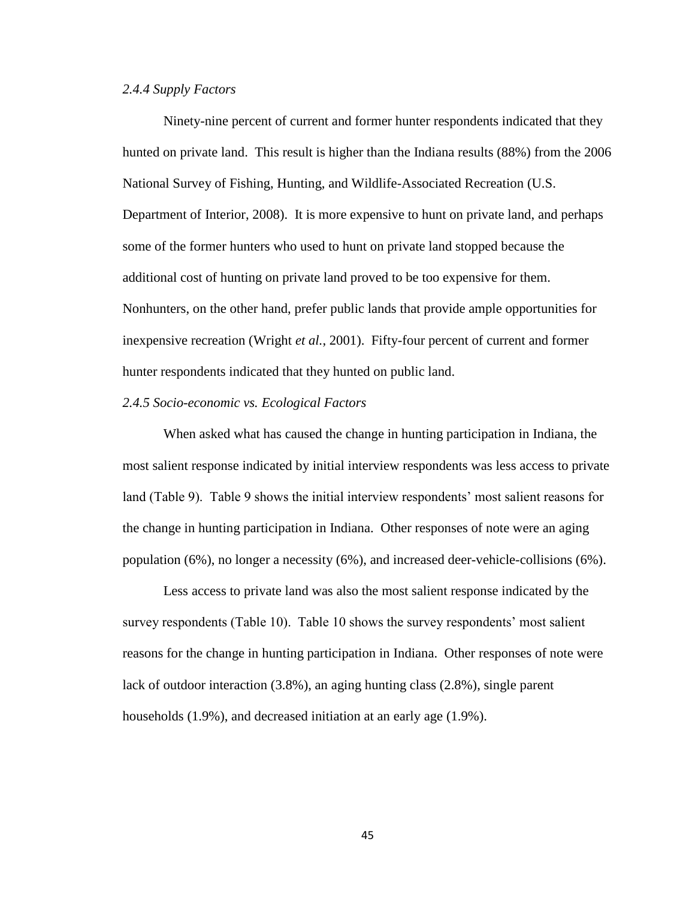### *2.4.4 Supply Factors*

Ninety-nine percent of current and former hunter respondents indicated that they hunted on private land. This result is higher than the Indiana results (88%) from the 2006 National Survey of Fishing, Hunting, and Wildlife-Associated Recreation (U.S. Department of Interior, 2008). It is more expensive to hunt on private land, and perhaps some of the former hunters who used to hunt on private land stopped because the additional cost of hunting on private land proved to be too expensive for them. Nonhunters, on the other hand, prefer public lands that provide ample opportunities for inexpensive recreation (Wright *et al.*, 2001). Fifty-four percent of current and former hunter respondents indicated that they hunted on public land.

### *2.4.5 Socio-economic vs. Ecological Factors*

When asked what has caused the change in hunting participation in Indiana, the most salient response indicated by initial interview respondents was less access to private land (Table 9). Table 9 shows the initial interview respondents' most salient reasons for the change in hunting participation in Indiana. Other responses of note were an aging population (6%), no longer a necessity (6%), and increased deer-vehicle-collisions (6%).

Less access to private land was also the most salient response indicated by the survey respondents (Table 10). Table 10 shows the survey respondents' most salient reasons for the change in hunting participation in Indiana. Other responses of note were lack of outdoor interaction (3.8%), an aging hunting class (2.8%), single parent households (1.9%), and decreased initiation at an early age (1.9%).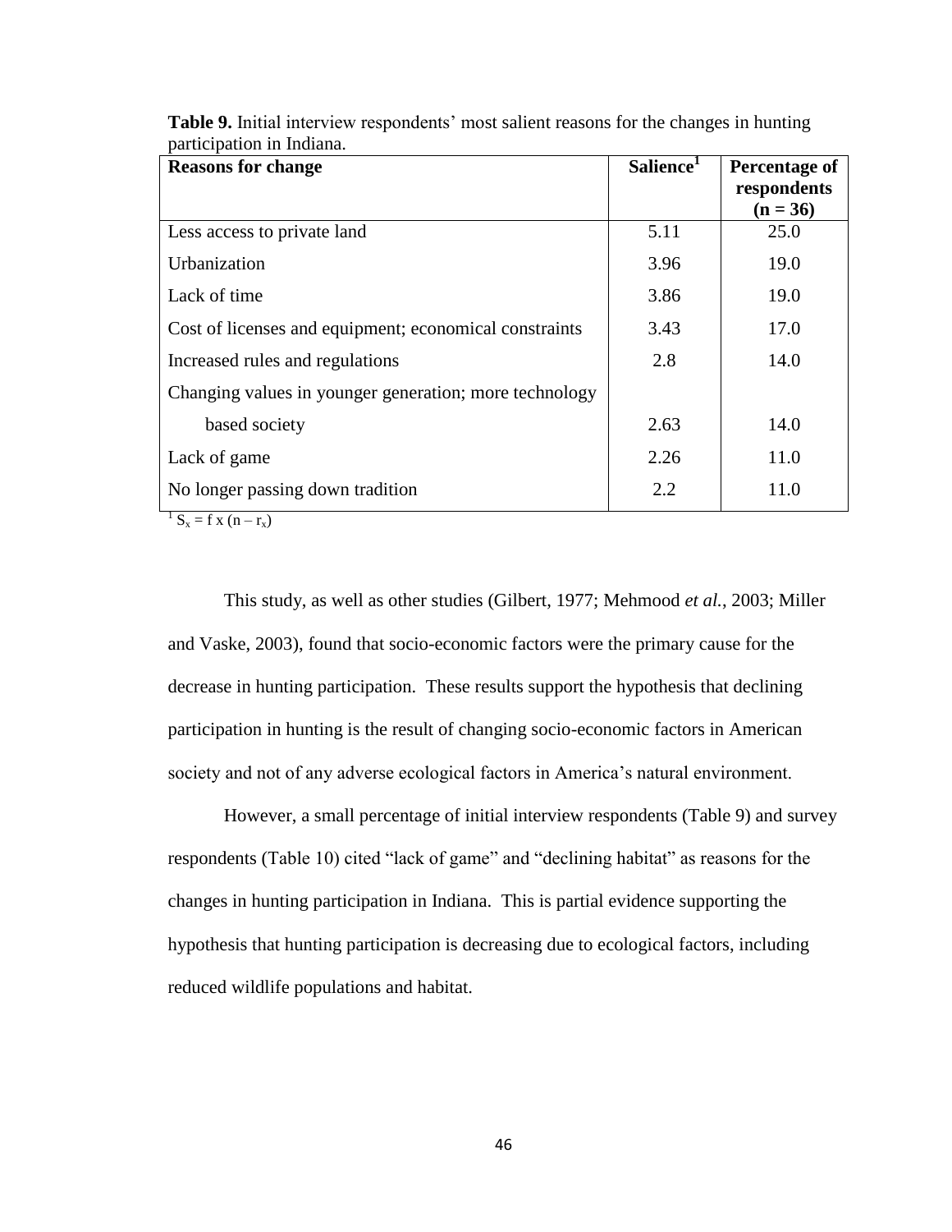**Table 9.** Initial interview respondents' most salient reasons for the changes in hunting participation in Indiana.

| Reasons for change | Salience[1] | Percentage of respondents (n = 36) |
|---|---|---|
| Less access to private land | 5.11 | 25.0 |
| Urbanization | 3.96 | 19.0 |
| Lack of time | 3.86 | 19.0 |
| Cost of licenses and equipment; economical constraints | 3.43 | 17.0 |
| Increased rules and regulations | 2.8 | 14.0 |
| Changing values in younger generation; more technology based society | 2.63 | 14.0 |
| Lack of game | 2.26 | 11.0 |
| No longer passing down tradition | 2.2 | 11.0 |

[1] $S_x = f \times (n - r_x)$

This study, as well as other studies (Gilbert, 1977; Mehmood *et al.*, 2003; Miller and Vaske, 2003), found that socio-economic factors were the primary cause for the decrease in hunting participation. These results support the hypothesis that declining participation in hunting is the result of changing socio-economic factors in American society and not of any adverse ecological factors in America's natural environment.

However, a small percentage of initial interview respondents (Table 9) and survey respondents (Table 10) cited "lack of game" and "declining habitat" as reasons for the changes in hunting participation in Indiana. This is partial evidence supporting the hypothesis that hunting participation is decreasing due to ecological factors, including reduced wildlife populations and habitat.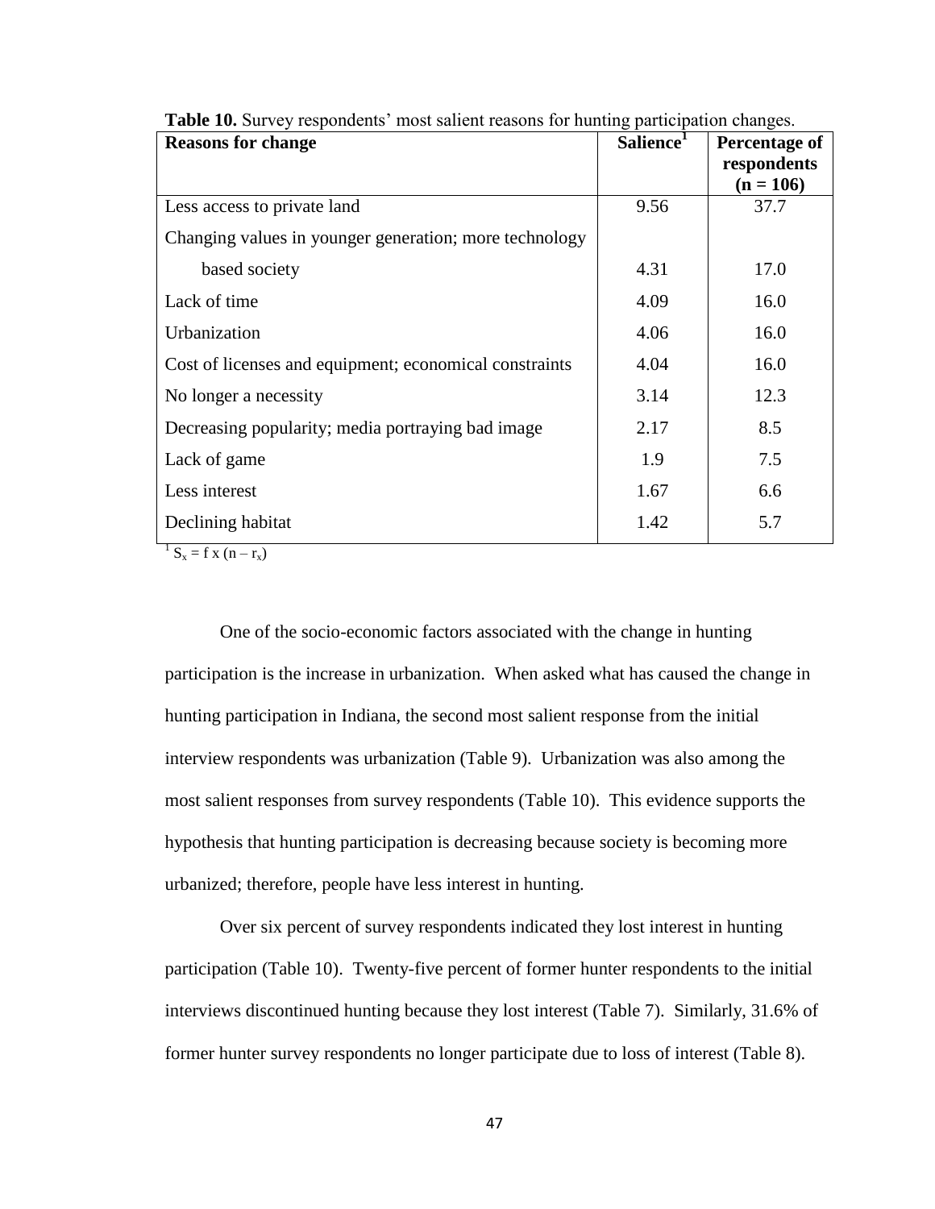**Table 10.** Survey respondents' most salient reasons for hunting participation changes.

| Reasons for change | Salience[1] | Percentage of respondents (n = 106) |
|---|---|---|
| Less access to private land | 9.56 | 37.7 |
| Changing values in younger generation; more technology based society | 4.31 | 17.0 |
| Lack of time | 4.09 | 16.0 |
| Urbanization | 4.06 | 16.0 |
| Cost of licenses and equipment; economical constraints | 4.04 | 16.0 |
| No longer a necessity | 3.14 | 12.3 |
| Decreasing popularity; media portraying bad image | 2.17 | 8.5 |
| Lack of game | 1.9 | 7.5 |
| Less interest | 1.67 | 6.6 |
| Declining habitat | 1.42 | 5.7 |

[1] $S_x = f \times (n - r_x)$

One of the socio-economic factors associated with the change in hunting participation is the increase in urbanization. When asked what has caused the change in hunting participation in Indiana, the second most salient response from the initial interview respondents was urbanization (Table 9). Urbanization was also among the most salient responses from survey respondents (Table 10). This evidence supports the hypothesis that hunting participation is decreasing because society is becoming more urbanized; therefore, people have less interest in hunting.

Over six percent of survey respondents indicated they lost interest in hunting participation (Table 10). Twenty-five percent of former hunter respondents to the initial interviews discontinued hunting because they lost interest (Table 7). Similarly, 31.6% of former hunter survey respondents no longer participate due to loss of interest (Table 8).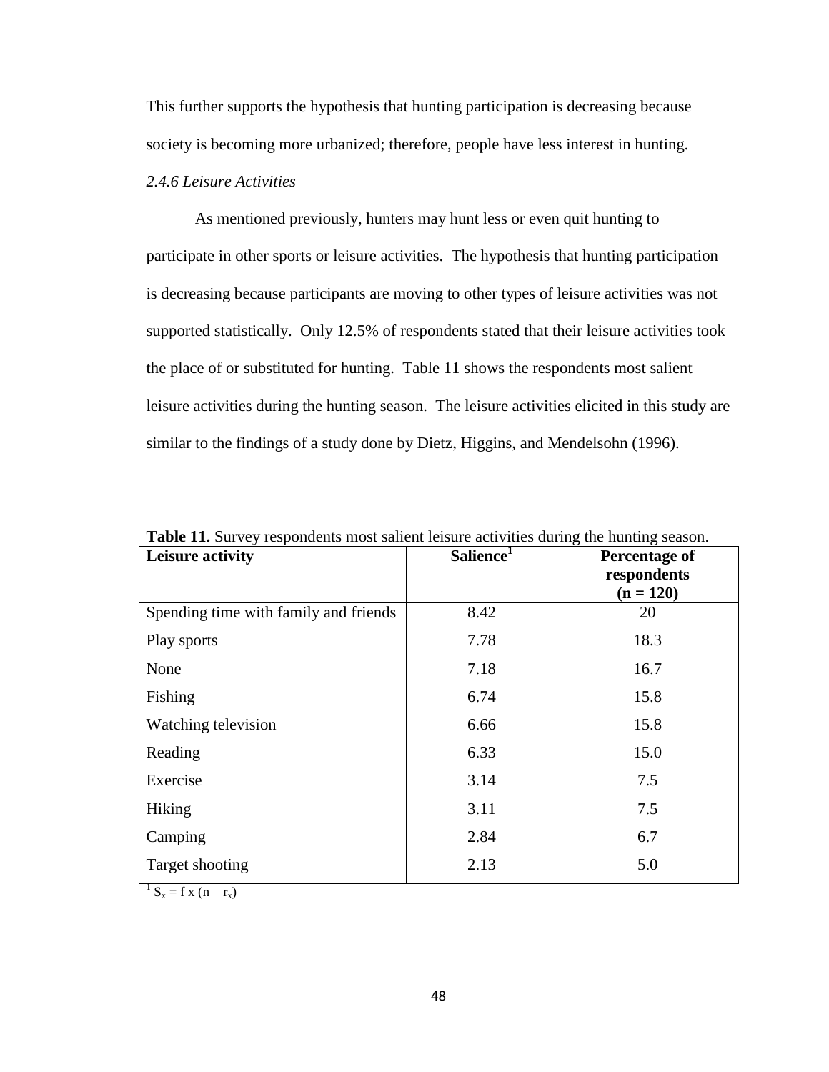This further supports the hypothesis that hunting participation is decreasing because society is becoming more urbanized; therefore, people have less interest in hunting.

### *2.4.6 Leisure Activities*

As mentioned previously, hunters may hunt less or even quit hunting to participate in other sports or leisure activities. The hypothesis that hunting participation is decreasing because participants are moving to other types of leisure activities was not supported statistically. Only 12.5% of respondents stated that their leisure activities took the place of or substituted for hunting. Table 11 shows the respondents most salient leisure activities during the hunting season. The leisure activities elicited in this study are similar to the findings of a study done by Dietz, Higgins, and Mendelsohn (1996).

**Table 11.** Survey respondents most salient leisure activities during the hunting season.

| **Leisure activity** | **Salience[1]** | **Percentage of respondents (n = 120)** |
|---|---|---|
| Spending time with family and friends | 8.42 | 20 |
| Play sports | 7.78 | 18.3 |
| None | 7.18 | 16.7 |
| Fishing | 6.74 | 15.8 |
| Watching television | 6.66 | 15.8 |
| Reading | 6.33 | 15.0 |
| Exercise | 3.14 | 7.5 |
| Hiking | 3.11 | 7.5 |
| Camping | 2.84 | 6.7 |
| Target shooting | 2.13 | 5.0 |

[1] $S_x = f \text{ x } (n - r_x)$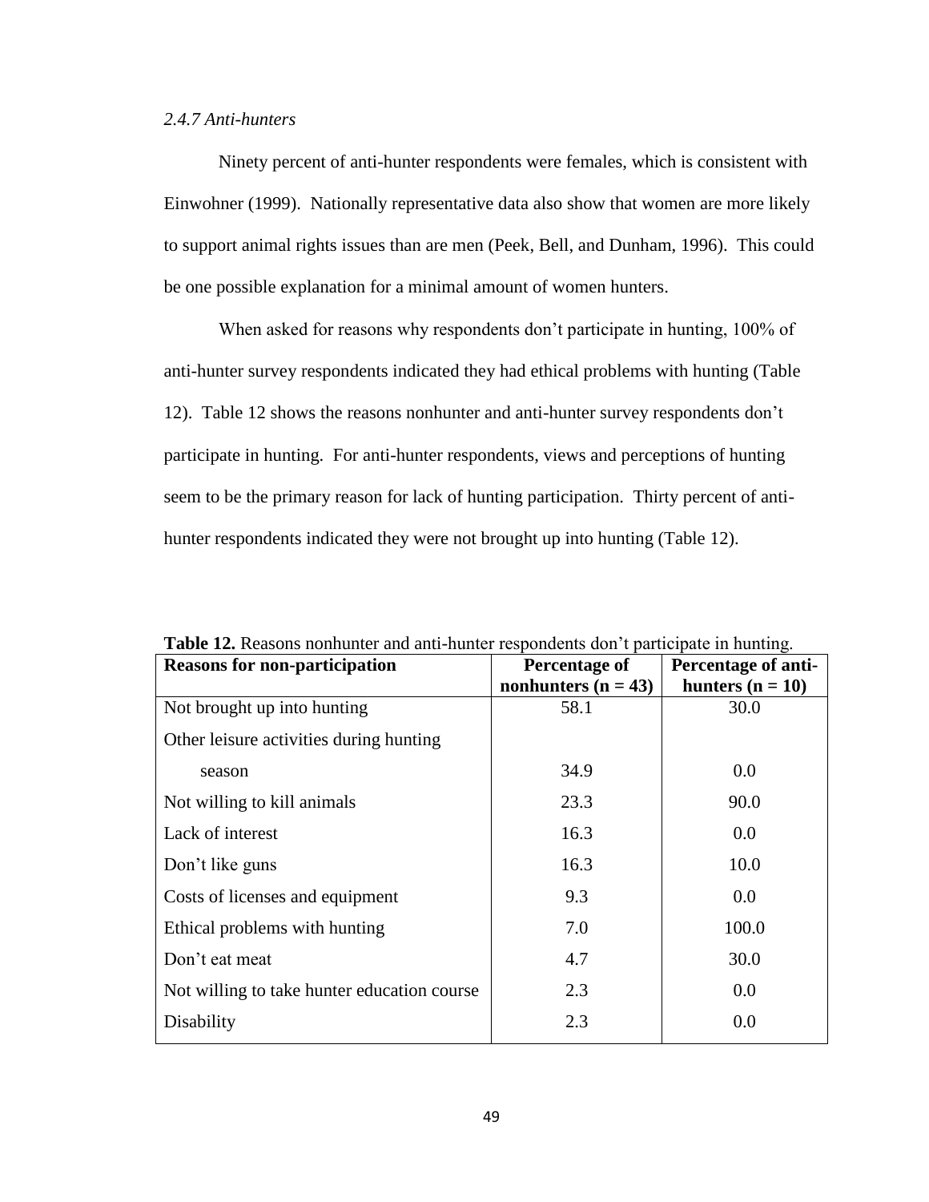*2.4.7 Anti-hunters*

Ninety percent of anti-hunter respondents were females, which is consistent with Einwohner (1999). Nationally representative data also show that women are more likely to support animal rights issues than are men (Peek, Bell, and Dunham, 1996). This could be one possible explanation for a minimal amount of women hunters.

When asked for reasons why respondents don't participate in hunting, 100% of anti-hunter survey respondents indicated they had ethical problems with hunting (Table 12). Table 12 shows the reasons nonhunter and anti-hunter survey respondents don't participate in hunting. For anti-hunter respondents, views and perceptions of hunting seem to be the primary reason for lack of hunting participation. Thirty percent of anti-hunter respondents indicated they were not brought up into hunting (Table 12).

**Table 12.** Reasons nonhunter and anti-hunter respondents don't participate in hunting.

| Reasons for non-participation | Percentage of nonhunters (n = 43) | Percentage of anti-hunters (n = 10) |
|---|---|---|
| Not brought up into hunting | 58.1 | 30.0 |
| Other leisure activities during hunting season | 34.9 | 0.0 |
| Not willing to kill animals | 23.3 | 90.0 |
| Lack of interest | 16.3 | 0.0 |
| Don't like guns | 16.3 | 10.0 |
| Costs of licenses and equipment | 9.3 | 0.0 |
| Ethical problems with hunting | 7.0 | 100.0 |
| Don't eat meat | 4.7 | 30.0 |
| Not willing to take hunter education course | 2.3 | 0.0 |
| Disability | 2.3 | 0.0 |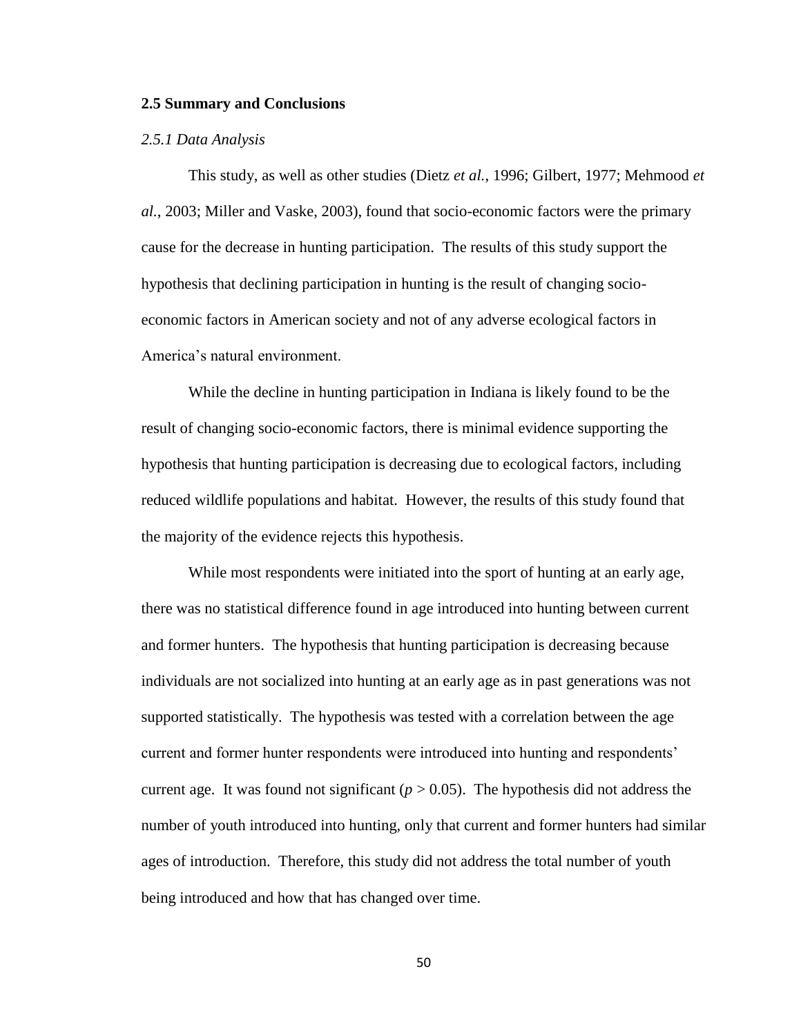## 2.5 Summary and Conclusions

### *2.5.1 Data Analysis*

This study, as well as other studies (Dietz *et al.*, 1996; Gilbert, 1977; Mehmood *et al.*, 2003; Miller and Vaske, 2003), found that socio-economic factors were the primary cause for the decrease in hunting participation. The results of this study support the hypothesis that declining participation in hunting is the result of changing socio-economic factors in American society and not of any adverse ecological factors in America's natural environment.

While the decline in hunting participation in Indiana is likely found to be the result of changing socio-economic factors, there is minimal evidence supporting the hypothesis that hunting participation is decreasing due to ecological factors, including reduced wildlife populations and habitat. However, the results of this study found that the majority of the evidence rejects this hypothesis.

While most respondents were initiated into the sport of hunting at an early age, there was no statistical difference found in age introduced into hunting between current and former hunters. The hypothesis that hunting participation is decreasing because individuals are not socialized into hunting at an early age as in past generations was not supported statistically. The hypothesis was tested with a correlation between the age current and former hunter respondents were introduced into hunting and respondents' current age. It was found not significant ($p > 0.05$). The hypothesis did not address the number of youth introduced into hunting, only that current and former hunters had similar ages of introduction. Therefore, this study did not address the total number of youth being introduced and how that has changed over time.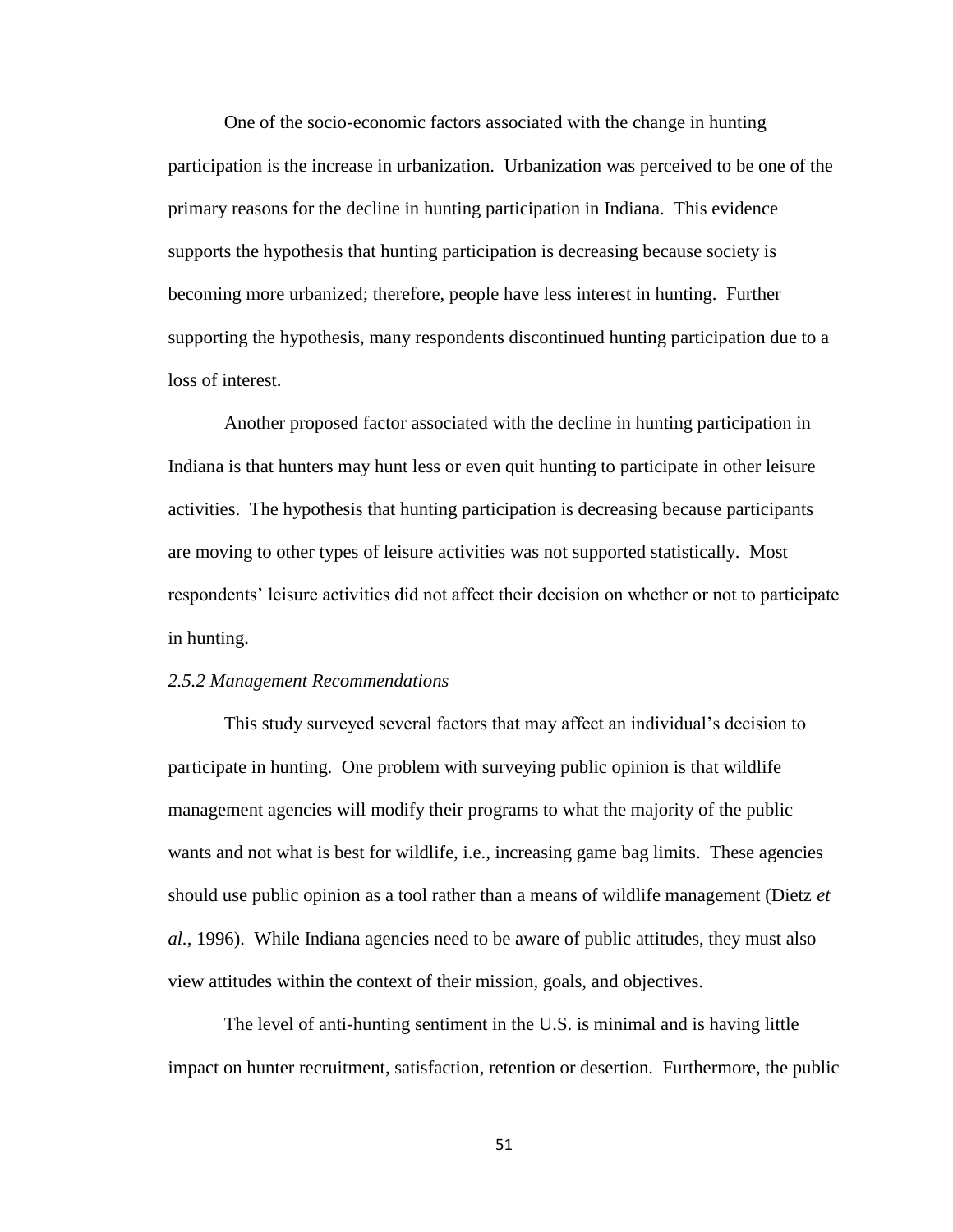One of the socio-economic factors associated with the change in hunting participation is the increase in urbanization. Urbanization was perceived to be one of the primary reasons for the decline in hunting participation in Indiana. This evidence supports the hypothesis that hunting participation is decreasing because society is becoming more urbanized; therefore, people have less interest in hunting. Further supporting the hypothesis, many respondents discontinued hunting participation due to a loss of interest.

Another proposed factor associated with the decline in hunting participation in Indiana is that hunters may hunt less or even quit hunting to participate in other leisure activities. The hypothesis that hunting participation is decreasing because participants are moving to other types of leisure activities was not supported statistically. Most respondents' leisure activities did not affect their decision on whether or not to participate in hunting.

### *2.5.2 Management Recommendations*

This study surveyed several factors that may affect an individual's decision to participate in hunting. One problem with surveying public opinion is that wildlife management agencies will modify their programs to what the majority of the public wants and not what is best for wildlife, i.e., increasing game bag limits. These agencies should use public opinion as a tool rather than a means of wildlife management (Dietz *et al.*, 1996). While Indiana agencies need to be aware of public attitudes, they must also view attitudes within the context of their mission, goals, and objectives.

The level of anti-hunting sentiment in the U.S. is minimal and is having little impact on hunter recruitment, satisfaction, retention or desertion. Furthermore, the public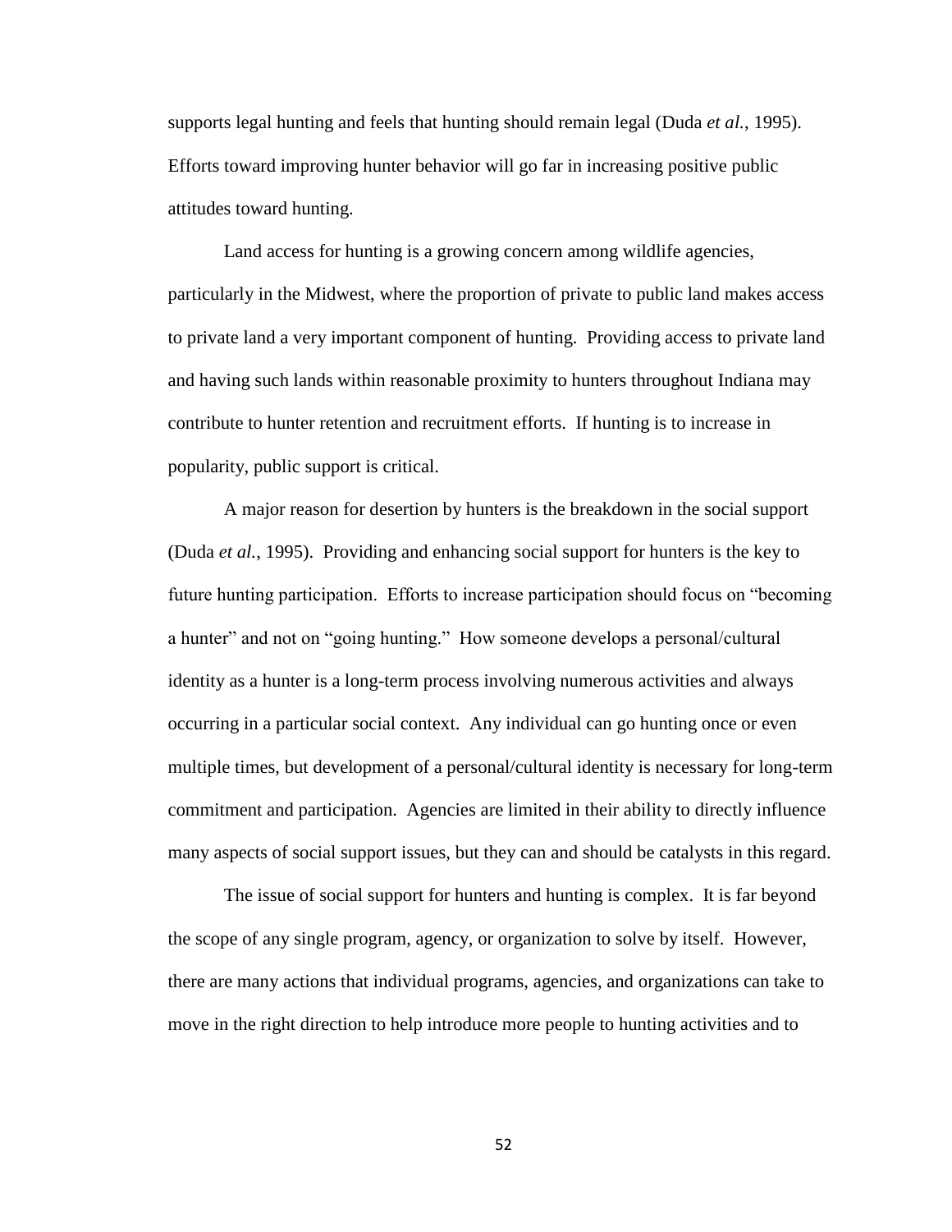supports legal hunting and feels that hunting should remain legal (Duda *et al.*, 1995). Efforts toward improving hunter behavior will go far in increasing positive public attitudes toward hunting.

Land access for hunting is a growing concern among wildlife agencies, particularly in the Midwest, where the proportion of private to public land makes access to private land a very important component of hunting. Providing access to private land and having such lands within reasonable proximity to hunters throughout Indiana may contribute to hunter retention and recruitment efforts. If hunting is to increase in popularity, public support is critical.

A major reason for desertion by hunters is the breakdown in the social support (Duda *et al.*, 1995). Providing and enhancing social support for hunters is the key to future hunting participation. Efforts to increase participation should focus on "becoming a hunter" and not on "going hunting." How someone develops a personal/cultural identity as a hunter is a long-term process involving numerous activities and always occurring in a particular social context. Any individual can go hunting once or even multiple times, but development of a personal/cultural identity is necessary for long-term commitment and participation. Agencies are limited in their ability to directly influence many aspects of social support issues, but they can and should be catalysts in this regard.

The issue of social support for hunters and hunting is complex. It is far beyond the scope of any single program, agency, or organization to solve by itself. However, there are many actions that individual programs, agencies, and organizations can take to move in the right direction to help introduce more people to hunting activities and to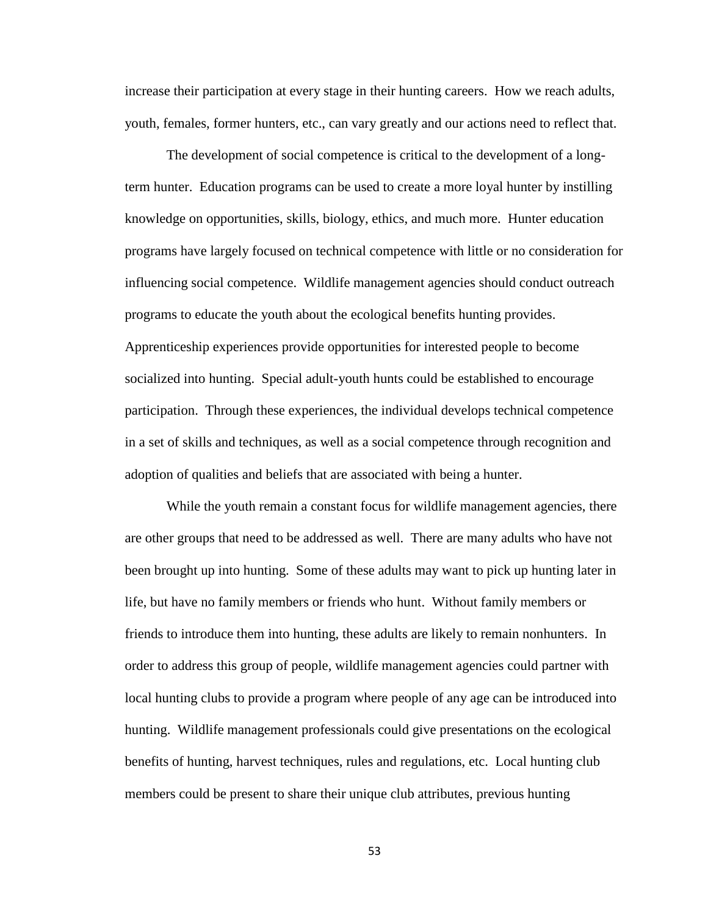increase their participation at every stage in their hunting careers. How we reach adults, youth, females, former hunters, etc., can vary greatly and our actions need to reflect that.

The development of social competence is critical to the development of a long-term hunter. Education programs can be used to create a more loyal hunter by instilling knowledge on opportunities, skills, biology, ethics, and much more. Hunter education programs have largely focused on technical competence with little or no consideration for influencing social competence. Wildlife management agencies should conduct outreach programs to educate the youth about the ecological benefits hunting provides. Apprenticeship experiences provide opportunities for interested people to become socialized into hunting. Special adult-youth hunts could be established to encourage participation. Through these experiences, the individual develops technical competence in a set of skills and techniques, as well as a social competence through recognition and adoption of qualities and beliefs that are associated with being a hunter.

While the youth remain a constant focus for wildlife management agencies, there are other groups that need to be addressed as well. There are many adults who have not been brought up into hunting. Some of these adults may want to pick up hunting later in life, but have no family members or friends who hunt. Without family members or friends to introduce them into hunting, these adults are likely to remain nonhunters. In order to address this group of people, wildlife management agencies could partner with local hunting clubs to provide a program where people of any age can be introduced into hunting. Wildlife management professionals could give presentations on the ecological benefits of hunting, harvest techniques, rules and regulations, etc. Local hunting club members could be present to share their unique club attributes, previous hunting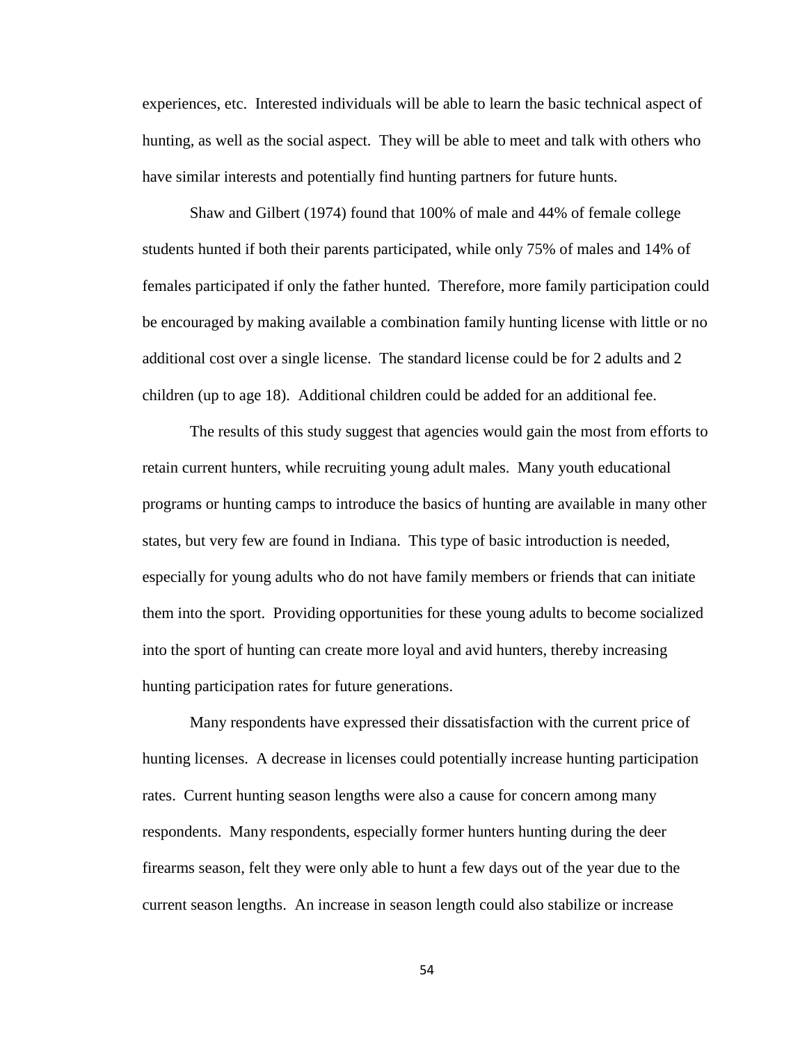experiences, etc. Interested individuals will be able to learn the basic technical aspect of hunting, as well as the social aspect. They will be able to meet and talk with others who have similar interests and potentially find hunting partners for future hunts.

Shaw and Gilbert (1974) found that 100% of male and 44% of female college students hunted if both their parents participated, while only 75% of males and 14% of females participated if only the father hunted. Therefore, more family participation could be encouraged by making available a combination family hunting license with little or no additional cost over a single license. The standard license could be for 2 adults and 2 children (up to age 18). Additional children could be added for an additional fee.

The results of this study suggest that agencies would gain the most from efforts to retain current hunters, while recruiting young adult males. Many youth educational programs or hunting camps to introduce the basics of hunting are available in many other states, but very few are found in Indiana. This type of basic introduction is needed, especially for young adults who do not have family members or friends that can initiate them into the sport. Providing opportunities for these young adults to become socialized into the sport of hunting can create more loyal and avid hunters, thereby increasing hunting participation rates for future generations.

Many respondents have expressed their dissatisfaction with the current price of hunting licenses. A decrease in licenses could potentially increase hunting participation rates. Current hunting season lengths were also a cause for concern among many respondents. Many respondents, especially former hunters hunting during the deer firearms season, felt they were only able to hunt a few days out of the year due to the current season lengths. An increase in season length could also stabilize or increase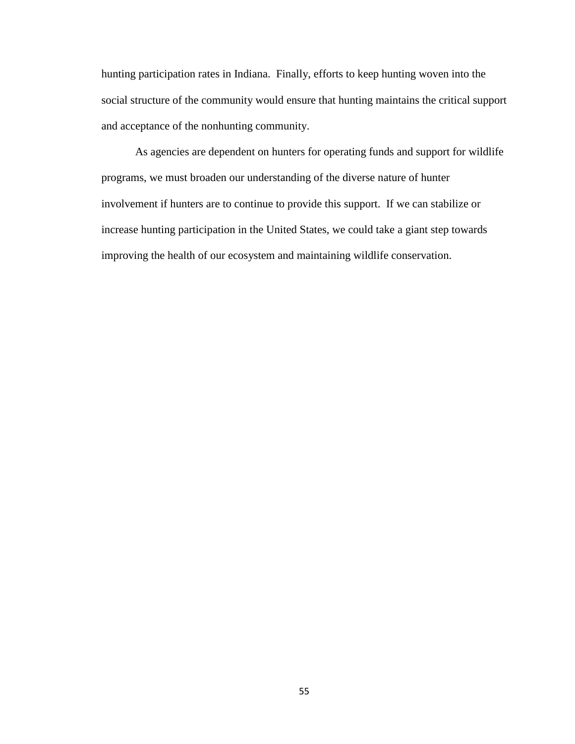hunting participation rates in Indiana. Finally, efforts to keep hunting woven into the social structure of the community would ensure that hunting maintains the critical support and acceptance of the nonhunting community.

As agencies are dependent on hunters for operating funds and support for wildlife programs, we must broaden our understanding of the diverse nature of hunter involvement if hunters are to continue to provide this support. If we can stabilize or increase hunting participation in the United States, we could take a giant step towards improving the health of our ecosystem and maintaining wildlife conservation.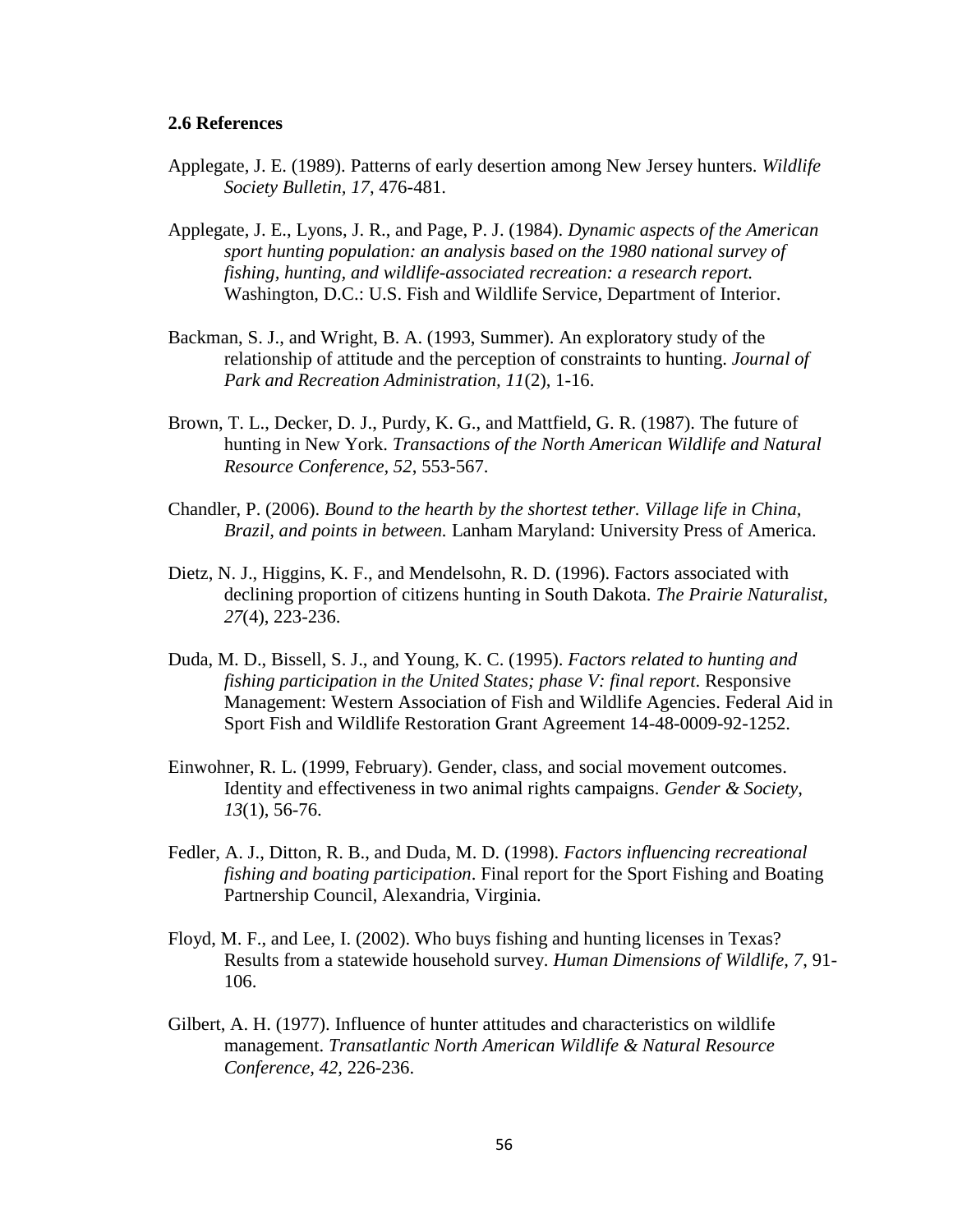### 2.6 References

Applegate, J. E. (1989). Patterns of early desertion among New Jersey hunters. *Wildlife Society Bulletin, 17*, 476-481.

Applegate, J. E., Lyons, J. R., and Page, P. J. (1984). *Dynamic aspects of the American sport hunting population: an analysis based on the 1980 national survey of fishing, hunting, and wildlife-associated recreation: a research report.* Washington, D.C.: U.S. Fish and Wildlife Service, Department of Interior.

Backman, S. J., and Wright, B. A. (1993, Summer). An exploratory study of the relationship of attitude and the perception of constraints to hunting. *Journal of Park and Recreation Administration, 11*(2), 1-16.

Brown, T. L., Decker, D. J., Purdy, K. G., and Mattfield, G. R. (1987). The future of hunting in New York. *Transactions of the North American Wildlife and Natural Resource Conference, 52*, 553-567.

Chandler, P. (2006). *Bound to the hearth by the shortest tether. Village life in China, Brazil, and points in between.* Lanham Maryland: University Press of America.

Dietz, N. J., Higgins, K. F., and Mendelsohn, R. D. (1996). Factors associated with declining proportion of citizens hunting in South Dakota. *The Prairie Naturalist, 27*(4), 223-236.

Duda, M. D., Bissell, S. J., and Young, K. C. (1995). *Factors related to hunting and fishing participation in the United States; phase V: final report*. Responsive Management: Western Association of Fish and Wildlife Agencies. Federal Aid in Sport Fish and Wildlife Restoration Grant Agreement 14-48-0009-92-1252.

Einwohner, R. L. (1999, February). Gender, class, and social movement outcomes. Identity and effectiveness in two animal rights campaigns. *Gender & Society, 13*(1), 56-76.

Fedler, A. J., Ditton, R. B., and Duda, M. D. (1998). *Factors influencing recreational fishing and boating participation*. Final report for the Sport Fishing and Boating Partnership Council, Alexandria, Virginia.

Floyd, M. F., and Lee, I. (2002). Who buys fishing and hunting licenses in Texas? Results from a statewide household survey. *Human Dimensions of Wildlife, 7*, 91-106.

Gilbert, A. H. (1977). Influence of hunter attitudes and characteristics on wildlife management. *Transatlantic North American Wildlife & Natural Resource Conference, 42*, 226-236.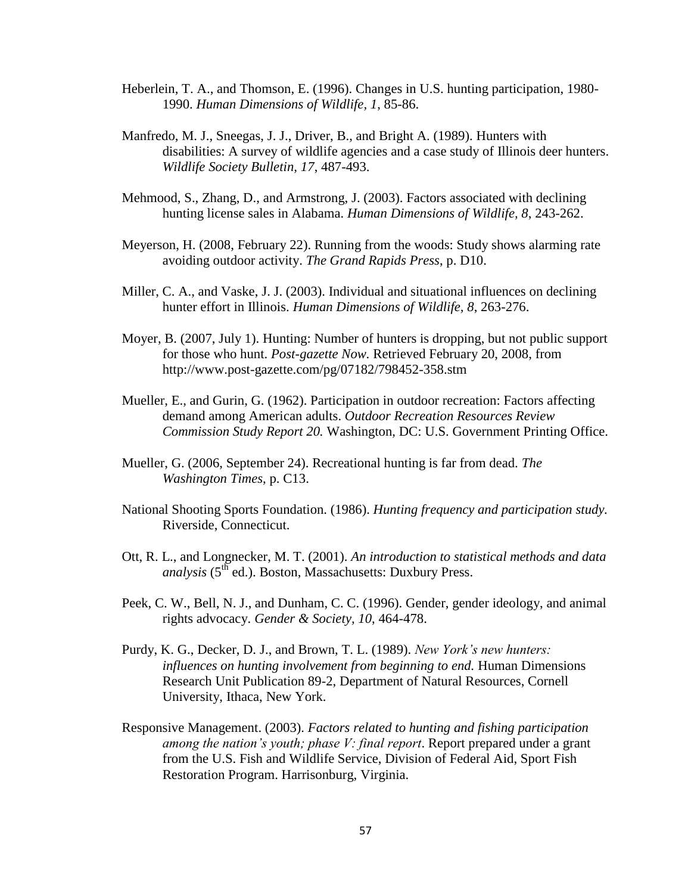Heberlein, T. A., and Thomson, E. (1996). Changes in U.S. hunting participation, 1980-1990. *Human Dimensions of Wildlife, 1*, 85-86.

Manfredo, M. J., Sneegas, J. J., Driver, B., and Bright A. (1989). Hunters with disabilities: A survey of wildlife agencies and a case study of Illinois deer hunters. *Wildlife Society Bulletin, 17*, 487-493.

Mehmood, S., Zhang, D., and Armstrong, J. (2003). Factors associated with declining hunting license sales in Alabama. *Human Dimensions of Wildlife, 8*, 243-262.

Meyerson, H. (2008, February 22). Running from the woods: Study shows alarming rate avoiding outdoor activity. *The Grand Rapids Press*, p. D10.

Miller, C. A., and Vaske, J. J. (2003). Individual and situational influences on declining hunter effort in Illinois. *Human Dimensions of Wildlife, 8*, 263-276.

Moyer, B. (2007, July 1). Hunting: Number of hunters is dropping, but not public support for those who hunt. *Post-gazette Now.* Retrieved February 20, 2008, from http://www.post-gazette.com/pg/07182/798452-358.stm

Mueller, E., and Gurin, G. (1962). Participation in outdoor recreation: Factors affecting demand among American adults. *Outdoor Recreation Resources Review Commission Study Report 20.* Washington, DC: U.S. Government Printing Office.

Mueller, G. (2006, September 24). Recreational hunting is far from dead. *The Washington Times,* p. C13.

National Shooting Sports Foundation. (1986). *Hunting frequency and participation study.* Riverside, Connecticut.

Ott, R. L., and Longnecker, M. T. (2001). *An introduction to statistical methods and data analysis* (5th ed.). Boston, Massachusetts: Duxbury Press.

Peek, C. W., Bell, N. J., and Dunham, C. C. (1996). Gender, gender ideology, and animal rights advocacy. *Gender & Society, 10*, 464-478.

Purdy, K. G., Decker, D. J., and Brown, T. L. (1989). *New York's new hunters: influences on hunting involvement from beginning to end.* Human Dimensions Research Unit Publication 89-2, Department of Natural Resources, Cornell University, Ithaca, New York.

Responsive Management. (2003). *Factors related to hunting and fishing participation among the nation's youth; phase V: final report*. Report prepared under a grant from the U.S. Fish and Wildlife Service, Division of Federal Aid, Sport Fish Restoration Program. Harrisonburg, Virginia.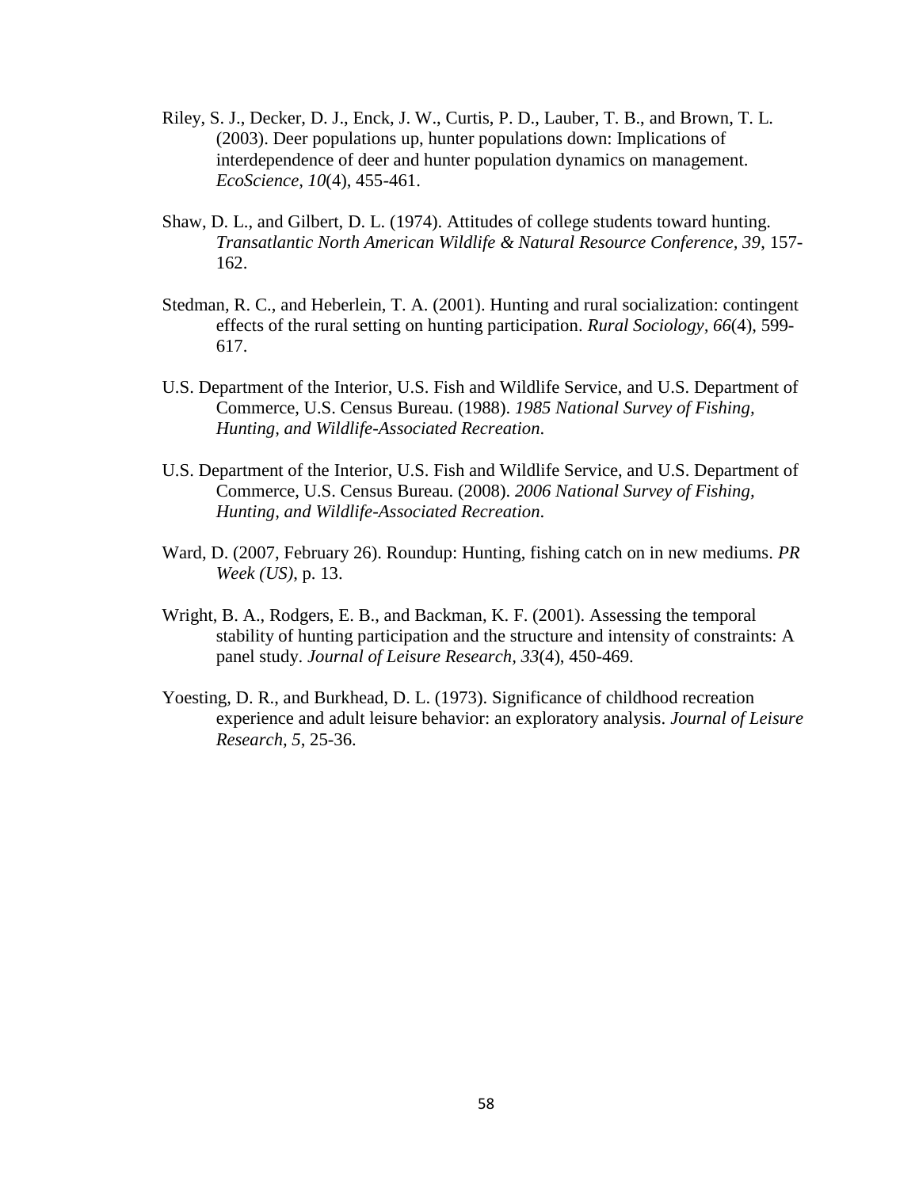Riley, S. J., Decker, D. J., Enck, J. W., Curtis, P. D., Lauber, T. B., and Brown, T. L. (2003). Deer populations up, hunter populations down: Implications of interdependence of deer and hunter population dynamics on management. *EcoScience*, *10*(4), 455-461.

Shaw, D. L., and Gilbert, D. L. (1974). Attitudes of college students toward hunting. *Transatlantic North American Wildlife & Natural Resource Conference, 39*, 157-162.

Stedman, R. C., and Heberlein, T. A. (2001). Hunting and rural socialization: contingent effects of the rural setting on hunting participation. *Rural Sociology, 66*(4), 599-617.

U.S. Department of the Interior, U.S. Fish and Wildlife Service, and U.S. Department of Commerce, U.S. Census Bureau. (1988). *1985 National Survey of Fishing, Hunting, and Wildlife-Associated Recreation*.

U.S. Department of the Interior, U.S. Fish and Wildlife Service, and U.S. Department of Commerce, U.S. Census Bureau. (2008). *2006 National Survey of Fishing, Hunting, and Wildlife-Associated Recreation*.

Ward, D. (2007, February 26). Roundup: Hunting, fishing catch on in new mediums. *PR Week (US)*, p. 13.

Wright, B. A., Rodgers, E. B., and Backman, K. F. (2001). Assessing the temporal stability of hunting participation and the structure and intensity of constraints: A panel study. *Journal of Leisure Research, 33*(4), 450-469.

Yoesting, D. R., and Burkhead, D. L. (1973). Significance of childhood recreation experience and adult leisure behavior: an exploratory analysis. *Journal of Leisure Research, 5*, 25-36.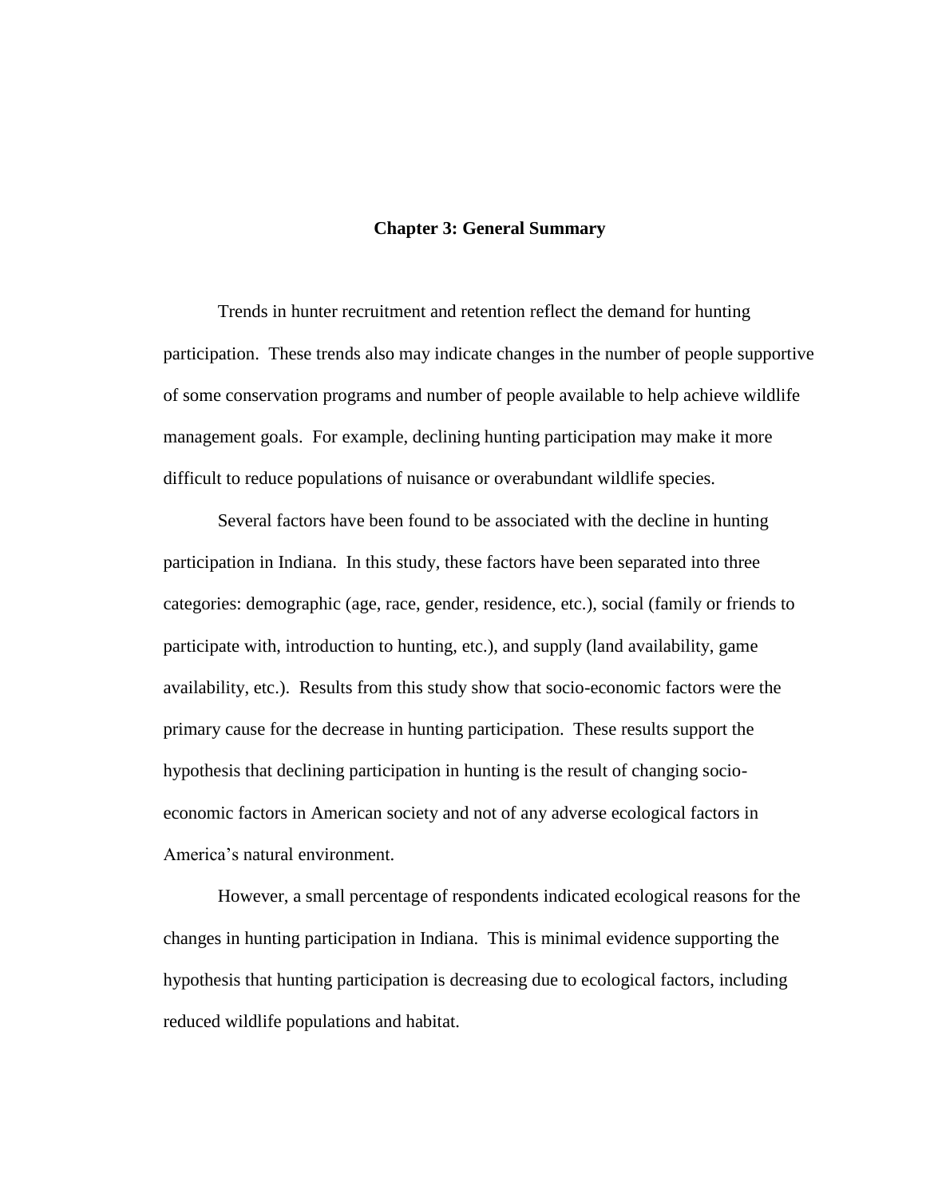# Chapter 3: General Summary

Trends in hunter recruitment and retention reflect the demand for hunting participation. These trends also may indicate changes in the number of people supportive of some conservation programs and number of people available to help achieve wildlife management goals. For example, declining hunting participation may make it more difficult to reduce populations of nuisance or overabundant wildlife species.

Several factors have been found to be associated with the decline in hunting participation in Indiana. In this study, these factors have been separated into three categories: demographic (age, race, gender, residence, etc.), social (family or friends to participate with, introduction to hunting, etc.), and supply (land availability, game availability, etc.). Results from this study show that socio-economic factors were the primary cause for the decrease in hunting participation. These results support the hypothesis that declining participation in hunting is the result of changing socio-economic factors in American society and not of any adverse ecological factors in America's natural environment.

However, a small percentage of respondents indicated ecological reasons for the changes in hunting participation in Indiana. This is minimal evidence supporting the hypothesis that hunting participation is decreasing due to ecological factors, including reduced wildlife populations and habitat.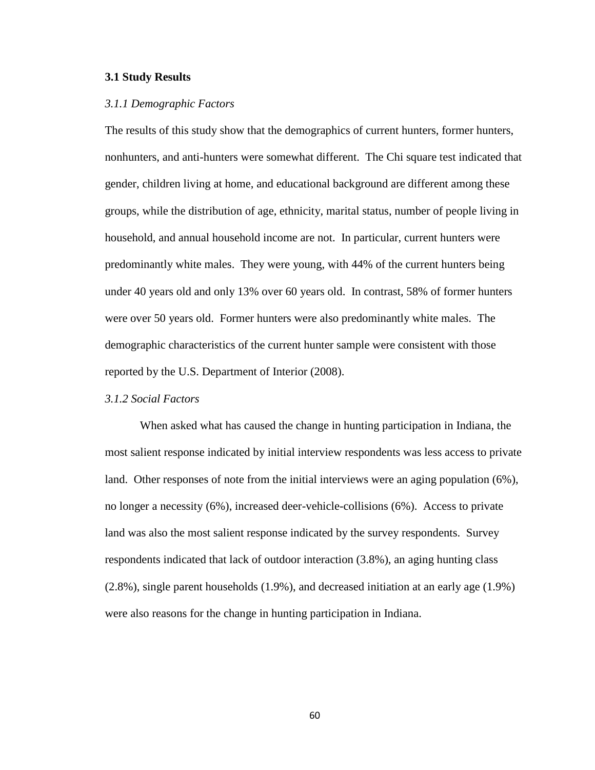### 3.1 Study Results

#### *3.1.1 Demographic Factors*

The results of this study show that the demographics of current hunters, former hunters, nonhunters, and anti-hunters were somewhat different. The Chi square test indicated that gender, children living at home, and educational background are different among these groups, while the distribution of age, ethnicity, marital status, number of people living in household, and annual household income are not. In particular, current hunters were predominantly white males. They were young, with 44% of the current hunters being under 40 years old and only 13% over 60 years old. In contrast, 58% of former hunters were over 50 years old. Former hunters were also predominantly white males. The demographic characteristics of the current hunter sample were consistent with those reported by the U.S. Department of Interior (2008).

#### *3.1.2 Social Factors*

When asked what has caused the change in hunting participation in Indiana, the most salient response indicated by initial interview respondents was less access to private land. Other responses of note from the initial interviews were an aging population (6%), no longer a necessity (6%), increased deer-vehicle-collisions (6%). Access to private land was also the most salient response indicated by the survey respondents. Survey respondents indicated that lack of outdoor interaction (3.8%), an aging hunting class (2.8%), single parent households (1.9%), and decreased initiation at an early age (1.9%) were also reasons for the change in hunting participation in Indiana.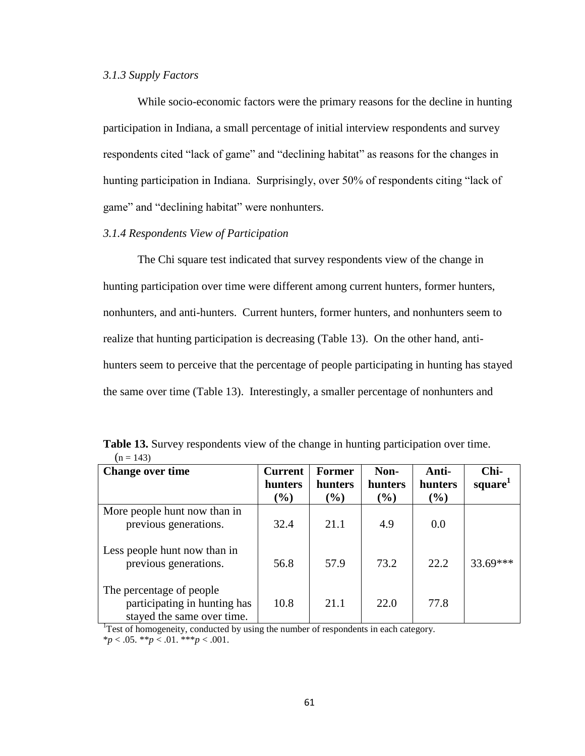### *3.1.3 Supply Factors*

While socio-economic factors were the primary reasons for the decline in hunting participation in Indiana, a small percentage of initial interview respondents and survey respondents cited "lack of game" and "declining habitat" as reasons for the changes in hunting participation in Indiana. Surprisingly, over 50% of respondents citing "lack of game" and "declining habitat" were nonhunters.

### *3.1.4 Respondents View of Participation*

The Chi square test indicated that survey respondents view of the change in hunting participation over time were different among current hunters, former hunters, nonhunters, and anti-hunters. Current hunters, former hunters, and nonhunters seem to realize that hunting participation is decreasing (Table 13). On the other hand, anti-hunters seem to perceive that the percentage of people participating in hunting has stayed the same over time (Table 13). Interestingly, a smaller percentage of nonhunters and

**Table 13.** Survey respondents view of the change in hunting participation over time. (n = 143)

| Change over time | Current hunters (%) | Former hunters (%) | Non-hunters (%) | Anti-hunters (%) | Chi-square[1] |
|---|---|---|---|---|---|
| More people hunt now than in previous generations. | 32.4 | 21.1 | 4.9 | 0.0 | |
| Less people hunt now than in previous generations. | 56.8 | 57.9 | 73.2 | 22.2 | 33.69*** |
| The percentage of people participating in hunting has stayed the same over time. | 10.8 | 21.1 | 22.0 | 77.8 | |

[1]Test of homogeneity, conducted by using the number of respondents in each category.
*$p < .05$. **$p < .01$. ***$p < .001$.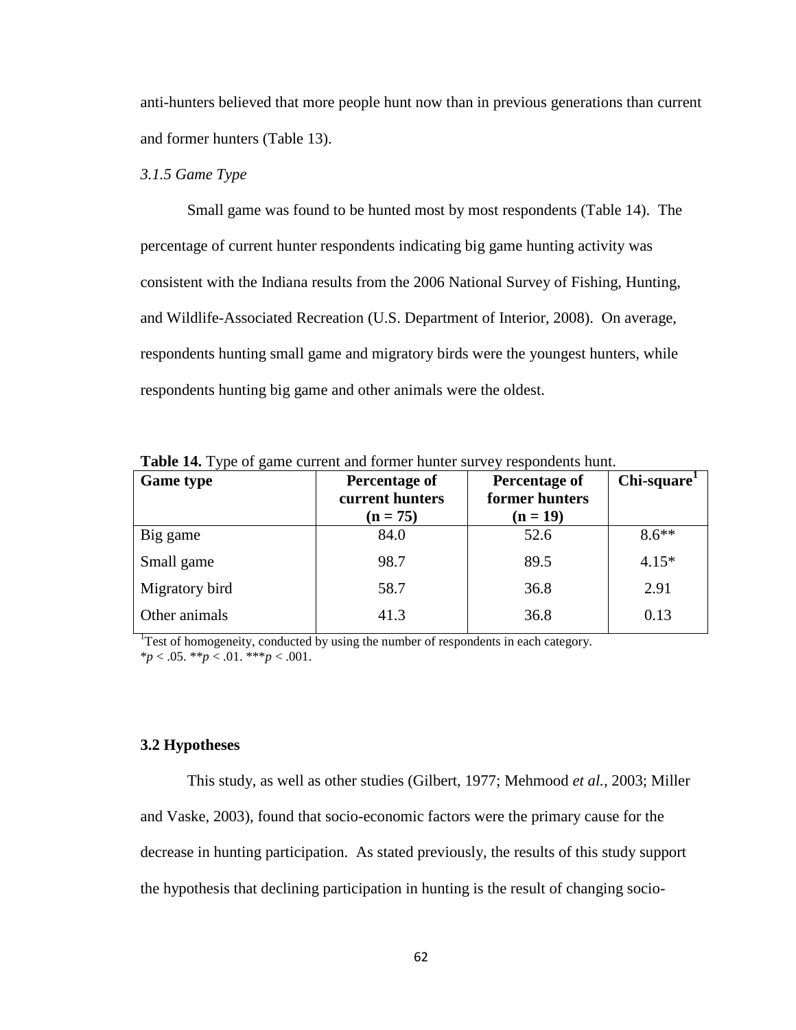anti-hunters believed that more people hunt now than in previous generations than current and former hunters (Table 13).

### *3.1.5 Game Type*

Small game was found to be hunted most by most respondents (Table 14). The percentage of current hunter respondents indicating big game hunting activity was consistent with the Indiana results from the 2006 National Survey of Fishing, Hunting, and Wildlife-Associated Recreation (U.S. Department of Interior, 2008). On average, respondents hunting small game and migratory birds were the youngest hunters, while respondents hunting big game and other animals were the oldest.

**Table 14.** Type of game current and former hunter survey respondents hunt.

| **Game type** | **Percentage of current hunters (n = 75)** | **Percentage of former hunters (n = 19)** | **Chi-square[1]** |
|---|---|---|---|
| Big game | 84.0 | 52.6 | 8.6** |
| Small game | 98.7 | 89.5 | 4.15* |
| Migratory bird | 58.7 | 36.8 | 2.91 |
| Other animals | 41.3 | 36.8 | 0.13 |

[1]Test of homogeneity, conducted by using the number of respondents in each category.
*$p < .05$. **$p < .01$. ***$p < .001$.

## 3.2 Hypotheses

This study, as well as other studies (Gilbert, 1977; Mehmood *et al.*, 2003; Miller and Vaske, 2003), found that socio-economic factors were the primary cause for the decrease in hunting participation. As stated previously, the results of this study support the hypothesis that declining participation in hunting is the result of changing socio-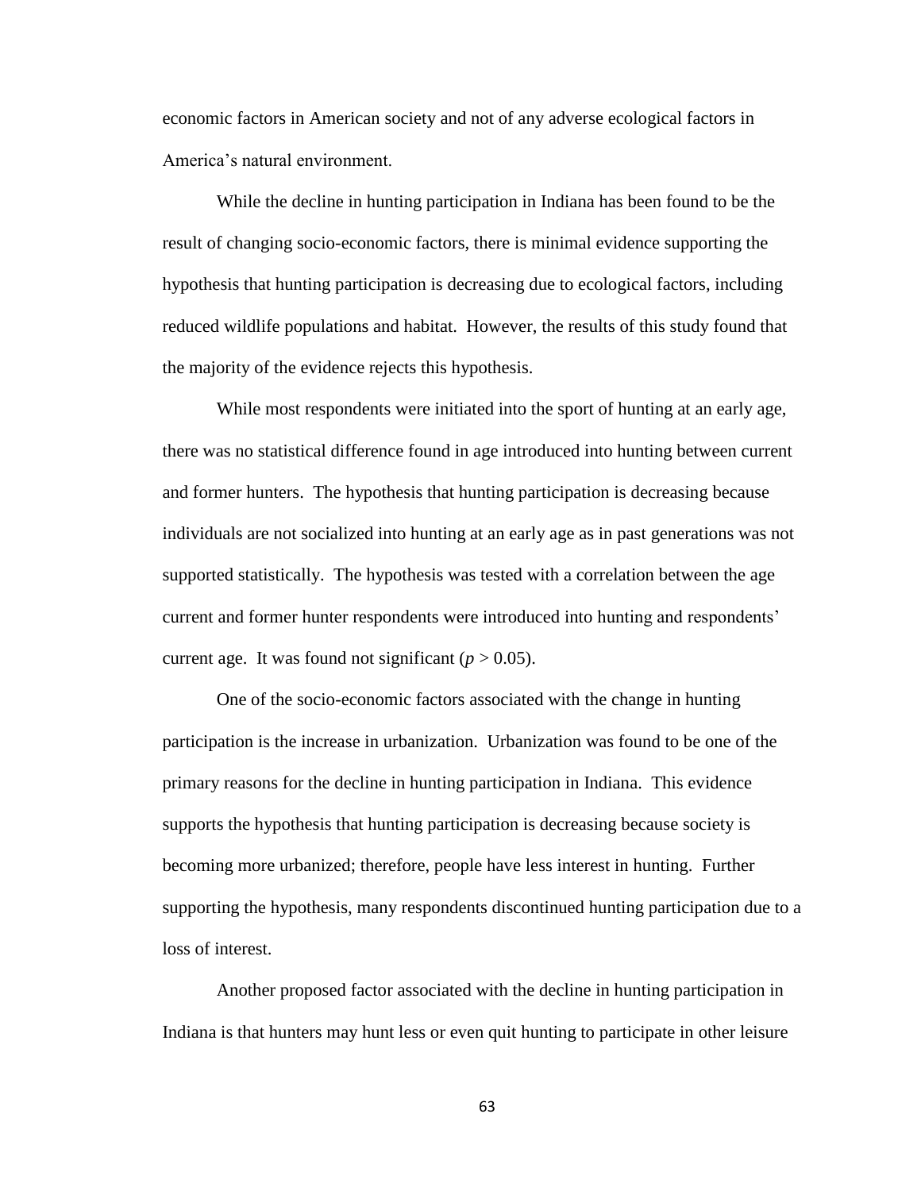economic factors in American society and not of any adverse ecological factors in America's natural environment.

While the decline in hunting participation in Indiana has been found to be the result of changing socio-economic factors, there is minimal evidence supporting the hypothesis that hunting participation is decreasing due to ecological factors, including reduced wildlife populations and habitat. However, the results of this study found that the majority of the evidence rejects this hypothesis.

While most respondents were initiated into the sport of hunting at an early age, there was no statistical difference found in age introduced into hunting between current and former hunters. The hypothesis that hunting participation is decreasing because individuals are not socialized into hunting at an early age as in past generations was not supported statistically. The hypothesis was tested with a correlation between the age current and former hunter respondents were introduced into hunting and respondents' current age. It was found not significant ($p > 0.05$).

One of the socio-economic factors associated with the change in hunting participation is the increase in urbanization. Urbanization was found to be one of the primary reasons for the decline in hunting participation in Indiana. This evidence supports the hypothesis that hunting participation is decreasing because society is becoming more urbanized; therefore, people have less interest in hunting. Further supporting the hypothesis, many respondents discontinued hunting participation due to a loss of interest.

Another proposed factor associated with the decline in hunting participation in Indiana is that hunters may hunt less or even quit hunting to participate in other leisure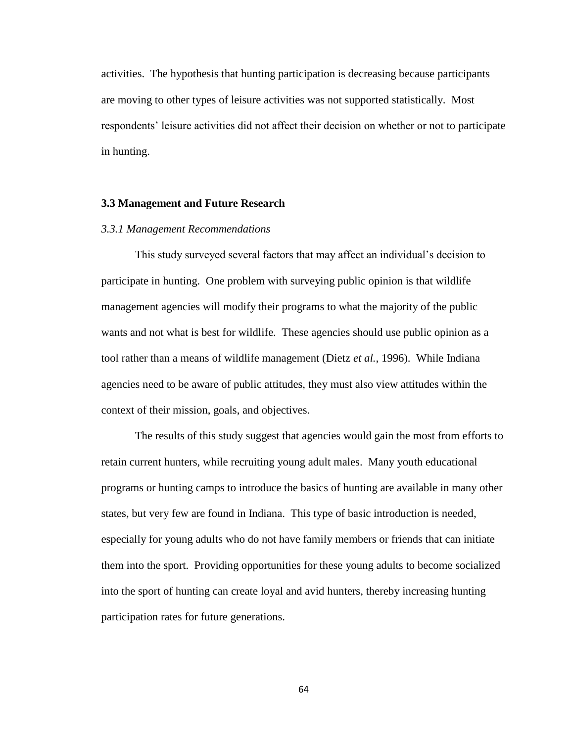activities. The hypothesis that hunting participation is decreasing because participants are moving to other types of leisure activities was not supported statistically. Most respondents' leisure activities did not affect their decision on whether or not to participate in hunting.

## 3.3 Management and Future Research

### *3.3.1 Management Recommendations*

This study surveyed several factors that may affect an individual's decision to participate in hunting. One problem with surveying public opinion is that wildlife management agencies will modify their programs to what the majority of the public wants and not what is best for wildlife. These agencies should use public opinion as a tool rather than a means of wildlife management (Dietz *et al.*, 1996). While Indiana agencies need to be aware of public attitudes, they must also view attitudes within the context of their mission, goals, and objectives.

The results of this study suggest that agencies would gain the most from efforts to retain current hunters, while recruiting young adult males. Many youth educational programs or hunting camps to introduce the basics of hunting are available in many other states, but very few are found in Indiana. This type of basic introduction is needed, especially for young adults who do not have family members or friends that can initiate them into the sport. Providing opportunities for these young adults to become socialized into the sport of hunting can create loyal and avid hunters, thereby increasing hunting participation rates for future generations.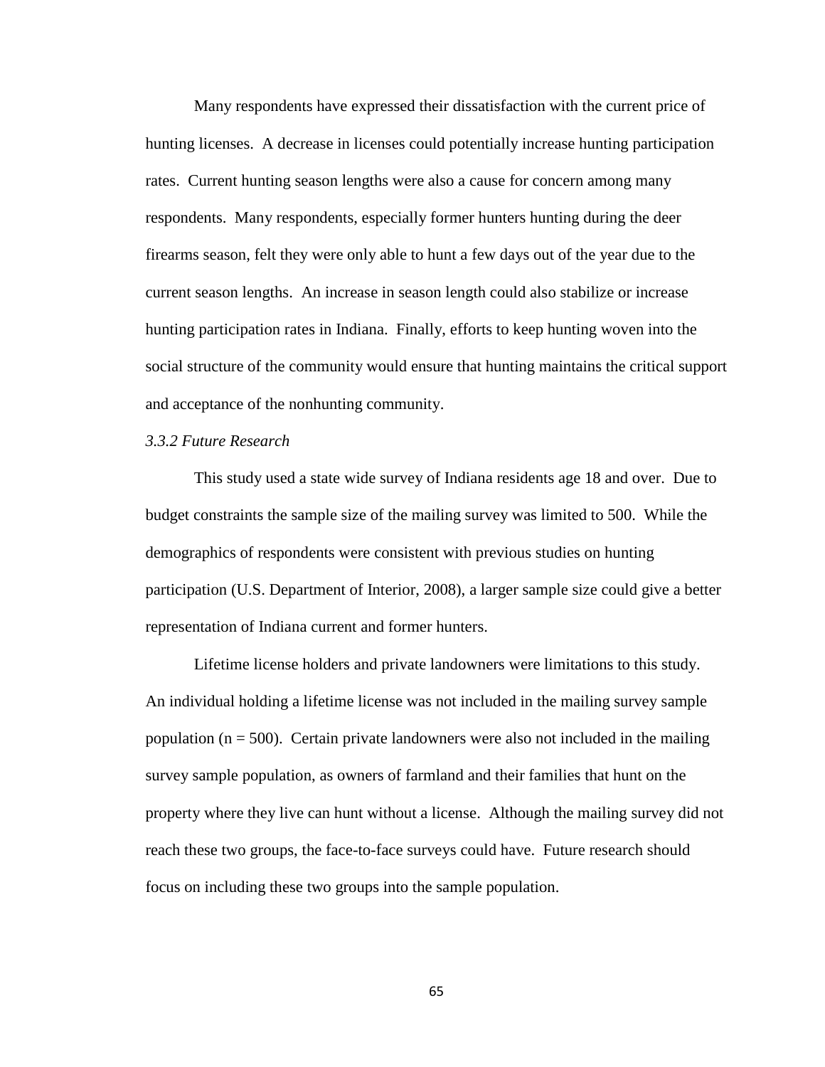Many respondents have expressed their dissatisfaction with the current price of hunting licenses. A decrease in licenses could potentially increase hunting participation rates. Current hunting season lengths were also a cause for concern among many respondents. Many respondents, especially former hunters hunting during the deer firearms season, felt they were only able to hunt a few days out of the year due to the current season lengths. An increase in season length could also stabilize or increase hunting participation rates in Indiana. Finally, efforts to keep hunting woven into the social structure of the community would ensure that hunting maintains the critical support and acceptance of the nonhunting community.

### *3.3.2 Future Research*

This study used a state wide survey of Indiana residents age 18 and over. Due to budget constraints the sample size of the mailing survey was limited to 500. While the demographics of respondents were consistent with previous studies on hunting participation (U.S. Department of Interior, 2008), a larger sample size could give a better representation of Indiana current and former hunters.

Lifetime license holders and private landowners were limitations to this study. An individual holding a lifetime license was not included in the mailing survey sample population ($n = 500$). Certain private landowners were also not included in the mailing survey sample population, as owners of farmland and their families that hunt on the property where they live can hunt without a license. Although the mailing survey did not reach these two groups, the face-to-face surveys could have. Future research should focus on including these two groups into the sample population.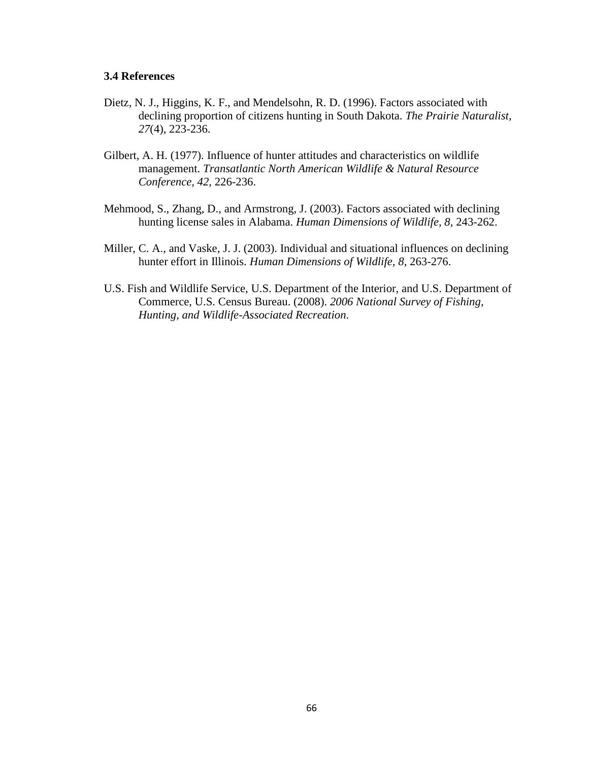### 3.4 References

Dietz, N. J., Higgins, K. F., and Mendelsohn, R. D. (1996). Factors associated with declining proportion of citizens hunting in South Dakota. *The Prairie Naturalist, 27*(4), 223-236.

Gilbert, A. H. (1977). Influence of hunter attitudes and characteristics on wildlife management. *Transatlantic North American Wildlife & Natural Resource Conference, 42*, 226-236.

Mehmood, S., Zhang, D., and Armstrong, J. (2003). Factors associated with declining hunting license sales in Alabama. *Human Dimensions of Wildlife, 8*, 243-262.

Miller, C. A., and Vaske, J. J. (2003). Individual and situational influences on declining hunter effort in Illinois. *Human Dimensions of Wildlife, 8*, 263-276.

U.S. Fish and Wildlife Service, U.S. Department of the Interior, and U.S. Department of Commerce, U.S. Census Bureau. (2008). *2006 National Survey of Fishing, Hunting, and Wildlife-Associated Recreation*.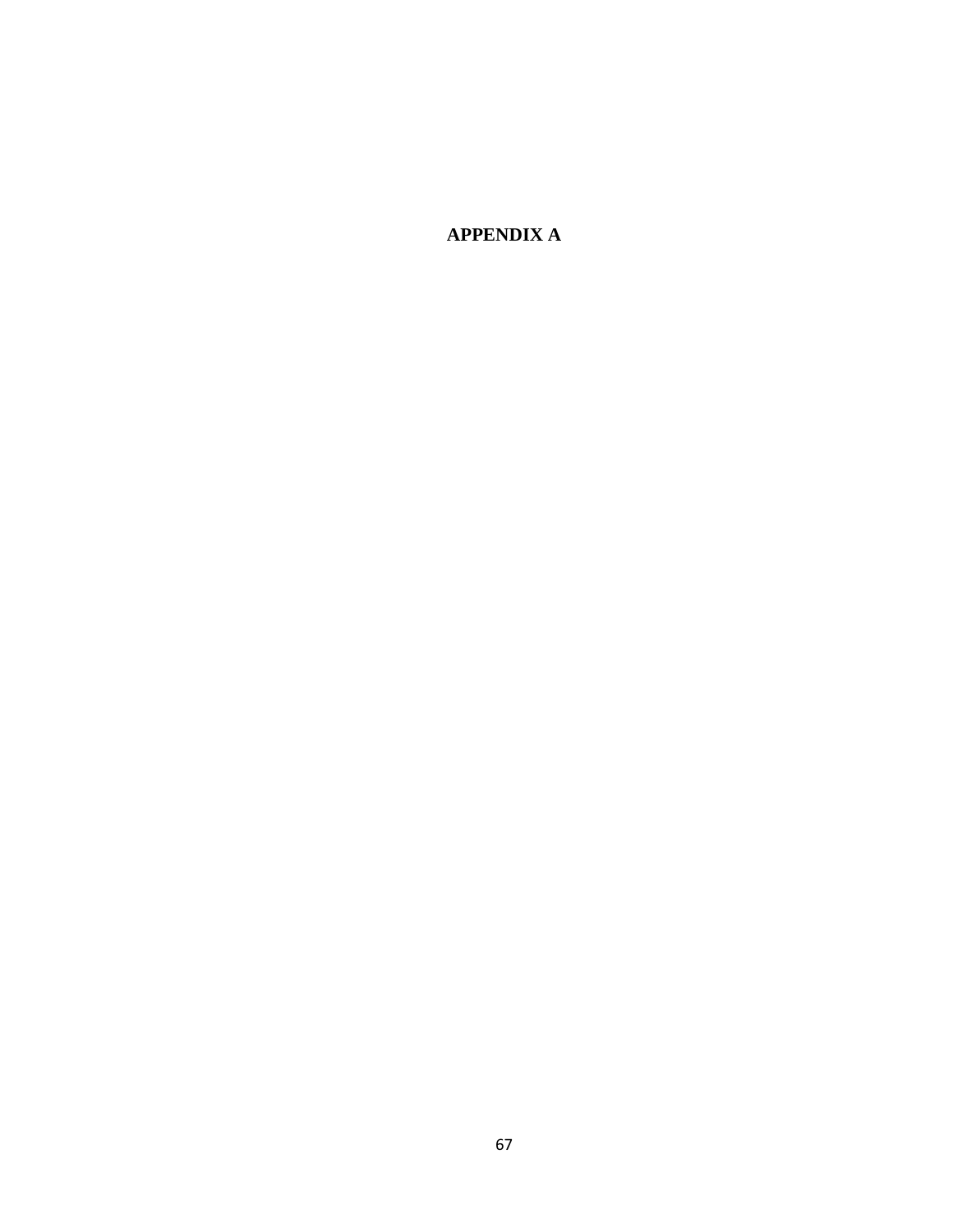# APPENDIX A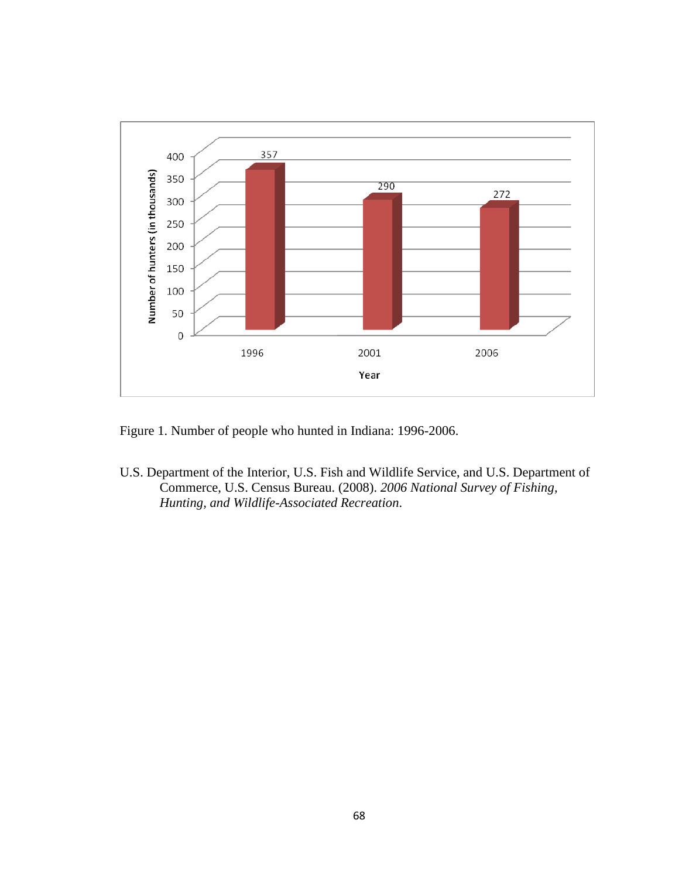Figure 1. Number of people who hunted in Indiana: 1996-2006.

U.S. Department of the Interior, U.S. Fish and Wildlife Service, and U.S. Department of Commerce, U.S. Census Bureau. (2008). *2006 National Survey of Fishing, Hunting, and Wildlife-Associated Recreation*.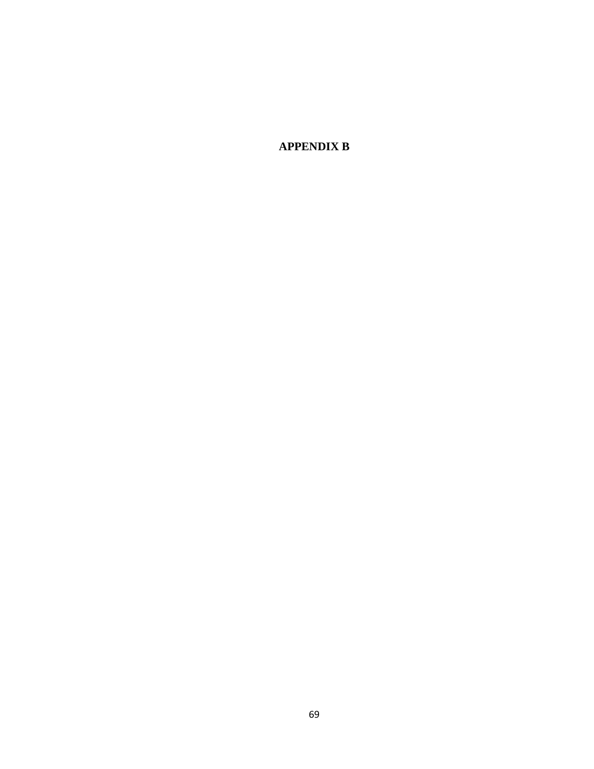# APPENDIX B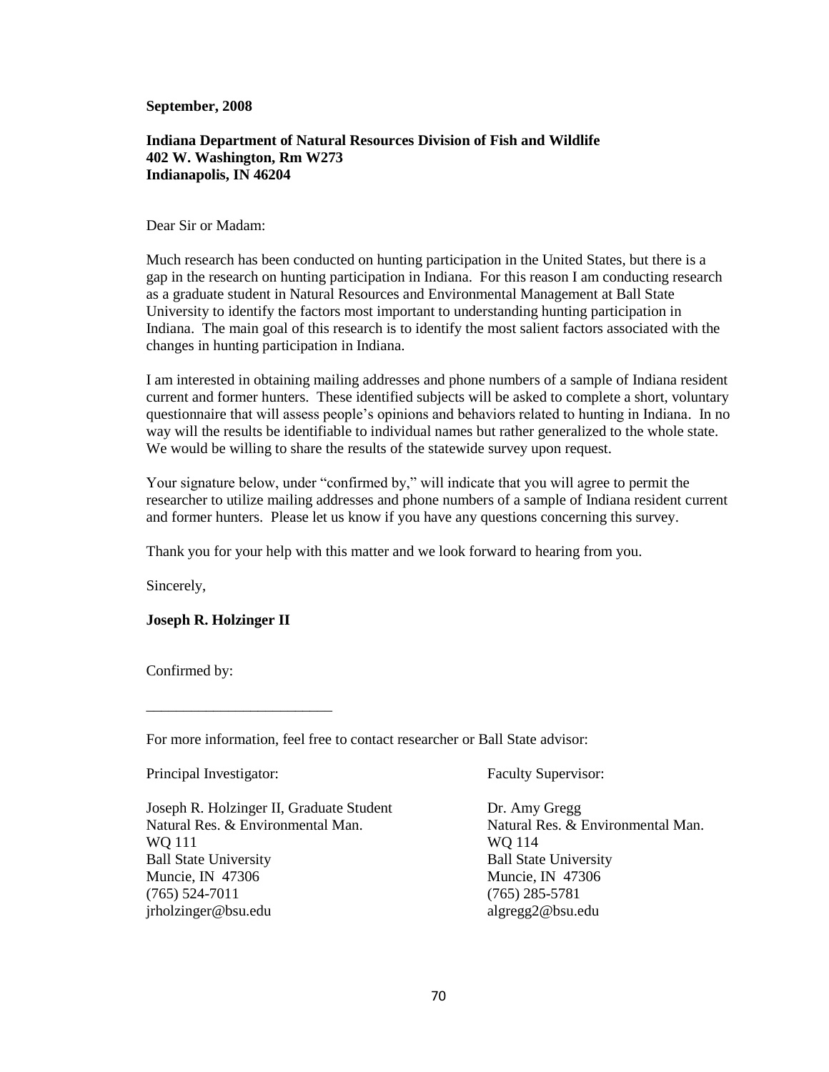**September, 2008**

**Indiana Department of Natural Resources Division of Fish and Wildlife**
**402 W. Washington, Rm W273**
**Indianapolis, IN 46204**

Dear Sir or Madam:

Much research has been conducted on hunting participation in the United States, but there is a gap in the research on hunting participation in Indiana. For this reason I am conducting research as a graduate student in Natural Resources and Environmental Management at Ball State University to identify the factors most important to understanding hunting participation in Indiana. The main goal of this research is to identify the most salient factors associated with the changes in hunting participation in Indiana.

I am interested in obtaining mailing addresses and phone numbers of a sample of Indiana resident current and former hunters. These identified subjects will be asked to complete a short, voluntary questionnaire that will assess people's opinions and behaviors related to hunting in Indiana. In no way will the results be identifiable to individual names but rather generalized to the whole state. We would be willing to share the results of the statewide survey upon request.

Your signature below, under "confirmed by," will indicate that you will agree to permit the researcher to utilize mailing addresses and phone numbers of a sample of Indiana resident current and former hunters. Please let us know if you have any questions concerning this survey.

Thank you for your help with this matter and we look forward to hearing from you.

Sincerely,

**Joseph R. Holzinger II**

Confirmed by:

_________________________

For more information, feel free to contact researcher or Ball State advisor:

Principal Investigator:

Joseph R. Holzinger II, Graduate Student
Natural Res. & Environmental Man.
WQ 111
Ball State University
Muncie, IN 47306
(765) 524-7011
jrholzinger@bsu.edu

Faculty Supervisor:

Dr. Amy Gregg
Natural Res. & Environmental Man.
WQ 114
Ball State University
Muncie, IN 47306
(765) 285-5781
algregg2@bsu.edu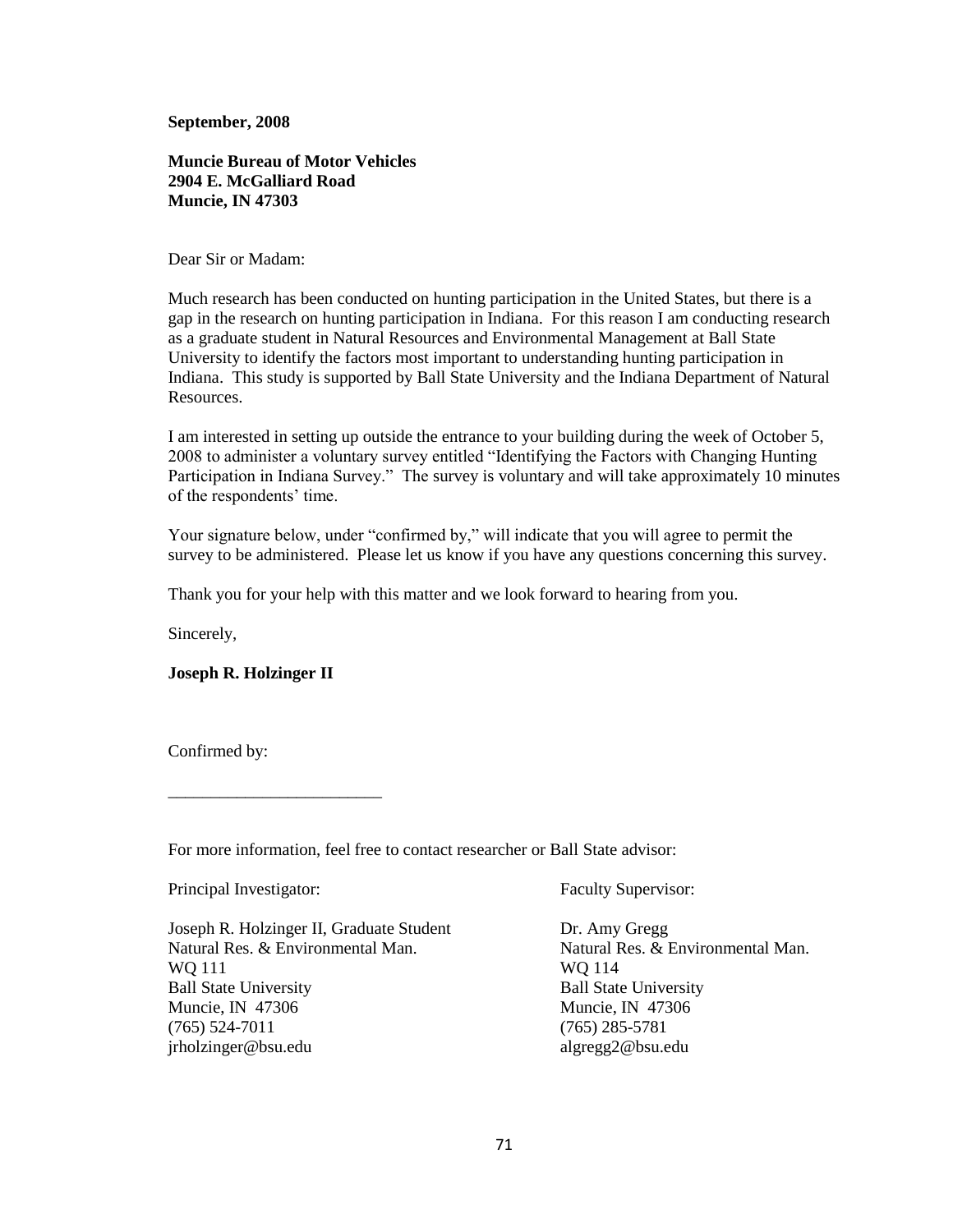**September, 2008**

**Muncie Bureau of Motor Vehicles**
**2904 E. McGalliard Road**
**Muncie, IN 47303**

Dear Sir or Madam:

Much research has been conducted on hunting participation in the United States, but there is a gap in the research on hunting participation in Indiana. For this reason I am conducting research as a graduate student in Natural Resources and Environmental Management at Ball State University to identify the factors most important to understanding hunting participation in Indiana. This study is supported by Ball State University and the Indiana Department of Natural Resources.

I am interested in setting up outside the entrance to your building during the week of October 5, 2008 to administer a voluntary survey entitled "Identifying the Factors with Changing Hunting Participation in Indiana Survey." The survey is voluntary and will take approximately 10 minutes of the respondents' time.

Your signature below, under "confirmed by," will indicate that you will agree to permit the survey to be administered. Please let us know if you have any questions concerning this survey.

Thank you for your help with this matter and we look forward to hearing from you.

Sincerely,

**Joseph R. Holzinger II**

Confirmed by:

_________________________

For more information, feel free to contact researcher or Ball State advisor:

Principal Investigator:

Joseph R. Holzinger II, Graduate Student
Natural Res. & Environmental Man.
WQ 111
Ball State University
Muncie, IN 47306
(765) 524-7011
jrholzinger@bsu.edu

Faculty Supervisor:

Dr. Amy Gregg
Natural Res. & Environmental Man.
WQ 114
Ball State University
Muncie, IN 47306
(765) 285-5781
algregg2@bsu.edu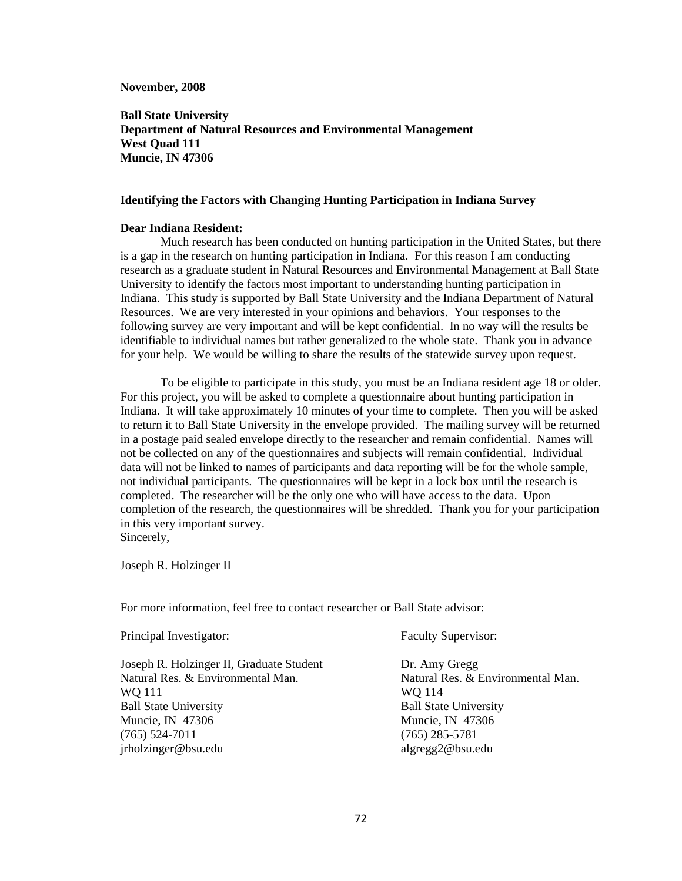**November, 2008**

**Ball State University**
**Department of Natural Resources and Environmental Management**
**West Quad 111**
**Muncie, IN 47306**

**Identifying the Factors with Changing Hunting Participation in Indiana Survey**

**Dear Indiana Resident:**

Much research has been conducted on hunting participation in the United States, but there is a gap in the research on hunting participation in Indiana. For this reason I am conducting research as a graduate student in Natural Resources and Environmental Management at Ball State University to identify the factors most important to understanding hunting participation in Indiana. This study is supported by Ball State University and the Indiana Department of Natural Resources. We are very interested in your opinions and behaviors. Your responses to the following survey are very important and will be kept confidential. In no way will the results be identifiable to individual names but rather generalized to the whole state. Thank you in advance for your help. We would be willing to share the results of the statewide survey upon request.

To be eligible to participate in this study, you must be an Indiana resident age 18 or older. For this project, you will be asked to complete a questionnaire about hunting participation in Indiana. It will take approximately 10 minutes of your time to complete. Then you will be asked to return it to Ball State University in the envelope provided. The mailing survey will be returned in a postage paid sealed envelope directly to the researcher and remain confidential. Names will not be collected on any of the questionnaires and subjects will remain confidential. Individual data will not be linked to names of participants and data reporting will be for the whole sample, not individual participants. The questionnaires will be kept in a lock box until the research is completed. The researcher will be the only one who will have access to the data. Upon completion of the research, the questionnaires will be shredded. Thank you for your participation in this very important survey.

Sincerely,

Joseph R. Holzinger II

For more information, feel free to contact researcher or Ball State advisor:

Principal Investigator:

Joseph R. Holzinger II, Graduate Student
Natural Res. & Environmental Man.
WQ 111
Ball State University
Muncie, IN 47306
(765) 524-7011
jrholzinger@bsu.edu

Faculty Supervisor:

Dr. Amy Gregg
Natural Res. & Environmental Man.
WQ 114
Ball State University
Muncie, IN 47306
(765) 285-5781
algregg2@bsu.edu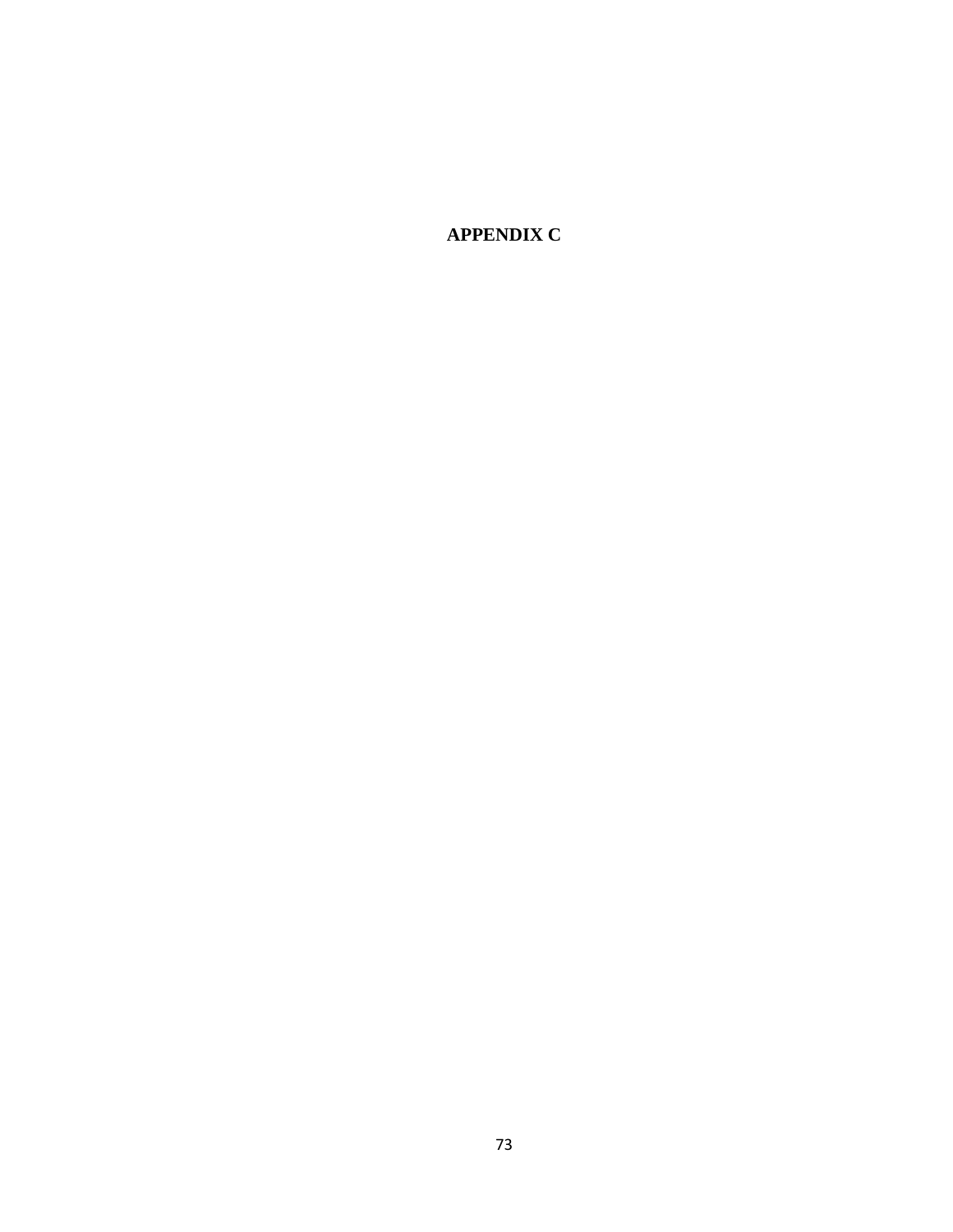# APPENDIX C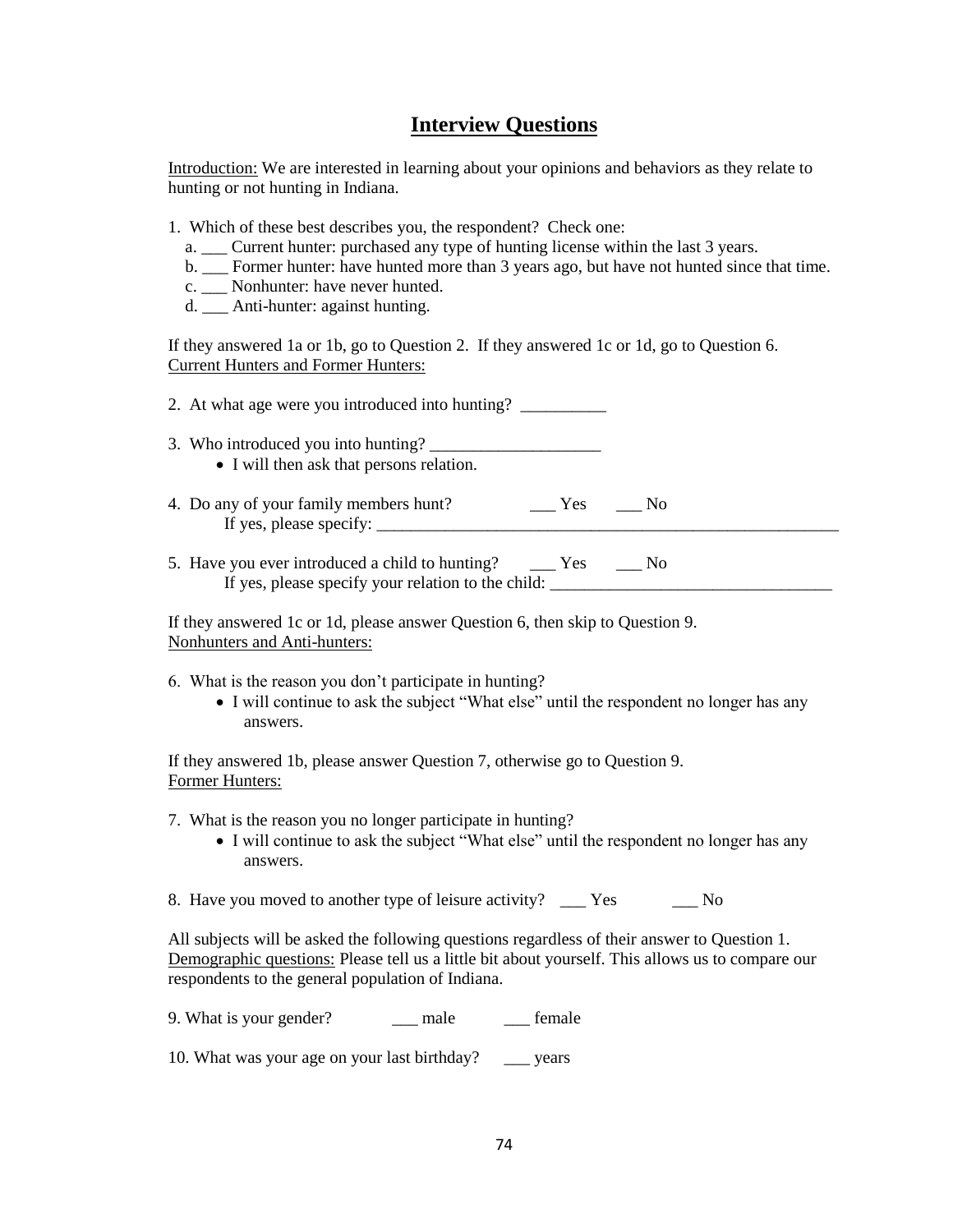# Interview Questions

<u>Introduction:</u> We are interested in learning about your opinions and behaviors as they relate to hunting or not hunting in Indiana.

1. Which of these best describes you, the respondent? Check one:
   - a. ___ Current hunter: purchased any type of hunting license within the last 3 years.
   - b. ___ Former hunter: have hunted more than 3 years ago, but have not hunted since that time.
   - c. ___ Nonhunter: have never hunted.
   - d. ___ Anti-hunter: against hunting.

If they answered 1a or 1b, go to Question 2. If they answered 1c or 1d, go to Question 6.
<u>Current Hunters and Former Hunters:</u>

2. At what age were you introduced into hunting? __________

3. Who introduced you into hunting? ____________________
   - I will then ask that persons relation.

4. Do any of your family members hunt? ___ Yes ___ No
   If yes, please specify: ________________________________________________________

5. Have you ever introduced a child to hunting? ___ Yes ___ No
   If yes, please specify your relation to the child: _________________________________

If they answered 1c or 1d, please answer Question 6, then skip to Question 9.
<u>Nonhunters and Anti-hunters:</u>

6. What is the reason you don't participate in hunting?
   - I will continue to ask the subject "What else" until the respondent no longer has any answers.

If they answered 1b, please answer Question 7, otherwise go to Question 9.
<u>Former Hunters:</u>

7. What is the reason you no longer participate in hunting?
   - I will continue to ask the subject "What else" until the respondent no longer has any answers.

8. Have you moved to another type of leisure activity? ___ Yes ___ No

All subjects will be asked the following questions regardless of their answer to Question 1.
<u>Demographic questions:</u> Please tell us a little bit about yourself. This allows us to compare our respondents to the general population of Indiana.

9. What is your gender? ___ male ___ female

10. What was your age on your last birthday? ___ years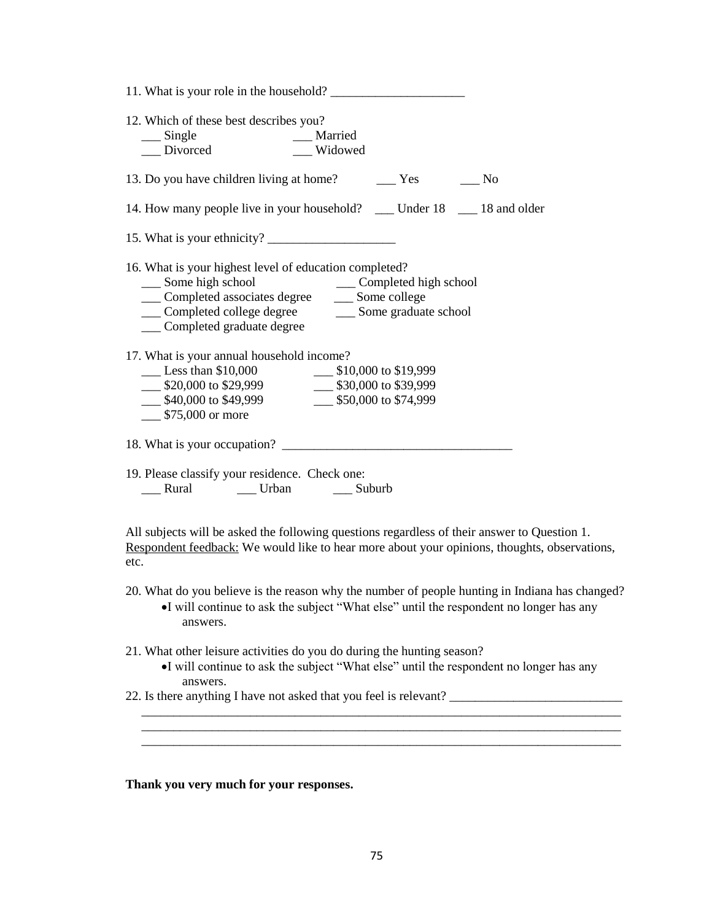11. What is your role in the household? _____________________

12. Which of these best describes you?
   ___ Single ___ Married
   ___ Divorced ___ Widowed

13. Do you have children living at home? ___ Yes ___ No

14. How many people live in your household? ___ Under 18 ___ 18 and older

15. What is your ethnicity? ____________________

16. What is your highest level of education completed?
   ___ Some high school ___ Completed high school
   ___ Completed associates degree ___ Some college
   ___ Completed college degree ___ Some graduate school
   ___ Completed graduate degree

17. What is your annual household income?
   ___ Less than $10,000 ___ $10,000 to $19,999
   ___ $20,000 to $29,999 ___ $30,000 to $39,999
   ___ $40,000 to $49,999 ___ $50,000 to $74,999
   ___ $75,000 or more

18. What is your occupation? ___________________________________

19. Please classify your residence. Check one:
   ___ Rural ___ Urban ___ Suburb

All subjects will be asked the following questions regardless of their answer to Question 1.
Respondent feedback: We would like to hear more about your opinions, thoughts, observations, etc.

20. What do you believe is the reason why the number of people hunting in Indiana has changed?
   - I will continue to ask the subject "What else" until the respondent no longer has any answers.

21. What other leisure activities do you do during the hunting season?
   - I will continue to ask the subject "What else" until the respondent no longer has any answers.

22. Is there anything I have not asked that you feel is relevant? __________________________
   ___________________________________________________________________________
   ___________________________________________________________________________
   ___________________________________________________________________________

**Thank you very much for your responses.**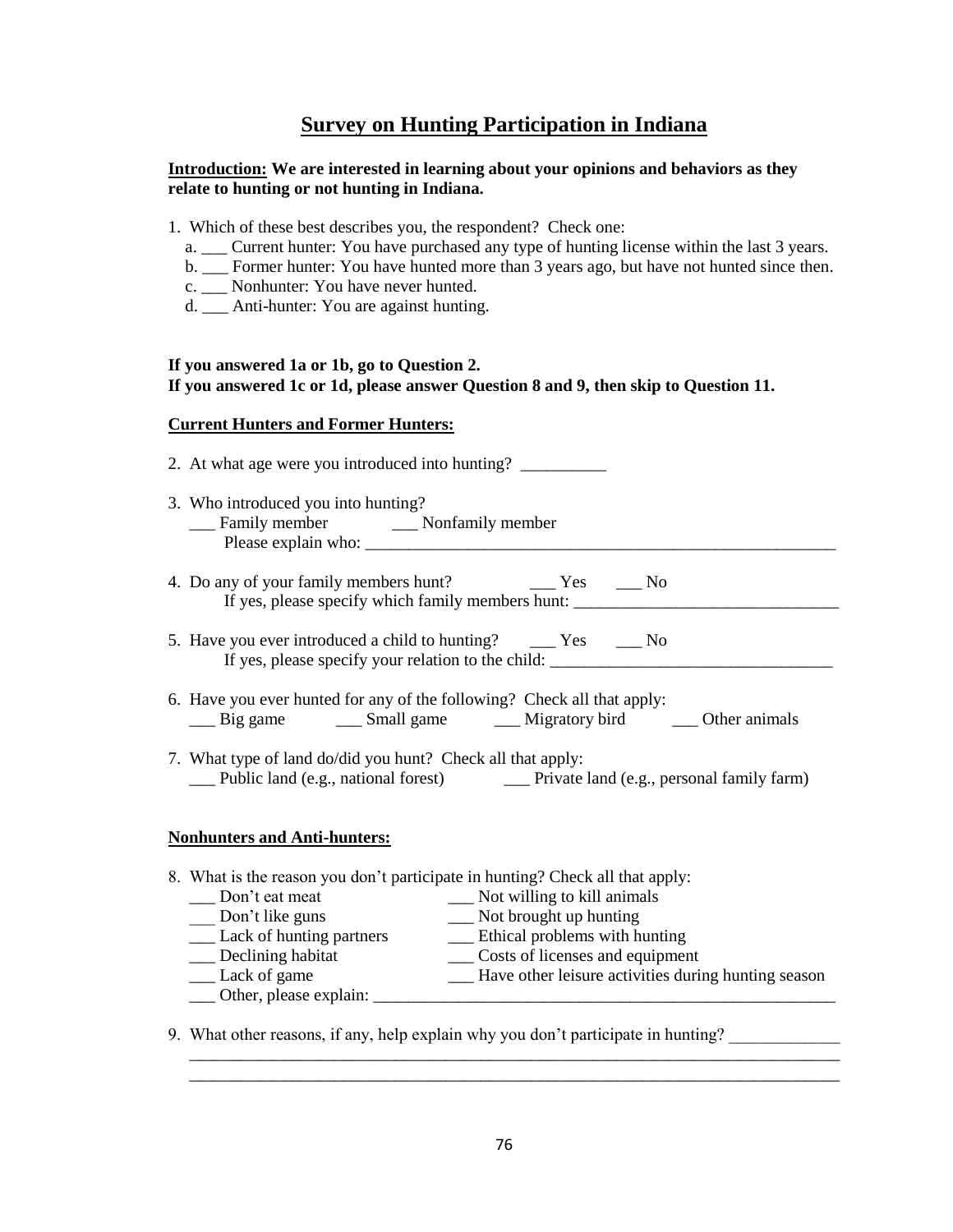# Survey on Hunting Participation in Indiana

**Introduction:** **We are interested in learning about your opinions and behaviors as they relate to hunting or not hunting in Indiana.**

1. Which of these best describes you, the respondent? Check one:
   a. ___ Current hunter: You have purchased any type of hunting license within the last 3 years.
   b. ___ Former hunter: You have hunted more than 3 years ago, but have not hunted since then.
   c. ___ Nonhunter: You have never hunted.
   d. ___ Anti-hunter: You are against hunting.

**If you answered 1a or 1b, go to Question 2.**
**If you answered 1c or 1d, please answer Question 8 and 9, then skip to Question 11.**

**Current Hunters and Former Hunters:**

2. At what age were you introduced into hunting? __________

3. Who introduced you into hunting?
   ___ Family member ___ Nonfamily member
   Please explain who: ___________________________________________________________

4. Do any of your family members hunt? ___ Yes ___ No
   If yes, please specify which family members hunt: _______________________________

5. Have you ever introduced a child to hunting? ___ Yes ___ No
   If yes, please specify your relation to the child: _________________________________

6. Have you ever hunted for any of the following? Check all that apply:
   ___ Big game ___ Small game ___ Migratory bird ___ Other animals

7. What type of land do/did you hunt? Check all that apply:
   ___ Public land (e.g., national forest) ___ Private land (e.g., personal family farm)

**Nonhunters and Anti-hunters:**

8. What is the reason you don't participate in hunting? Check all that apply:
   ___ Don't eat meat
   ___ Not willing to kill animals
   ___ Don't like guns
   ___ Not brought up hunting
   ___ Lack of hunting partners
   ___ Ethical problems with hunting
   ___ Declining habitat
   ___ Costs of licenses and equipment
   ___ Lack of game
   ___ Have other leisure activities during hunting season
   ___ Other, please explain: _________________________________________________________

9. What other reasons, if any, help explain why you don't participate in hunting? _____________
   ______________________________________________________________________________
   ______________________________________________________________________________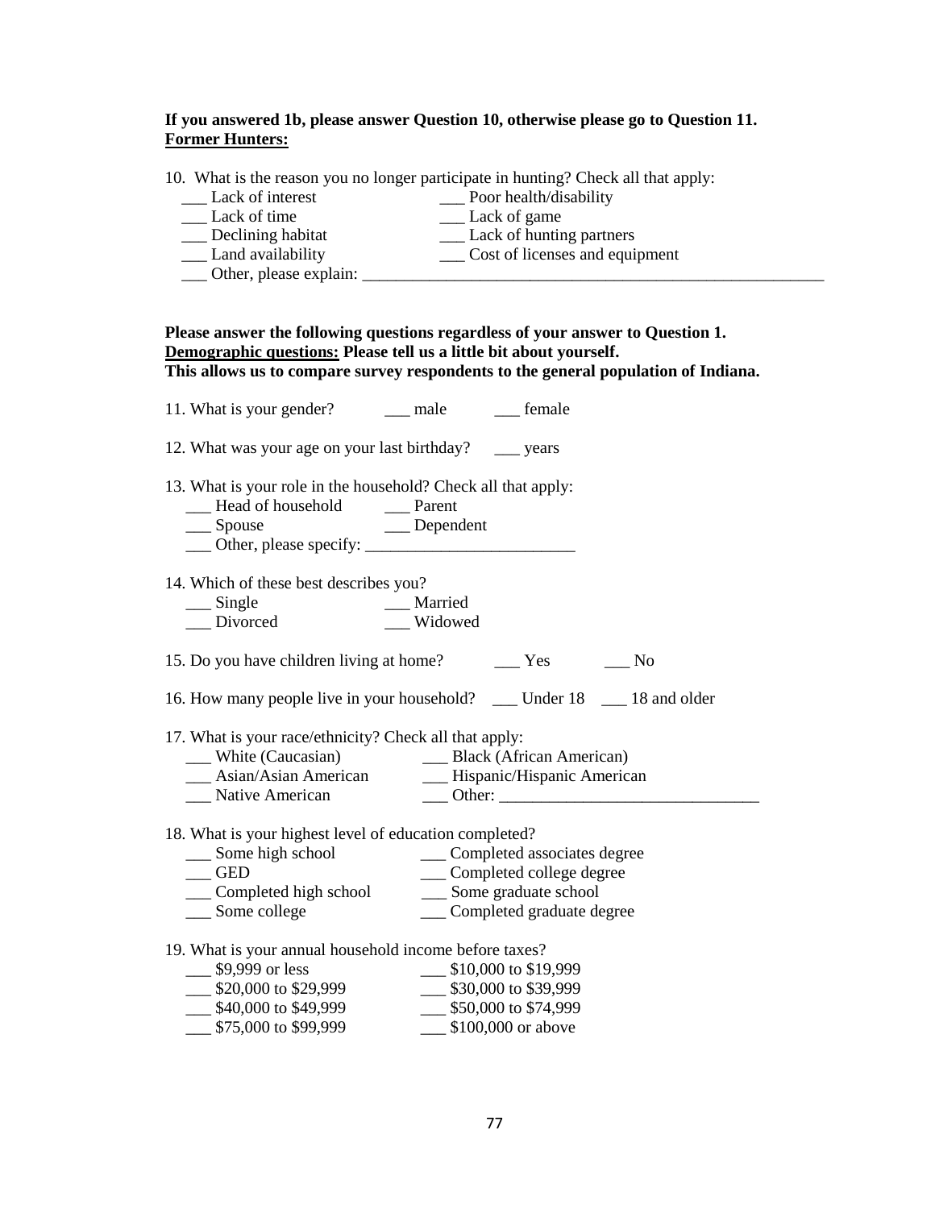**If you answered 1b, please answer Question 10, otherwise please go to Question 11.**
**<u>Former Hunters:</u>**

10. What is the reason you no longer participate in hunting? Check all that apply:

- ___ Lack of interest
- ___ Poor health/disability
- ___ Lack of time
- ___ Lack of game
- ___ Declining habitat
- ___ Lack of hunting partners
- ___ Land availability
- ___ Cost of licenses and equipment
- ___ Other, please explain: ________________________________________________________

**Please answer the following questions regardless of your answer to Question 1.**
**<u>Demographic questions:</u> Please tell us a little bit about yourself.**
**This allows us to compare survey respondents to the general population of Indiana.**

11. What is your gender? ___ male ___ female

12. What was your age on your last birthday? ___ years

13. What is your role in the household? Check all that apply:

- ___ Head of household
- ___ Parent
- ___ Spouse
- ___ Dependent
- ___ Other, please specify: ________________________

14. Which of these best describes you?

- ___ Single
- ___ Married
- ___ Divorced
- ___ Widowed

15. Do you have children living at home? ___ Yes ___ No

16. How many people live in your household? ___ Under 18 ___ 18 and older

17. What is your race/ethnicity? Check all that apply:

- ___ White (Caucasian)
- ___ Black (African American)
- ___ Asian/Asian American
- ___ Hispanic/Hispanic American
- ___ Native American
- ___ Other: _______________________________

18. What is your highest level of education completed?

- ___ Some high school
- ___ Completed associates degree
- ___ GED
- ___ Completed college degree
- ___ Completed high school
- ___ Some graduate school
- ___ Some college
- ___ Completed graduate degree

19. What is your annual household income before taxes?

- ___ $9,999 or less
- ___ $10,000 to $19,999
- ___ $20,000 to $29,999
- ___ $30,000 to $39,999
- ___ $40,000 to $49,999
- ___ $50,000 to $74,999
- ___ $75,000 to $99,999
- ___ $100,000 or above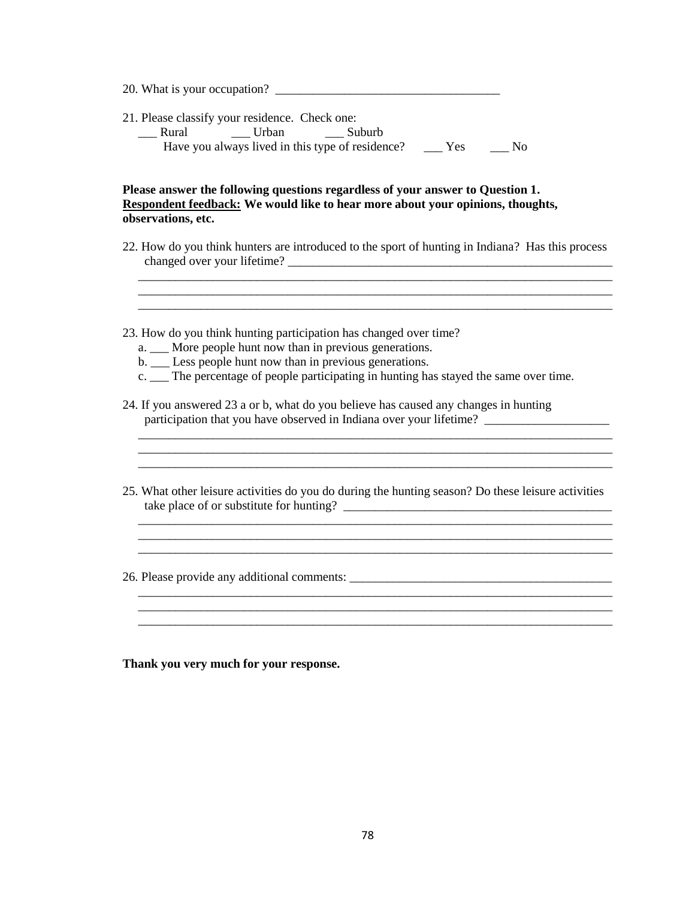20. What is your occupation? ___________________________________

21. Please classify your residence. Check one:
    ___ Rural ___ Urban ___ Suburb
    Have you always lived in this type of residence? ___ Yes ___ No

**Please answer the following questions regardless of your answer to Question 1.**
**Respondent feedback: We would like to hear more about your opinions, thoughts, observations, etc.**

22. How do you think hunters are introduced to the sport of hunting in Indiana? Has this process changed over your lifetime? ___________________________________________________
___________________________________________________________________________
___________________________________________________________________________
___________________________________________________________________________

23. How do you think hunting participation has changed over time?
    a. ___ More people hunt now than in previous generations.
    b. ___ Less people hunt now than in previous generations.
    c. ___ The percentage of people participating in hunting has stayed the same over time.

24. If you answered 23 a or b, what do you believe has caused any changes in hunting participation that you have observed in Indiana over your lifetime? ___________________
___________________________________________________________________________
___________________________________________________________________________
___________________________________________________________________________

25. What other leisure activities do you do during the hunting season? Do these leisure activities take place of or substitute for hunting? __________________________________________
___________________________________________________________________________
___________________________________________________________________________
___________________________________________________________________________

26. Please provide any additional comments: __________________________________________
___________________________________________________________________________
___________________________________________________________________________
___________________________________________________________________________

**Thank you very much for your response.**